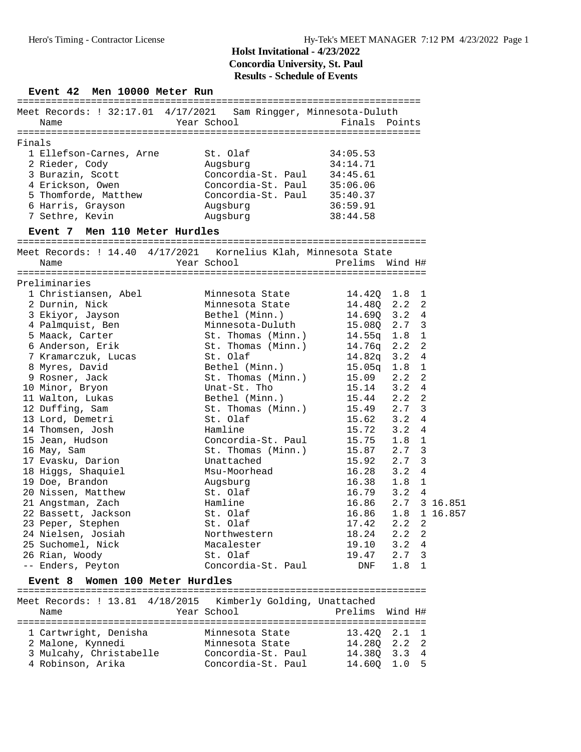# Holst Invitational - 4/23/2022
## Concordia University, St. Paul
## Results - Schedule of Events

### Event 42 Men 10000 Meter Run

Meet Records: ! 32:17.01 4/17/2021 Sam Ringger, Minnesota-Duluth

**Finals**

| Place | Name | Year | School | Finals | Points |
|---|---|---|---|---|---|
| 1 | Ellefson-Carnes, Arne | | St. Olaf | 34:05.53 | |
| 2 | Rieder, Cody | | Augsburg | 34:14.71 | |
| 3 | Burazin, Scott | | Concordia-St. Paul | 34:45.61 | |
| 4 | Erickson, Owen | | Concordia-St. Paul | 35:06.06 | |
| 5 | Thomforde, Matthew | | Concordia-St. Paul | 35:40.37 | |
| 6 | Harris, Grayson | | Augsburg | 36:59.91 | |
| 7 | Sethre, Kevin | | Augsburg | 38:44.58 | |

### Event 7 Men 110 Meter Hurdles

Meet Records: ! 14.40 4/17/2021 Kornelius Klah, Minnesota State

**Preliminaries**

| Place | Name | Year | School | Prelims | Wind | H# | |
|---|---|---|---|---|---|---|---|
| 1 | Christiansen, Abel | | Minnesota State | 14.42Q | 1.8 | 1 | |
| 2 | Durnin, Nick | | Minnesota State | 14.48Q | 2.2 | 2 | |
| 3 | Ekiyor, Jayson | | Bethel (Minn.) | 14.69Q | 3.2 | 4 | |
| 4 | Palmquist, Ben | | Minnesota-Duluth | 15.08Q | 2.7 | 3 | |
| 5 | Maack, Carter | | St. Thomas (Minn.) | 14.55q | 1.8 | 1 | |
| 6 | Anderson, Erik | | St. Thomas (Minn.) | 14.76q | 2.2 | 2 | |
| 7 | Kramarczuk, Lucas | | St. Olaf | 14.82q | 3.2 | 4 | |
| 8 | Myres, David | | Bethel (Minn.) | 15.05q | 1.8 | 1 | |
| 9 | Rosner, Jack | | St. Thomas (Minn.) | 15.09 | 2.2 | 2 | |
| 10 | Minor, Bryon | | Unat-St. Tho | 15.14 | 3.2 | 4 | |
| 11 | Walton, Lukas | | Bethel (Minn.) | 15.44 | 2.2 | 2 | |
| 12 | Duffing, Sam | | St. Thomas (Minn.) | 15.49 | 2.7 | 3 | |
| 13 | Lord, Demetri | | St. Olaf | 15.62 | 3.2 | 4 | |
| 14 | Thomsen, Josh | | Hamline | 15.72 | 3.2 | 4 | |
| 15 | Jean, Hudson | | Concordia-St. Paul | 15.75 | 1.8 | 1 | |
| 16 | May, Sam | | St. Thomas (Minn.) | 15.87 | 2.7 | 3 | |
| 17 | Evasku, Darion | | Unattached | 15.92 | 2.7 | 3 | |
| 18 | Higgs, Shaquiel | | Msu-Moorhead | 16.28 | 3.2 | 4 | |
| 19 | Doe, Brandon | | Augsburg | 16.38 | 1.8 | 1 | |
| 20 | Nissen, Matthew | | St. Olaf | 16.79 | 3.2 | 4 | |
| 21 | Angstman, Zach | | Hamline | 16.86 | 2.7 | 3 | 16.851 |
| 22 | Bassett, Jackson | | St. Olaf | 16.86 | 1.8 | 1 | 16.857 |
| 23 | Peper, Stephen | | St. Olaf | 17.42 | 2.2 | 2 | |
| 24 | Nielsen, Josiah | | Northwestern | 18.24 | 2.2 | 2 | |
| 25 | Suchomel, Nick | | Macalester | 19.10 | 3.2 | 4 | |
| 26 | Rian, Woody | | St. Olaf | 19.47 | 2.7 | 3 | |
| -- | Enders, Peyton | | Concordia-St. Paul | DNF | 1.8 | 1 | |

### Event 8 Women 100 Meter Hurdles

Meet Records: ! 13.81 4/18/2015 Kimberly Golding, Unattached

| Place | Name | Year | School | Prelims | Wind | H# |
|---|---|---|---|---|---|---|
| 1 | Cartwright, Denisha | | Minnesota State | 13.42Q | 2.1 | 1 |
| 2 | Malone, Kynnedi | | Minnesota State | 14.28Q | 2.2 | 2 |
| 3 | Mulcahy, Christabelle | | Concordia-St. Paul | 14.38Q | 3.3 | 4 |
| 4 | Robinson, Arika | | Concordia-St. Paul | 14.60Q | 1.0 | 5 |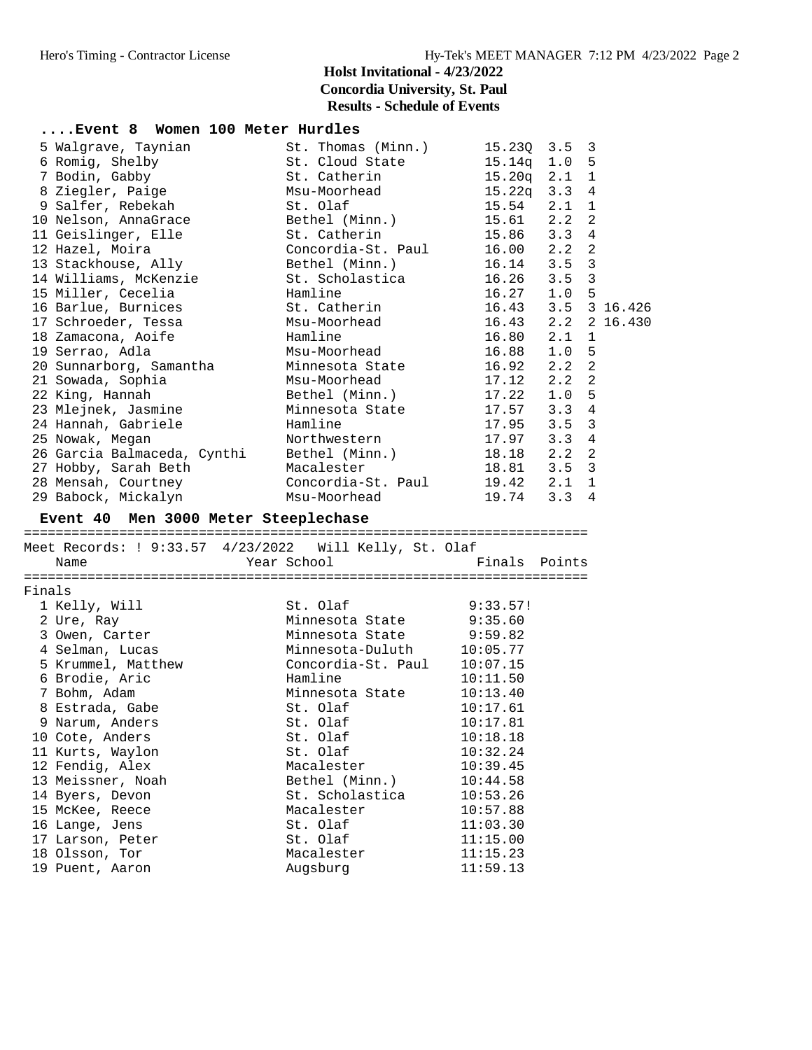# Holst Invitational - 4/23/2022

**Concordia University, St. Paul**

**Results - Schedule of Events**

### ....Event 8 Women 100 Meter Hurdles

| Place | Name | School | Finals | Wind | H | |
|---|---|---|---|---|---|---|
| 5 | Walgrave, Taynian | St. Thomas (Minn.) | 15.23Q | 3.5 | 3 | |
| 6 | Romig, Shelby | St. Cloud State | 15.14q | 1.0 | 5 | |
| 7 | Bodin, Gabby | St. Catherin | 15.20q | 2.1 | 1 | |
| 8 | Ziegler, Paige | Msu-Moorhead | 15.22q | 3.3 | 4 | |
| 9 | Salfer, Rebekah | St. Olaf | 15.54 | 2.1 | 1 | |
| 10 | Nelson, AnnaGrace | Bethel (Minn.) | 15.61 | 2.2 | 2 | |
| 11 | Geislinger, Elle | St. Catherin | 15.86 | 3.3 | 4 | |
| 12 | Hazel, Moira | Concordia-St. Paul | 16.00 | 2.2 | 2 | |
| 13 | Stackhouse, Ally | Bethel (Minn.) | 16.14 | 3.5 | 3 | |
| 14 | Williams, McKenzie | St. Scholastica | 16.26 | 3.5 | 3 | |
| 15 | Miller, Cecelia | Hamline | 16.27 | 1.0 | 5 | |
| 16 | Barlue, Burnices | St. Catherin | 16.43 | 3.5 | 3 | 16.426 |
| 17 | Schroeder, Tessa | Msu-Moorhead | 16.43 | 2.2 | 2 | 16.430 |
| 18 | Zamacona, Aoife | Hamline | 16.80 | 2.1 | 1 | |
| 19 | Serrao, Adla | Msu-Moorhead | 16.88 | 1.0 | 5 | |
| 20 | Sunnarborg, Samantha | Minnesota State | 16.92 | 2.2 | 2 | |
| 21 | Sowada, Sophia | Msu-Moorhead | 17.12 | 2.2 | 2 | |
| 22 | King, Hannah | Bethel (Minn.) | 17.22 | 1.0 | 5 | |
| 23 | Mlejnek, Jasmine | Minnesota State | 17.57 | 3.3 | 4 | |
| 24 | Hannah, Gabriele | Hamline | 17.95 | 3.5 | 3 | |
| 25 | Nowak, Megan | Northwestern | 17.97 | 3.3 | 4 | |
| 26 | Garcia Balmaceda, Cynthi | Bethel (Minn.) | 18.18 | 2.2 | 2 | |
| 27 | Hobby, Sarah Beth | Macalester | 18.81 | 3.5 | 3 | |
| 28 | Mensah, Courtney | Concordia-St. Paul | 19.42 | 2.1 | 1 | |
| 29 | Babock, Mickalyn | Msu-Moorhead | 19.74 | 3.3 | 4 | |

### Event 40 Men 3000 Meter Steeplechase

Meet Records: ! 9:33.57 4/23/2022 Will Kelly, St. Olaf

**Finals**

| Place | Name | Year School | Finals | Points |
|---|---|---|---|---|
| 1 | Kelly, Will | St. Olaf | 9:33.57! | |
| 2 | Ure, Ray | Minnesota State | 9:35.60 | |
| 3 | Owen, Carter | Minnesota State | 9:59.82 | |
| 4 | Selman, Lucas | Minnesota-Duluth | 10:05.77 | |
| 5 | Krummel, Matthew | Concordia-St. Paul | 10:07.15 | |
| 6 | Brodie, Aric | Hamline | 10:11.50 | |
| 7 | Bohm, Adam | Minnesota State | 10:13.40 | |
| 8 | Estrada, Gabe | St. Olaf | 10:17.61 | |
| 9 | Narum, Anders | St. Olaf | 10:17.81 | |
| 10 | Cote, Anders | St. Olaf | 10:18.18 | |
| 11 | Kurts, Waylon | St. Olaf | 10:32.24 | |
| 12 | Fendig, Alex | Macalester | 10:39.45 | |
| 13 | Meissner, Noah | Bethel (Minn.) | 10:44.58 | |
| 14 | Byers, Devon | St. Scholastica | 10:53.26 | |
| 15 | McKee, Reece | Macalester | 10:57.88 | |
| 16 | Lange, Jens | St. Olaf | 11:03.30 | |
| 17 | Larson, Peter | St. Olaf | 11:15.00 | |
| 18 | Olsson, Tor | Macalester | 11:15.23 | |
| 19 | Puent, Aaron | Augsburg | 11:59.13 | |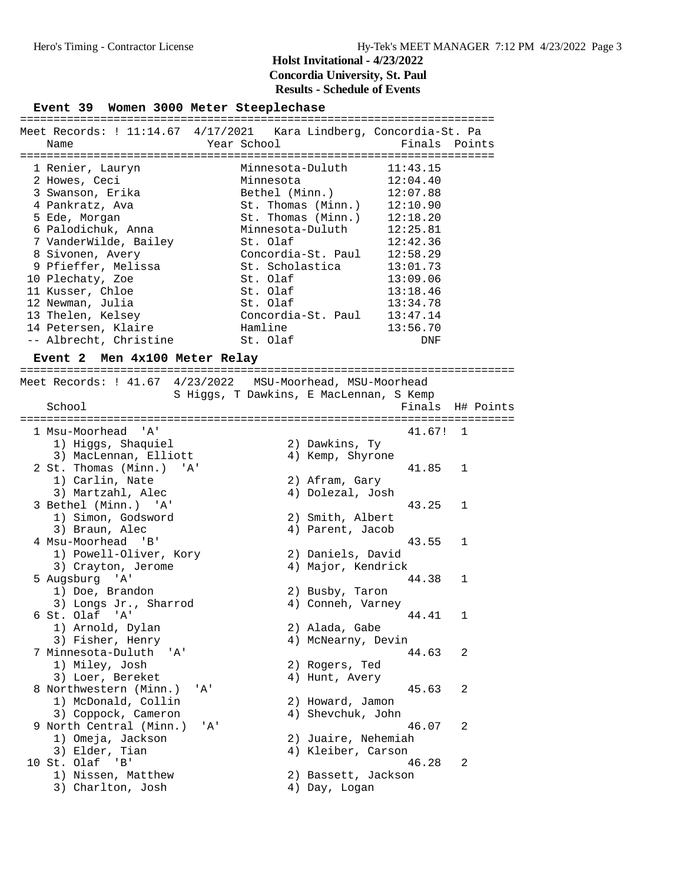# Holst Invitational - 4/23/2022

**Concordia University, St. Paul**

**Results - Schedule of Events**

## Event 39 Women 3000 Meter Steeplechase

Meet Records: ! 11:14.67 4/17/2021 Kara Lindberg, Concordia-St. Pa

| Place | Name | Year | School | Finals | Points |
|---|---|---|---|---|---|
| 1 | Renier, Lauryn | | Minnesota-Duluth | 11:43.15 | |
| 2 | Howes, Ceci | | Minnesota | 12:04.40 | |
| 3 | Swanson, Erika | | Bethel (Minn.) | 12:07.88 | |
| 4 | Pankratz, Ava | | St. Thomas (Minn.) | 12:10.90 | |
| 5 | Ede, Morgan | | St. Thomas (Minn.) | 12:18.20 | |
| 6 | Palodichuk, Anna | | Minnesota-Duluth | 12:25.81 | |
| 7 | VanderWilde, Bailey | | St. Olaf | 12:42.36 | |
| 8 | Sivonen, Avery | | Concordia-St. Paul | 12:58.29 | |
| 9 | Pfieffer, Melissa | | St. Scholastica | 13:01.73 | |
| 10 | Plechaty, Zoe | | St. Olaf | 13:09.06 | |
| 11 | Kusser, Chloe | | St. Olaf | 13:18.46 | |
| 12 | Newman, Julia | | St. Olaf | 13:34.78 | |
| 13 | Thelen, Kelsey | | Concordia-St. Paul | 13:47.14 | |
| 14 | Petersen, Klaire | | Hamline | 13:56.70 | |
| -- | Albrecht, Christine | | St. Olaf | DNF | |

## Event 2 Men 4x100 Meter Relay

Meet Records: ! 41.67 4/23/2022 MSU-Moorhead, MSU-Moorhead
S Higgs, T Dawkins, E MacLennan, S Kemp

| Place | School | Finals | H# | Points |
|---|---|---|---|---|
| 1 | Msu-Moorhead 'A' | 41.67! | 1 | |
| | 1) Higgs, Shaquiel; 2) Dawkins, Ty; 3) MacLennan, Elliott; 4) Kemp, Shyrone | | | |
| 2 | St. Thomas (Minn.) 'A' | 41.85 | 1 | |
| | 1) Carlin, Nate; 2) Afram, Gary; 3) Martzahl, Alec; 4) Dolezal, Josh | | | |
| 3 | Bethel (Minn.) 'A' | 43.25 | 1 | |
| | 1) Simon, Godsword; 2) Smith, Albert; 3) Braun, Alec; 4) Parent, Jacob | | | |
| 4 | Msu-Moorhead 'B' | 43.55 | 1 | |
| | 1) Powell-Oliver, Kory; 2) Daniels, David; 3) Crayton, Jerome; 4) Major, Kendrick | | | |
| 5 | Augsburg 'A' | 44.38 | 1 | |
| | 1) Doe, Brandon; 2) Busby, Taron; 3) Longs Jr., Sharrod; 4) Conneh, Varney | | | |
| 6 | St. Olaf 'A' | 44.41 | 1 | |
| | 1) Arnold, Dylan; 2) Alada, Gabe; 3) Fisher, Henry; 4) McNearny, Devin | | | |
| 7 | Minnesota-Duluth 'A' | 44.63 | 2 | |
| | 1) Miley, Josh; 2) Rogers, Ted; 3) Loer, Bereket; 4) Hunt, Avery | | | |
| 8 | Northwestern (Minn.) 'A' | 45.63 | 2 | |
| | 1) McDonald, Collin; 2) Howard, Jamon; 3) Coppock, Cameron; 4) Shevchuk, John | | | |
| 9 | North Central (Minn.) 'A' | 46.07 | 2 | |
| | 1) Omeja, Jackson; 2) Juaire, Nehemiah; 3) Elder, Tian; 4) Kleiber, Carson | | | |
| 10 | St. Olaf 'B' | 46.28 | 2 | |
| | 1) Nissen, Matthew; 2) Bassett, Jackson; 3) Charlton, Josh; 4) Day, Logan | | | |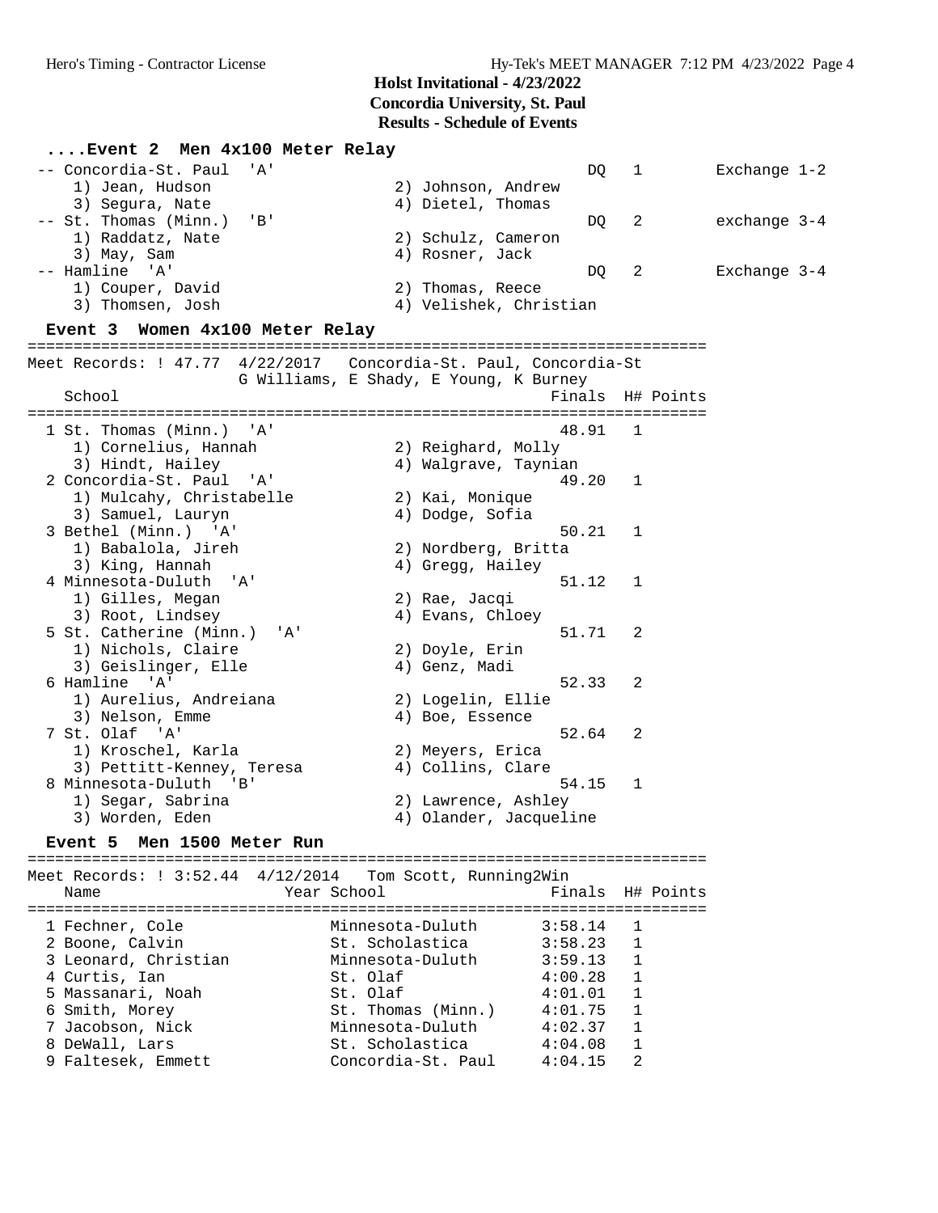## Holst Invitational - 4/23/2022
### Concordia University, St. Paul
### Results - Schedule of Events

#### ....Event 2 Men 4x100 Meter Relay

| Place | School | Finals | H# | Notes |
|---|---|---|---|---|
| -- | Concordia-St. Paul 'A' | DQ | 1 | Exchange 1-2 |
| | 1) Jean, Hudson; 2) Johnson, Andrew; 3) Segura, Nate; 4) Dietel, Thomas | | | |
| -- | St. Thomas (Minn.) 'B' | DQ | 2 | exchange 3-4 |
| | 1) Raddatz, Nate; 2) Schulz, Cameron; 3) May, Sam; 4) Rosner, Jack | | | |
| -- | Hamline 'A' | DQ | 2 | Exchange 3-4 |
| | 1) Couper, David; 2) Thomas, Reece; 3) Thomsen, Josh; 4) Velishek, Christian | | | |

#### Event 3 Women 4x100 Meter Relay

Meet Records: ! 47.77 4/22/2017 Concordia-St. Paul, Concordia-St
G Williams, E Shady, E Young, K Burney

| Place | School | Finals | H# | Points |
|---|---|---|---|---|
| 1 | St. Thomas (Minn.) 'A' | 48.91 | 1 | |
| | 1) Cornelius, Hannah; 2) Reighard, Molly; 3) Hindt, Hailey; 4) Walgrave, Taynian | | | |
| 2 | Concordia-St. Paul 'A' | 49.20 | 1 | |
| | 1) Mulcahy, Christabelle; 2) Kai, Monique; 3) Samuel, Lauryn; 4) Dodge, Sofia | | | |
| 3 | Bethel (Minn.) 'A' | 50.21 | 1 | |
| | 1) Babalola, Jireh; 2) Nordberg, Britta; 3) King, Hannah; 4) Gregg, Hailey | | | |
| 4 | Minnesota-Duluth 'A' | 51.12 | 1 | |
| | 1) Gilles, Megan; 2) Rae, Jacqi; 3) Root, Lindsey; 4) Evans, Chloey | | | |
| 5 | St. Catherine (Minn.) 'A' | 51.71 | 2 | |
| | 1) Nichols, Claire; 2) Doyle, Erin; 3) Geislinger, Elle; 4) Genz, Madi | | | |
| 6 | Hamline 'A' | 52.33 | 2 | |
| | 1) Aurelius, Andreiana; 2) Logelin, Ellie; 3) Nelson, Emme; 4) Boe, Essence | | | |
| 7 | St. Olaf 'A' | 52.64 | 2 | |
| | 1) Kroschel, Karla; 2) Meyers, Erica; 3) Pettitt-Kenney, Teresa; 4) Collins, Clare | | | |
| 8 | Minnesota-Duluth 'B' | 54.15 | 1 | |
| | 1) Segar, Sabrina; 2) Lawrence, Ashley; 3) Worden, Eden; 4) Olander, Jacqueline | | | |

#### Event 5 Men 1500 Meter Run

Meet Records: ! 3:52.44 4/12/2014 Tom Scott, Running2Win

| Place | Name | Year | School | Finals | H# | Points |
|---|---|---|---|---|---|---|
| 1 | Fechner, Cole | | Minnesota-Duluth | 3:58.14 | 1 | |
| 2 | Boone, Calvin | | St. Scholastica | 3:58.23 | 1 | |
| 3 | Leonard, Christian | | Minnesota-Duluth | 3:59.13 | 1 | |
| 4 | Curtis, Ian | | St. Olaf | 4:00.28 | 1 | |
| 5 | Massanari, Noah | | St. Olaf | 4:01.01 | 1 | |
| 6 | Smith, Morey | | St. Thomas (Minn.) | 4:01.75 | 1 | |
| 7 | Jacobson, Nick | | Minnesota-Duluth | 4:02.37 | 1 | |
| 8 | DeWall, Lars | | St. Scholastica | 4:04.08 | 1 | |
| 9 | Faltesek, Emmett | | Concordia-St. Paul | 4:04.15 | 2 | |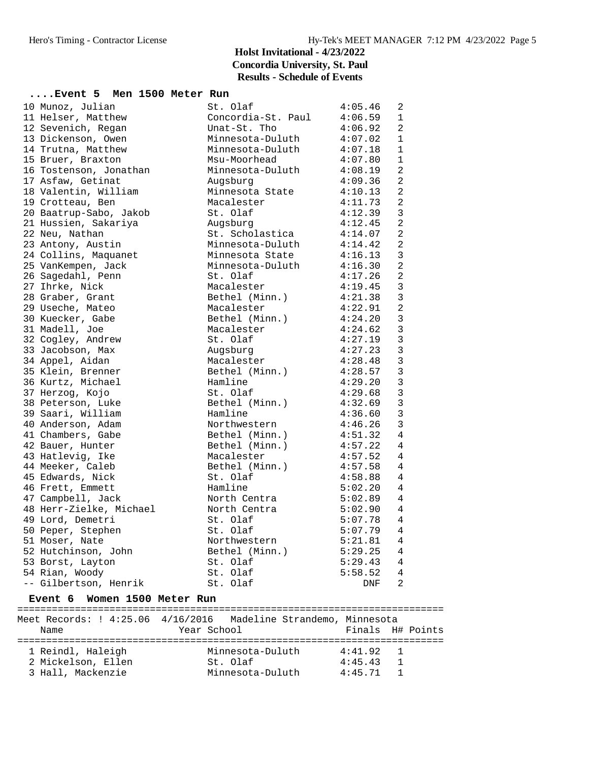## Holst Invitational - 4/23/2022
## Concordia University, St. Paul
## Results - Schedule of Events

### ....Event 5 Men 1500 Meter Run

| Place | Name | School | Finals | H# |
|---|---|---|---|---|
| 10 | Munoz, Julian | St. Olaf | 4:05.46 | 2 |
| 11 | Helser, Matthew | Concordia-St. Paul | 4:06.59 | 1 |
| 12 | Sevenich, Regan | Unat-St. Tho | 4:06.92 | 2 |
| 13 | Dickenson, Owen | Minnesota-Duluth | 4:07.02 | 1 |
| 14 | Trutna, Matthew | Minnesota-Duluth | 4:07.18 | 1 |
| 15 | Bruer, Braxton | Msu-Moorhead | 4:07.80 | 1 |
| 16 | Tostenson, Jonathan | Minnesota-Duluth | 4:08.19 | 2 |
| 17 | Asfaw, Getinat | Augsburg | 4:09.36 | 2 |
| 18 | Valentin, William | Minnesota State | 4:10.13 | 2 |
| 19 | Crotteau, Ben | Macalester | 4:11.73 | 2 |
| 20 | Baatrup-Sabo, Jakob | St. Olaf | 4:12.39 | 3 |
| 21 | Hussien, Sakariya | Augsburg | 4:12.45 | 2 |
| 22 | Neu, Nathan | St. Scholastica | 4:14.07 | 2 |
| 23 | Antony, Austin | Minnesota-Duluth | 4:14.42 | 2 |
| 24 | Collins, Maquanet | Minnesota State | 4:16.13 | 3 |
| 25 | VanKempen, Jack | Minnesota-Duluth | 4:16.30 | 2 |
| 26 | Sagedahl, Penn | St. Olaf | 4:17.26 | 2 |
| 27 | Ihrke, Nick | Macalester | 4:19.45 | 3 |
| 28 | Graber, Grant | Bethel (Minn.) | 4:21.38 | 3 |
| 29 | Useche, Mateo | Macalester | 4:22.91 | 2 |
| 30 | Kuecker, Gabe | Bethel (Minn.) | 4:24.20 | 3 |
| 31 | Madell, Joe | Macalester | 4:24.62 | 3 |
| 32 | Cogley, Andrew | St. Olaf | 4:27.19 | 3 |
| 33 | Jacobson, Max | Augsburg | 4:27.23 | 3 |
| 34 | Appel, Aidan | Macalester | 4:28.48 | 3 |
| 35 | Klein, Brenner | Bethel (Minn.) | 4:28.57 | 3 |
| 36 | Kurtz, Michael | Hamline | 4:29.20 | 3 |
| 37 | Herzog, Kojo | St. Olaf | 4:29.68 | 3 |
| 38 | Peterson, Luke | Bethel (Minn.) | 4:32.69 | 3 |
| 39 | Saari, William | Hamline | 4:36.60 | 3 |
| 40 | Anderson, Adam | Northwestern | 4:46.26 | 3 |
| 41 | Chambers, Gabe | Bethel (Minn.) | 4:51.32 | 4 |
| 42 | Bauer, Hunter | Bethel (Minn.) | 4:57.22 | 4 |
| 43 | Hatlevig, Ike | Macalester | 4:57.52 | 4 |
| 44 | Meeker, Caleb | Bethel (Minn.) | 4:57.58 | 4 |
| 45 | Edwards, Nick | St. Olaf | 4:58.88 | 4 |
| 46 | Frett, Emmett | Hamline | 5:02.20 | 4 |
| 47 | Campbell, Jack | North Centra | 5:02.89 | 4 |
| 48 | Herr-Zielke, Michael | North Centra | 5:02.90 | 4 |
| 49 | Lord, Demetri | St. Olaf | 5:07.78 | 4 |
| 50 | Peper, Stephen | St. Olaf | 5:07.79 | 4 |
| 51 | Moser, Nate | Northwestern | 5:21.81 | 4 |
| 52 | Hutchinson, John | Bethel (Minn.) | 5:29.25 | 4 |
| 53 | Borst, Layton | St. Olaf | 5:29.43 | 4 |
| 54 | Rian, Woody | St. Olaf | 5:58.52 | 4 |
| -- | Gilbertson, Henrik | St. Olaf | DNF | 2 |

### Event 6 Women 1500 Meter Run

Meet Records: ! 4:25.06 4/16/2016 Madeline Strandemo, Minnesota

| Place | Name | Year | School | Finals | H# | Points |
|---|---|---|---|---|---|---|
| 1 | Reindl, Haleigh | | Minnesota-Duluth | 4:41.92 | 1 | |
| 2 | Mickelson, Ellen | | St. Olaf | 4:45.43 | 1 | |
| 3 | Hall, Mackenzie | | Minnesota-Duluth | 4:45.71 | 1 | |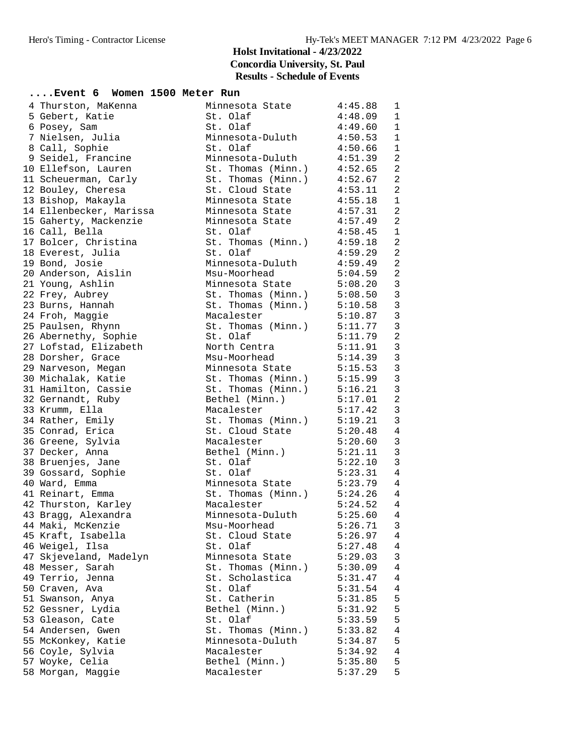# Holst Invitational - 4/23/2022

**Concordia University, St. Paul**

**Results - Schedule of Events**

### ....Event 6 Women 1500 Meter Run

| Place | Name | School | Time | Heat |
|---|---|---|---|---|
| 4 | Thurston, MaKenna | Minnesota State | 4:45.88 | 1 |
| 5 | Gebert, Katie | St. Olaf | 4:48.09 | 1 |
| 6 | Posey, Sam | St. Olaf | 4:49.60 | 1 |
| 7 | Nielsen, Julia | Minnesota-Duluth | 4:50.53 | 1 |
| 8 | Call, Sophie | St. Olaf | 4:50.66 | 1 |
| 9 | Seidel, Francine | Minnesota-Duluth | 4:51.39 | 2 |
| 10 | Ellefson, Lauren | St. Thomas (Minn.) | 4:52.65 | 2 |
| 11 | Scheuerman, Carly | St. Thomas (Minn.) | 4:52.67 | 2 |
| 12 | Bouley, Cheresa | St. Cloud State | 4:53.11 | 2 |
| 13 | Bishop, Makayla | Minnesota State | 4:55.18 | 1 |
| 14 | Ellenbecker, Marissa | Minnesota State | 4:57.31 | 2 |
| 15 | Gaherty, Mackenzie | Minnesota State | 4:57.49 | 2 |
| 16 | Call, Bella | St. Olaf | 4:58.45 | 1 |
| 17 | Bolcer, Christina | St. Thomas (Minn.) | 4:59.18 | 2 |
| 18 | Everest, Julia | St. Olaf | 4:59.29 | 2 |
| 19 | Bond, Josie | Minnesota-Duluth | 4:59.49 | 2 |
| 20 | Anderson, Aislin | Msu-Moorhead | 5:04.59 | 2 |
| 21 | Young, Ashlin | Minnesota State | 5:08.20 | 3 |
| 22 | Frey, Aubrey | St. Thomas (Minn.) | 5:08.50 | 3 |
| 23 | Burns, Hannah | St. Thomas (Minn.) | 5:10.58 | 3 |
| 24 | Froh, Maggie | Macalester | 5:10.87 | 3 |
| 25 | Paulsen, Rhynn | St. Thomas (Minn.) | 5:11.77 | 3 |
| 26 | Abernethy, Sophie | St. Olaf | 5:11.79 | 2 |
| 27 | Lofstad, Elizabeth | North Centra | 5:11.91 | 3 |
| 28 | Dorsher, Grace | Msu-Moorhead | 5:14.39 | 3 |
| 29 | Narveson, Megan | Minnesota State | 5:15.53 | 3 |
| 30 | Michalak, Katie | St. Thomas (Minn.) | 5:15.99 | 3 |
| 31 | Hamilton, Cassie | St. Thomas (Minn.) | 5:16.21 | 3 |
| 32 | Gernandt, Ruby | Bethel (Minn.) | 5:17.01 | 2 |
| 33 | Krumm, Ella | Macalester | 5:17.42 | 3 |
| 34 | Rather, Emily | St. Thomas (Minn.) | 5:19.21 | 3 |
| 35 | Conrad, Erica | St. Cloud State | 5:20.48 | 4 |
| 36 | Greene, Sylvia | Macalester | 5:20.60 | 3 |
| 37 | Decker, Anna | Bethel (Minn.) | 5:21.11 | 3 |
| 38 | Bruenjes, Jane | St. Olaf | 5:22.10 | 3 |
| 39 | Gossard, Sophie | St. Olaf | 5:23.31 | 4 |
| 40 | Ward, Emma | Minnesota State | 5:23.79 | 4 |
| 41 | Reinart, Emma | St. Thomas (Minn.) | 5:24.26 | 4 |
| 42 | Thurston, Karley | Macalester | 5:24.52 | 4 |
| 43 | Bragg, Alexandra | Minnesota-Duluth | 5:25.60 | 4 |
| 44 | Maki, McKenzie | Msu-Moorhead | 5:26.71 | 3 |
| 45 | Kraft, Isabella | St. Cloud State | 5:26.97 | 4 |
| 46 | Weigel, Ilsa | St. Olaf | 5:27.48 | 4 |
| 47 | Skjeveland, Madelyn | Minnesota State | 5:29.03 | 3 |
| 48 | Messer, Sarah | St. Thomas (Minn.) | 5:30.09 | 4 |
| 49 | Terrio, Jenna | St. Scholastica | 5:31.47 | 4 |
| 50 | Craven, Ava | St. Olaf | 5:31.54 | 4 |
| 51 | Swanson, Anya | St. Catherin | 5:31.85 | 5 |
| 52 | Gessner, Lydia | Bethel (Minn.) | 5:31.92 | 5 |
| 53 | Gleason, Cate | St. Olaf | 5:33.59 | 5 |
| 54 | Andersen, Gwen | St. Thomas (Minn.) | 5:33.82 | 4 |
| 55 | McKonkey, Katie | Minnesota-Duluth | 5:34.87 | 5 |
| 56 | Coyle, Sylvia | Macalester | 5:34.92 | 4 |
| 57 | Woyke, Celia | Bethel (Minn.) | 5:35.80 | 5 |
| 58 | Morgan, Maggie | Macalester | 5:37.29 | 5 |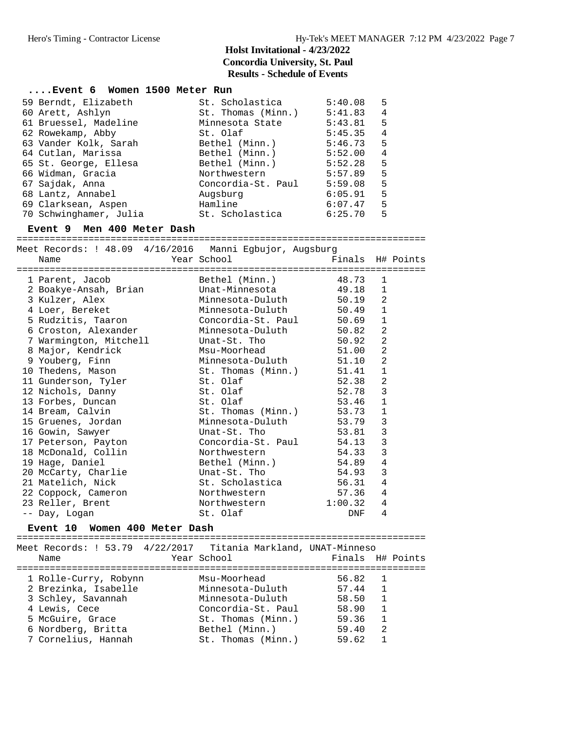# Holst Invitational - 4/23/2022
## Concordia University, St. Paul
## Results - Schedule of Events

### ....Event 6 Women 1500 Meter Run

| Place | Name | School | Finals | H# |
|---|---|---|---|---|
| 59 | Berndt, Elizabeth | St. Scholastica | 5:40.08 | 5 |
| 60 | Arett, Ashlyn | St. Thomas (Minn.) | 5:41.83 | 4 |
| 61 | Bruessel, Madeline | Minnesota State | 5:43.81 | 5 |
| 62 | Rowekamp, Abby | St. Olaf | 5:45.35 | 4 |
| 63 | Vander Kolk, Sarah | Bethel (Minn.) | 5:46.73 | 5 |
| 64 | Cutlan, Marissa | Bethel (Minn.) | 5:52.00 | 4 |
| 65 | St. George, Ellesa | Bethel (Minn.) | 5:52.28 | 5 |
| 66 | Widman, Gracia | Northwestern | 5:57.89 | 5 |
| 67 | Sajdak, Anna | Concordia-St. Paul | 5:59.08 | 5 |
| 68 | Lantz, Annabel | Augsburg | 6:05.91 | 5 |
| 69 | Clarksean, Aspen | Hamline | 6:07.47 | 5 |
| 70 | Schwinghamer, Julia | St. Scholastica | 6:25.70 | 5 |

### Event 9 Men 400 Meter Dash

Meet Records: ! 48.09 4/16/2016 Manni Egbujor, Augsburg

| Place | Name | Year | School | Finals | H# | Points |
|---|---|---|---|---|---|---|
| 1 | Parent, Jacob | | Bethel (Minn.) | 48.73 | 1 | |
| 2 | Boakye-Ansah, Brian | | Unat-Minnesota | 49.18 | 1 | |
| 3 | Kulzer, Alex | | Minnesota-Duluth | 50.19 | 2 | |
| 4 | Loer, Bereket | | Minnesota-Duluth | 50.49 | 1 | |
| 5 | Rudzitis, Taaron | | Concordia-St. Paul | 50.69 | 1 | |
| 6 | Croston, Alexander | | Minnesota-Duluth | 50.82 | 2 | |
| 7 | Warmington, Mitchell | | Unat-St. Tho | 50.92 | 2 | |
| 8 | Major, Kendrick | | Msu-Moorhead | 51.00 | 2 | |
| 9 | Youberg, Finn | | Minnesota-Duluth | 51.10 | 2 | |
| 10 | Thedens, Mason | | St. Thomas (Minn.) | 51.41 | 1 | |
| 11 | Gunderson, Tyler | | St. Olaf | 52.38 | 2 | |
| 12 | Nichols, Danny | | St. Olaf | 52.78 | 3 | |
| 13 | Forbes, Duncan | | St. Olaf | 53.46 | 1 | |
| 14 | Bream, Calvin | | St. Thomas (Minn.) | 53.73 | 1 | |
| 15 | Gruenes, Jordan | | Minnesota-Duluth | 53.79 | 3 | |
| 16 | Gowin, Sawyer | | Unat-St. Tho | 53.81 | 3 | |
| 17 | Peterson, Payton | | Concordia-St. Paul | 54.13 | 3 | |
| 18 | McDonald, Collin | | Northwestern | 54.33 | 3 | |
| 19 | Hage, Daniel | | Bethel (Minn.) | 54.89 | 4 | |
| 20 | McCarty, Charlie | | Unat-St. Tho | 54.93 | 3 | |
| 21 | Matelich, Nick | | St. Scholastica | 56.31 | 4 | |
| 22 | Coppock, Cameron | | Northwestern | 57.36 | 4 | |
| 23 | Reller, Brent | | Northwestern | 1:00.32 | 4 | |
| -- | Day, Logan | | St. Olaf | DNF | 4 | |

### Event 10 Women 400 Meter Dash

Meet Records: ! 53.79 4/22/2017 Titania Markland, UNAT-Minneso

| Place | Name | Year | School | Finals | H# | Points |
|---|---|---|---|---|---|---|
| 1 | Rolle-Curry, Robynn | | Msu-Moorhead | 56.82 | 1 | |
| 2 | Brezinka, Isabelle | | Minnesota-Duluth | 57.44 | 1 | |
| 3 | Schley, Savannah | | Minnesota-Duluth | 58.50 | 1 | |
| 4 | Lewis, Cece | | Concordia-St. Paul | 58.90 | 1 | |
| 5 | McGuire, Grace | | St. Thomas (Minn.) | 59.36 | 1 | |
| 6 | Nordberg, Britta | | Bethel (Minn.) | 59.40 | 2 | |
| 7 | Cornelius, Hannah | | St. Thomas (Minn.) | 59.62 | 1 | |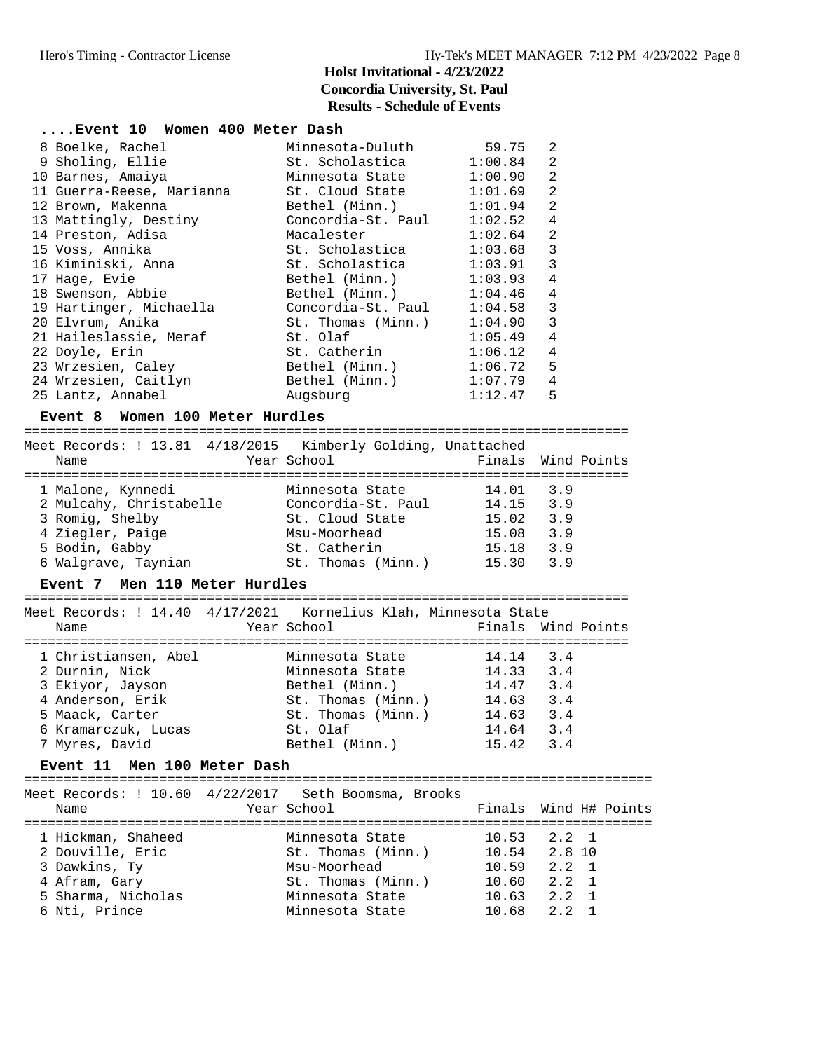**Holst Invitational - 4/23/2022**
**Concordia University, St. Paul**
**Results - Schedule of Events**

### ....Event 10 Women 400 Meter Dash

| Place | Name | School | Finals | H# |
|---|---|---|---|---|
| 8 | Boelke, Rachel | Minnesota-Duluth | 59.75 | 2 |
| 9 | Sholing, Ellie | St. Scholastica | 1:00.84 | 2 |
| 10 | Barnes, Amaiya | Minnesota State | 1:00.90 | 2 |
| 11 | Guerra-Reese, Marianna | St. Cloud State | 1:01.69 | 2 |
| 12 | Brown, Makenna | Bethel (Minn.) | 1:01.94 | 2 |
| 13 | Mattingly, Destiny | Concordia-St. Paul | 1:02.52 | 4 |
| 14 | Preston, Adisa | Macalester | 1:02.64 | 2 |
| 15 | Voss, Annika | St. Scholastica | 1:03.68 | 3 |
| 16 | Kiminiski, Anna | St. Scholastica | 1:03.91 | 3 |
| 17 | Hage, Evie | Bethel (Minn.) | 1:03.93 | 4 |
| 18 | Swenson, Abbie | Bethel (Minn.) | 1:04.46 | 4 |
| 19 | Hartinger, Michaella | Concordia-St. Paul | 1:04.58 | 3 |
| 20 | Elvrum, Anika | St. Thomas (Minn.) | 1:04.90 | 3 |
| 21 | Haileslassie, Meraf | St. Olaf | 1:05.49 | 4 |
| 22 | Doyle, Erin | St. Catherin | 1:06.12 | 4 |
| 23 | Wrzesien, Caley | Bethel (Minn.) | 1:06.72 | 5 |
| 24 | Wrzesien, Caitlyn | Bethel (Minn.) | 1:07.79 | 4 |
| 25 | Lantz, Annabel | Augsburg | 1:12.47 | 5 |

### Event 8 Women 100 Meter Hurdles

Meet Records: ! 13.81 4/18/2015 Kimberly Golding, Unattached

| Place | Name | Year | School | Finals | Wind | Points |
|---|---|---|---|---|---|---|
| 1 | Malone, Kynnedi | | Minnesota State | 14.01 | 3.9 | |
| 2 | Mulcahy, Christabelle | | Concordia-St. Paul | 14.15 | 3.9 | |
| 3 | Romig, Shelby | | St. Cloud State | 15.02 | 3.9 | |
| 4 | Ziegler, Paige | | Msu-Moorhead | 15.08 | 3.9 | |
| 5 | Bodin, Gabby | | St. Catherin | 15.18 | 3.9 | |
| 6 | Walgrave, Taynian | | St. Thomas (Minn.) | 15.30 | 3.9 | |

### Event 7 Men 110 Meter Hurdles

Meet Records: ! 14.40 4/17/2021 Kornelius Klah, Minnesota State

| Place | Name | Year | School | Finals | Wind | Points |
|---|---|---|---|---|---|---|
| 1 | Christiansen, Abel | | Minnesota State | 14.14 | 3.4 | |
| 2 | Durnin, Nick | | Minnesota State | 14.33 | 3.4 | |
| 3 | Ekiyor, Jayson | | Bethel (Minn.) | 14.47 | 3.4 | |
| 4 | Anderson, Erik | | St. Thomas (Minn.) | 14.63 | 3.4 | |
| 5 | Maack, Carter | | St. Thomas (Minn.) | 14.63 | 3.4 | |
| 6 | Kramarczuk, Lucas | | St. Olaf | 14.64 | 3.4 | |
| 7 | Myres, David | | Bethel (Minn.) | 15.42 | 3.4 | |

### Event 11 Men 100 Meter Dash

Meet Records: ! 10.60 4/22/2017 Seth Boomsma, Brooks

| Place | Name | Year | School | Finals | Wind | H# | Points |
|---|---|---|---|---|---|---|---|
| 1 | Hickman, Shaheed | | Minnesota State | 10.53 | 2.2 | 1 | |
| 2 | Douville, Eric | | St. Thomas (Minn.) | 10.54 | 2.8 | 10 | |
| 3 | Dawkins, Ty | | Msu-Moorhead | 10.59 | 2.2 | 1 | |
| 4 | Afram, Gary | | St. Thomas (Minn.) | 10.60 | 2.2 | 1 | |
| 5 | Sharma, Nicholas | | Minnesota State | 10.63 | 2.2 | 1 | |
| 6 | Nti, Prince | | Minnesota State | 10.68 | 2.2 | 1 | |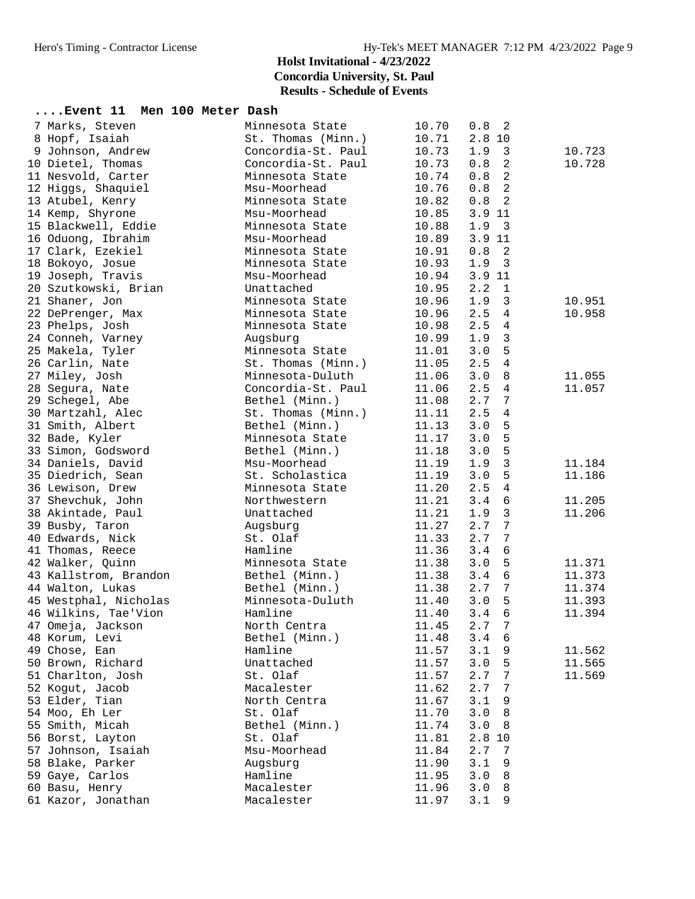## Holst Invitational - 4/23/2022
**Concordia University, St. Paul**
**Results - Schedule of Events**

### ....Event 11 Men 100 Meter Dash

| Place | Name | School | Time | Wind | Heat | Tiebreak |
|---|---|---|---|---|---|---|
| 7 | Marks, Steven | Minnesota State | 10.70 | 0.8 | 2 | |
| 8 | Hopf, Isaiah | St. Thomas (Minn.) | 10.71 | 2.8 | 10 | |
| 9 | Johnson, Andrew | Concordia-St. Paul | 10.73 | 1.9 | 3 | 10.723 |
| 10 | Dietel, Thomas | Concordia-St. Paul | 10.73 | 0.8 | 2 | 10.728 |
| 11 | Nesvold, Carter | Minnesota State | 10.74 | 0.8 | 2 | |
| 12 | Higgs, Shaquiel | Msu-Moorhead | 10.76 | 0.8 | 2 | |
| 13 | Atubel, Kenry | Minnesota State | 10.82 | 0.8 | 2 | |
| 14 | Kemp, Shyrone | Msu-Moorhead | 10.85 | 3.9 | 11 | |
| 15 | Blackwell, Eddie | Minnesota State | 10.88 | 1.9 | 3 | |
| 16 | Oduong, Ibrahim | Msu-Moorhead | 10.89 | 3.9 | 11 | |
| 17 | Clark, Ezekiel | Minnesota State | 10.91 | 0.8 | 2 | |
| 18 | Bokoyo, Josue | Minnesota State | 10.93 | 1.9 | 3 | |
| 19 | Joseph, Travis | Msu-Moorhead | 10.94 | 3.9 | 11 | |
| 20 | Szutkowski, Brian | Unattached | 10.95 | 2.2 | 1 | |
| 21 | Shaner, Jon | Minnesota State | 10.96 | 1.9 | 3 | 10.951 |
| 22 | DePrenger, Max | Minnesota State | 10.96 | 2.5 | 4 | 10.958 |
| 23 | Phelps, Josh | Minnesota State | 10.98 | 2.5 | 4 | |
| 24 | Conneh, Varney | Augsburg | 10.99 | 1.9 | 3 | |
| 25 | Makela, Tyler | Minnesota State | 11.01 | 3.0 | 5 | |
| 26 | Carlin, Nate | St. Thomas (Minn.) | 11.05 | 2.5 | 4 | |
| 27 | Miley, Josh | Minnesota-Duluth | 11.06 | 3.0 | 8 | 11.055 |
| 28 | Segura, Nate | Concordia-St. Paul | 11.06 | 2.5 | 4 | 11.057 |
| 29 | Schegel, Abe | Bethel (Minn.) | 11.08 | 2.7 | 7 | |
| 30 | Martzahl, Alec | St. Thomas (Minn.) | 11.11 | 2.5 | 4 | |
| 31 | Smith, Albert | Bethel (Minn.) | 11.13 | 3.0 | 5 | |
| 32 | Bade, Kyler | Minnesota State | 11.17 | 3.0 | 5 | |
| 33 | Simon, Godsword | Bethel (Minn.) | 11.18 | 3.0 | 5 | |
| 34 | Daniels, David | Msu-Moorhead | 11.19 | 1.9 | 3 | 11.184 |
| 35 | Diedrich, Sean | St. Scholastica | 11.19 | 3.0 | 5 | 11.186 |
| 36 | Lewison, Drew | Minnesota State | 11.20 | 2.5 | 4 | |
| 37 | Shevchuk, John | Northwestern | 11.21 | 3.4 | 6 | 11.205 |
| 38 | Akintade, Paul | Unattached | 11.21 | 1.9 | 3 | 11.206 |
| 39 | Busby, Taron | Augsburg | 11.27 | 2.7 | 7 | |
| 40 | Edwards, Nick | St. Olaf | 11.33 | 2.7 | 7 | |
| 41 | Thomas, Reece | Hamline | 11.36 | 3.4 | 6 | |
| 42 | Walker, Quinn | Minnesota State | 11.38 | 3.0 | 5 | 11.371 |
| 43 | Kallstrom, Brandon | Bethel (Minn.) | 11.38 | 3.4 | 6 | 11.373 |
| 44 | Walton, Lukas | Bethel (Minn.) | 11.38 | 2.7 | 7 | 11.374 |
| 45 | Westphal, Nicholas | Minnesota-Duluth | 11.40 | 3.0 | 5 | 11.393 |
| 46 | Wilkins, Tae'Vion | Hamline | 11.40 | 3.4 | 6 | 11.394 |
| 47 | Omeja, Jackson | North Centra | 11.45 | 2.7 | 7 | |
| 48 | Korum, Levi | Bethel (Minn.) | 11.48 | 3.4 | 6 | |
| 49 | Chose, Ean | Hamline | 11.57 | 3.1 | 9 | 11.562 |
| 50 | Brown, Richard | Unattached | 11.57 | 3.0 | 5 | 11.565 |
| 51 | Charlton, Josh | St. Olaf | 11.57 | 2.7 | 7 | 11.569 |
| 52 | Kogut, Jacob | Macalester | 11.62 | 2.7 | 7 | |
| 53 | Elder, Tian | North Centra | 11.67 | 3.1 | 9 | |
| 54 | Moo, Eh Ler | St. Olaf | 11.70 | 3.0 | 8 | |
| 55 | Smith, Micah | Bethel (Minn.) | 11.74 | 3.0 | 8 | |
| 56 | Borst, Layton | St. Olaf | 11.81 | 2.8 | 10 | |
| 57 | Johnson, Isaiah | Msu-Moorhead | 11.84 | 2.7 | 7 | |
| 58 | Blake, Parker | Augsburg | 11.90 | 3.1 | 9 | |
| 59 | Gaye, Carlos | Hamline | 11.95 | 3.0 | 8 | |
| 60 | Basu, Henry | Macalester | 11.96 | 3.0 | 8 | |
| 61 | Kazor, Jonathan | Macalester | 11.97 | 3.1 | 9 | |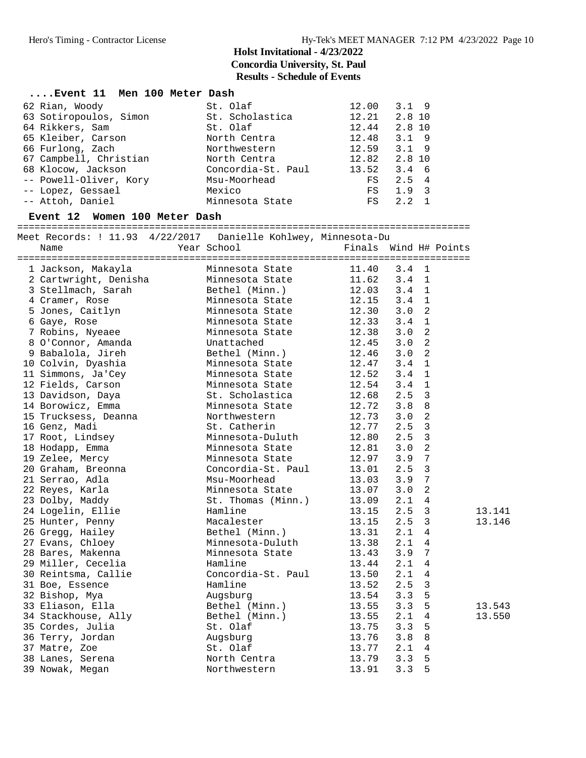Holst Invitational - 4/23/2022
Concordia University, St. Paul
Results - Schedule of Events

## ....Event 11 Men 100 Meter Dash

| Place | Name | School | Finals | Wind | H# |
|---|---|---|---|---|---|
| 62 | Rian, Woody | St. Olaf | 12.00 | 3.1 | 9 |
| 63 | Sotiropoulos, Simon | St. Scholastica | 12.21 | 2.8 | 10 |
| 64 | Rikkers, Sam | St. Olaf | 12.44 | 2.8 | 10 |
| 65 | Kleiber, Carson | North Centra | 12.48 | 3.1 | 9 |
| 66 | Furlong, Zach | Northwestern | 12.59 | 3.1 | 9 |
| 67 | Campbell, Christian | North Centra | 12.82 | 2.8 | 10 |
| 68 | Klocow, Jackson | Concordia-St. Paul | 13.52 | 3.4 | 6 |
| -- | Powell-Oliver, Kory | Msu-Moorhead | FS | 2.5 | 4 |
| -- | Lopez, Gessael | Mexico | FS | 1.9 | 3 |
| -- | Attoh, Daniel | Minnesota State | FS | 2.2 | 1 |

## Event 12 Women 100 Meter Dash

Meet Records: ! 11.93 4/22/2017 Danielle Kohlwey, Minnesota-Du

| Place | Name | Year School | Finals | Wind | H# | Points | |
|---|---|---|---|---|---|---|---|
| 1 | Jackson, Makayla | Minnesota State | 11.40 | 3.4 | 1 | | |
| 2 | Cartwright, Denisha | Minnesota State | 11.62 | 3.4 | 1 | | |
| 3 | Stellmach, Sarah | Bethel (Minn.) | 12.03 | 3.4 | 1 | | |
| 4 | Cramer, Rose | Minnesota State | 12.15 | 3.4 | 1 | | |
| 5 | Jones, Caitlyn | Minnesota State | 12.30 | 3.0 | 2 | | |
| 6 | Gaye, Rose | Minnesota State | 12.33 | 3.4 | 1 | | |
| 7 | Robins, Nyeaee | Minnesota State | 12.38 | 3.0 | 2 | | |
| 8 | O'Connor, Amanda | Unattached | 12.45 | 3.0 | 2 | | |
| 9 | Babalola, Jireh | Bethel (Minn.) | 12.46 | 3.0 | 2 | | |
| 10 | Colvin, Dyashia | Minnesota State | 12.47 | 3.4 | 1 | | |
| 11 | Simmons, Ja'Cey | Minnesota State | 12.52 | 3.4 | 1 | | |
| 12 | Fields, Carson | Minnesota State | 12.54 | 3.4 | 1 | | |
| 13 | Davidson, Daya | St. Scholastica | 12.68 | 2.5 | 3 | | |
| 14 | Borowicz, Emma | Minnesota State | 12.72 | 3.8 | 8 | | |
| 15 | Trucksess, Deanna | Northwestern | 12.73 | 3.0 | 2 | | |
| 16 | Genz, Madi | St. Catherin | 12.77 | 2.5 | 3 | | |
| 17 | Root, Lindsey | Minnesota-Duluth | 12.80 | 2.5 | 3 | | |
| 18 | Hodapp, Emma | Minnesota State | 12.81 | 3.0 | 2 | | |
| 19 | Zelee, Mercy | Minnesota State | 12.97 | 3.9 | 7 | | |
| 20 | Graham, Breonna | Concordia-St. Paul | 13.01 | 2.5 | 3 | | |
| 21 | Serrao, Adla | Msu-Moorhead | 13.03 | 3.9 | 7 | | |
| 22 | Reyes, Karla | Minnesota State | 13.07 | 3.0 | 2 | | |
| 23 | Dolby, Maddy | St. Thomas (Minn.) | 13.09 | 2.1 | 4 | | |
| 24 | Logelin, Ellie | Hamline | 13.15 | 2.5 | 3 | | 13.141 |
| 25 | Hunter, Penny | Macalester | 13.15 | 2.5 | 3 | | 13.146 |
| 26 | Gregg, Hailey | Bethel (Minn.) | 13.31 | 2.1 | 4 | | |
| 27 | Evans, Chloey | Minnesota-Duluth | 13.38 | 2.1 | 4 | | |
| 28 | Bares, Makenna | Minnesota State | 13.43 | 3.9 | 7 | | |
| 29 | Miller, Cecelia | Hamline | 13.44 | 2.1 | 4 | | |
| 30 | Reintsma, Callie | Concordia-St. Paul | 13.50 | 2.1 | 4 | | |
| 31 | Boe, Essence | Hamline | 13.52 | 2.5 | 3 | | |
| 32 | Bishop, Mya | Augsburg | 13.54 | 3.3 | 5 | | |
| 33 | Eliason, Ella | Bethel (Minn.) | 13.55 | 3.3 | 5 | | 13.543 |
| 34 | Stackhouse, Ally | Bethel (Minn.) | 13.55 | 2.1 | 4 | | 13.550 |
| 35 | Cordes, Julia | St. Olaf | 13.75 | 3.3 | 5 | | |
| 36 | Terry, Jordan | Augsburg | 13.76 | 3.8 | 8 | | |
| 37 | Matre, Zoe | St. Olaf | 13.77 | 2.1 | 4 | | |
| 38 | Lanes, Serena | North Centra | 13.79 | 3.3 | 5 | | |
| 39 | Nowak, Megan | Northwestern | 13.91 | 3.3 | 5 | | |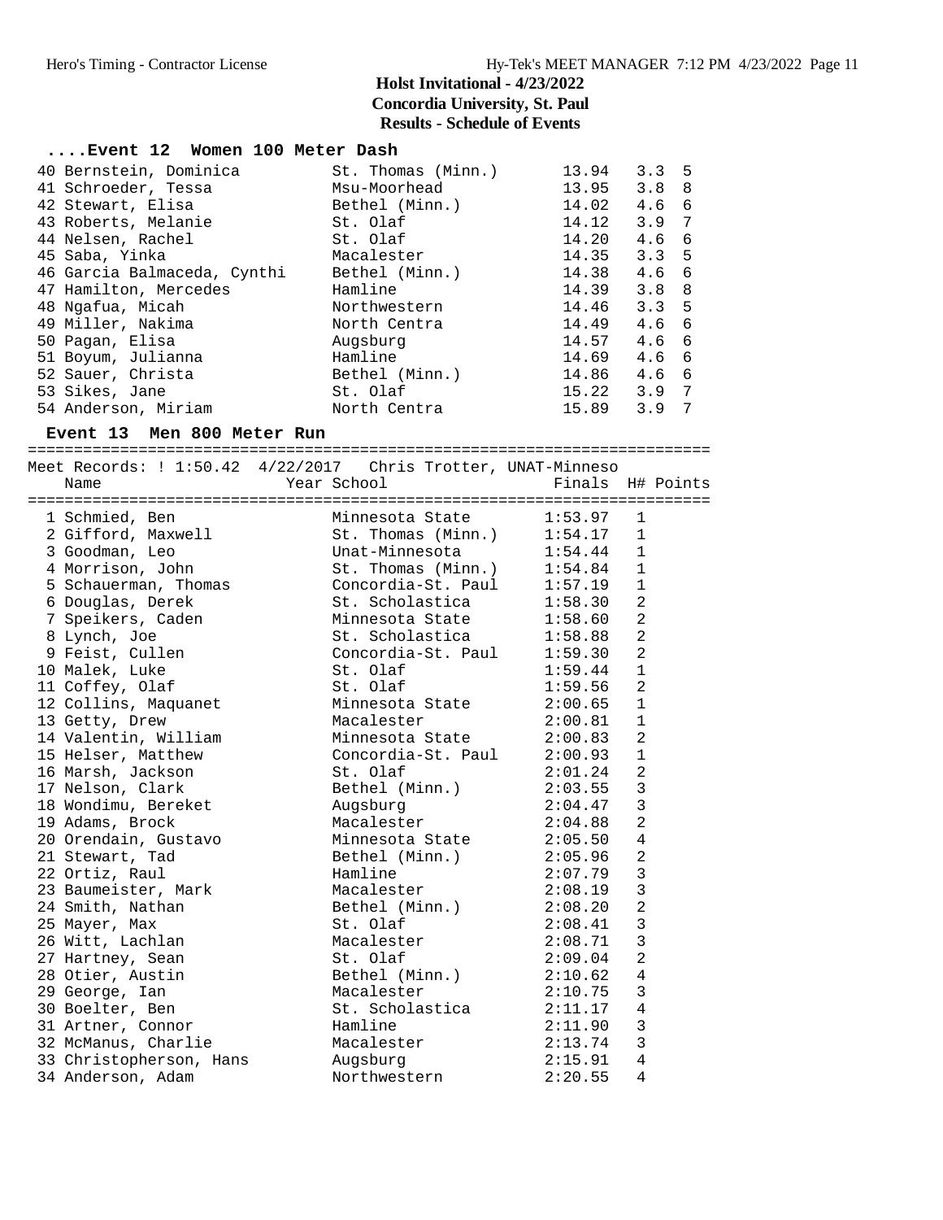## Holst Invitational - 4/23/2022
### Concordia University, St. Paul
### Results - Schedule of Events

### ....Event 12 Women 100 Meter Dash

| Place | Name | School | Finals | Wind | H# |
|---|---|---|---|---|---|
| 40 | Bernstein, Dominica | St. Thomas (Minn.) | 13.94 | 3.3 | 5 |
| 41 | Schroeder, Tessa | Msu-Moorhead | 13.95 | 3.8 | 8 |
| 42 | Stewart, Elisa | Bethel (Minn.) | 14.02 | 4.6 | 6 |
| 43 | Roberts, Melanie | St. Olaf | 14.12 | 3.9 | 7 |
| 44 | Nelsen, Rachel | St. Olaf | 14.20 | 4.6 | 6 |
| 45 | Saba, Yinka | Macalester | 14.35 | 3.3 | 5 |
| 46 | Garcia Balmaceda, Cynthi | Bethel (Minn.) | 14.38 | 4.6 | 6 |
| 47 | Hamilton, Mercedes | Hamline | 14.39 | 3.8 | 8 |
| 48 | Ngafua, Micah | Northwestern | 14.46 | 3.3 | 5 |
| 49 | Miller, Nakima | North Centra | 14.49 | 4.6 | 6 |
| 50 | Pagan, Elisa | Augsburg | 14.57 | 4.6 | 6 |
| 51 | Boyum, Julianna | Hamline | 14.69 | 4.6 | 6 |
| 52 | Sauer, Christa | Bethel (Minn.) | 14.86 | 4.6 | 6 |
| 53 | Sikes, Jane | St. Olaf | 15.22 | 3.9 | 7 |
| 54 | Anderson, Miriam | North Centra | 15.89 | 3.9 | 7 |

### Event 13 Men 800 Meter Run

Meet Records: ! 1:50.42 4/22/2017 Chris Trotter, UNAT-Minneso

| Place | Name | Year School | Finals | H# | Points |
|---|---|---|---|---|---|
| 1 | Schmied, Ben | Minnesota State | 1:53.97 | 1 | |
| 2 | Gifford, Maxwell | St. Thomas (Minn.) | 1:54.17 | 1 | |
| 3 | Goodman, Leo | Unat-Minnesota | 1:54.44 | 1 | |
| 4 | Morrison, John | St. Thomas (Minn.) | 1:54.84 | 1 | |
| 5 | Schauerman, Thomas | Concordia-St. Paul | 1:57.19 | 1 | |
| 6 | Douglas, Derek | St. Scholastica | 1:58.30 | 2 | |
| 7 | Speikers, Caden | Minnesota State | 1:58.60 | 2 | |
| 8 | Lynch, Joe | St. Scholastica | 1:58.88 | 2 | |
| 9 | Feist, Cullen | Concordia-St. Paul | 1:59.30 | 2 | |
| 10 | Malek, Luke | St. Olaf | 1:59.44 | 1 | |
| 11 | Coffey, Olaf | St. Olaf | 1:59.56 | 2 | |
| 12 | Collins, Maquanet | Minnesota State | 2:00.65 | 1 | |
| 13 | Getty, Drew | Macalester | 2:00.81 | 1 | |
| 14 | Valentin, William | Minnesota State | 2:00.83 | 2 | |
| 15 | Helser, Matthew | Concordia-St. Paul | 2:00.93 | 1 | |
| 16 | Marsh, Jackson | St. Olaf | 2:01.24 | 2 | |
| 17 | Nelson, Clark | Bethel (Minn.) | 2:03.55 | 3 | |
| 18 | Wondimu, Bereket | Augsburg | 2:04.47 | 3 | |
| 19 | Adams, Brock | Macalester | 2:04.88 | 2 | |
| 20 | Orendain, Gustavo | Minnesota State | 2:05.50 | 4 | |
| 21 | Stewart, Tad | Bethel (Minn.) | 2:05.96 | 2 | |
| 22 | Ortiz, Raul | Hamline | 2:07.79 | 3 | |
| 23 | Baumeister, Mark | Macalester | 2:08.19 | 3 | |
| 24 | Smith, Nathan | Bethel (Minn.) | 2:08.20 | 2 | |
| 25 | Mayer, Max | St. Olaf | 2:08.41 | 3 | |
| 26 | Witt, Lachlan | Macalester | 2:08.71 | 3 | |
| 27 | Hartney, Sean | St. Olaf | 2:09.04 | 2 | |
| 28 | Otier, Austin | Bethel (Minn.) | 2:10.62 | 4 | |
| 29 | George, Ian | Macalester | 2:10.75 | 3 | |
| 30 | Boelter, Ben | St. Scholastica | 2:11.17 | 4 | |
| 31 | Artner, Connor | Hamline | 2:11.90 | 3 | |
| 32 | McManus, Charlie | Macalester | 2:13.74 | 3 | |
| 33 | Christopherson, Hans | Augsburg | 2:15.91 | 4 | |
| 34 | Anderson, Adam | Northwestern | 2:20.55 | 4 | |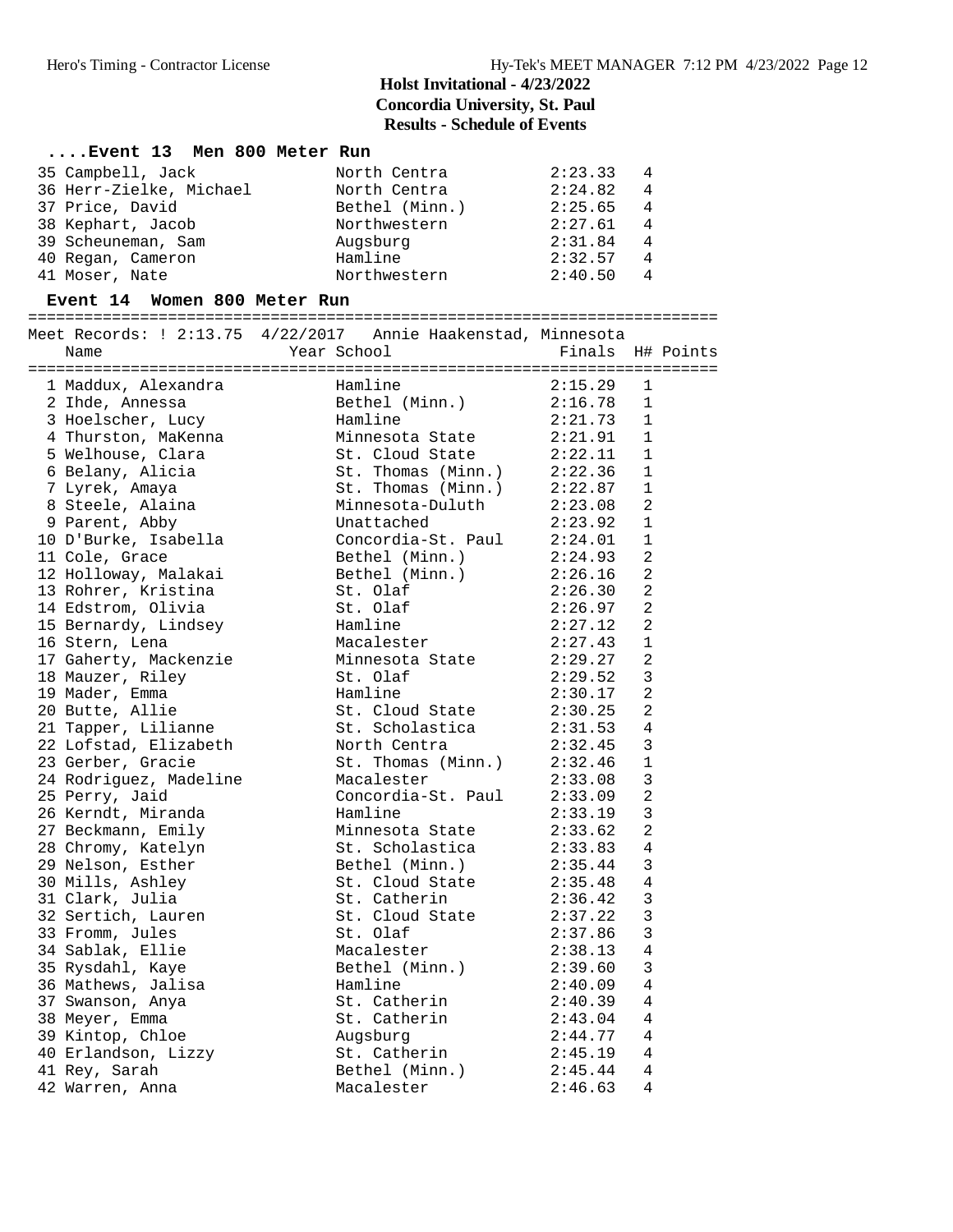## Holst Invitational - 4/23/2022
## Concordia University, St. Paul
## Results - Schedule of Events

### ....Event 13 Men 800 Meter Run

| Place | Name | Year | School | Finals | H# | Points |
|---|---|---|---|---|---|---|
| 35 | Campbell, Jack | | North Centra | 2:23.33 | 4 | |
| 36 | Herr-Zielke, Michael | | North Centra | 2:24.82 | 4 | |
| 37 | Price, David | | Bethel (Minn.) | 2:25.65 | 4 | |
| 38 | Kephart, Jacob | | Northwestern | 2:27.61 | 4 | |
| 39 | Scheuneman, Sam | | Augsburg | 2:31.84 | 4 | |
| 40 | Regan, Cameron | | Hamline | 2:32.57 | 4 | |
| 41 | Moser, Nate | | Northwestern | 2:40.50 | 4 | |

### Event 14 Women 800 Meter Run

Meet Records: ! 2:13.75 4/22/2017 Annie Haakenstad, Minnesota

| Place | Name | Year | School | Finals | H# | Points |
|---|---|---|---|---|---|---|
| 1 | Maddux, Alexandra | | Hamline | 2:15.29 | 1 | |
| 2 | Ihde, Annessa | | Bethel (Minn.) | 2:16.78 | 1 | |
| 3 | Hoelscher, Lucy | | Hamline | 2:21.73 | 1 | |
| 4 | Thurston, MaKenna | | Minnesota State | 2:21.91 | 1 | |
| 5 | Welhouse, Clara | | St. Cloud State | 2:22.11 | 1 | |
| 6 | Belany, Alicia | | St. Thomas (Minn.) | 2:22.36 | 1 | |
| 7 | Lyrek, Amaya | | St. Thomas (Minn.) | 2:22.87 | 1 | |
| 8 | Steele, Alaina | | Minnesota-Duluth | 2:23.08 | 2 | |
| 9 | Parent, Abby | | Unattached | 2:23.92 | 1 | |
| 10 | D'Burke, Isabella | | Concordia-St. Paul | 2:24.01 | 1 | |
| 11 | Cole, Grace | | Bethel (Minn.) | 2:24.93 | 2 | |
| 12 | Holloway, Malakai | | Bethel (Minn.) | 2:26.16 | 2 | |
| 13 | Rohrer, Kristina | | St. Olaf | 2:26.30 | 2 | |
| 14 | Edstrom, Olivia | | St. Olaf | 2:26.97 | 2 | |
| 15 | Bernardy, Lindsey | | Hamline | 2:27.12 | 2 | |
| 16 | Stern, Lena | | Macalester | 2:27.43 | 1 | |
| 17 | Gaherty, Mackenzie | | Minnesota State | 2:29.27 | 2 | |
| 18 | Mauzer, Riley | | St. Olaf | 2:29.52 | 3 | |
| 19 | Mader, Emma | | Hamline | 2:30.17 | 2 | |
| 20 | Butte, Allie | | St. Cloud State | 2:30.25 | 2 | |
| 21 | Tapper, Lilianne | | St. Scholastica | 2:31.53 | 4 | |
| 22 | Lofstad, Elizabeth | | North Centra | 2:32.45 | 3 | |
| 23 | Gerber, Gracie | | St. Thomas (Minn.) | 2:32.46 | 1 | |
| 24 | Rodriguez, Madeline | | Macalester | 2:33.08 | 3 | |
| 25 | Perry, Jaid | | Concordia-St. Paul | 2:33.09 | 2 | |
| 26 | Kerndt, Miranda | | Hamline | 2:33.19 | 3 | |
| 27 | Beckmann, Emily | | Minnesota State | 2:33.62 | 2 | |
| 28 | Chromy, Katelyn | | St. Scholastica | 2:33.83 | 4 | |
| 29 | Nelson, Esther | | Bethel (Minn.) | 2:35.44 | 3 | |
| 30 | Mills, Ashley | | St. Cloud State | 2:35.48 | 4 | |
| 31 | Clark, Julia | | St. Catherin | 2:36.42 | 3 | |
| 32 | Sertich, Lauren | | St. Cloud State | 2:37.22 | 3 | |
| 33 | Fromm, Jules | | St. Olaf | 2:37.86 | 3 | |
| 34 | Sablak, Ellie | | Macalester | 2:38.13 | 4 | |
| 35 | Rysdahl, Kaye | | Bethel (Minn.) | 2:39.60 | 3 | |
| 36 | Mathews, Jalisa | | Hamline | 2:40.09 | 4 | |
| 37 | Swanson, Anya | | St. Catherin | 2:40.39 | 4 | |
| 38 | Meyer, Emma | | St. Catherin | 2:43.04 | 4 | |
| 39 | Kintop, Chloe | | Augsburg | 2:44.77 | 4 | |
| 40 | Erlandson, Lizzy | | St. Catherin | 2:45.19 | 4 | |
| 41 | Rey, Sarah | | Bethel (Minn.) | 2:45.44 | 4 | |
| 42 | Warren, Anna | | Macalester | 2:46.63 | 4 | |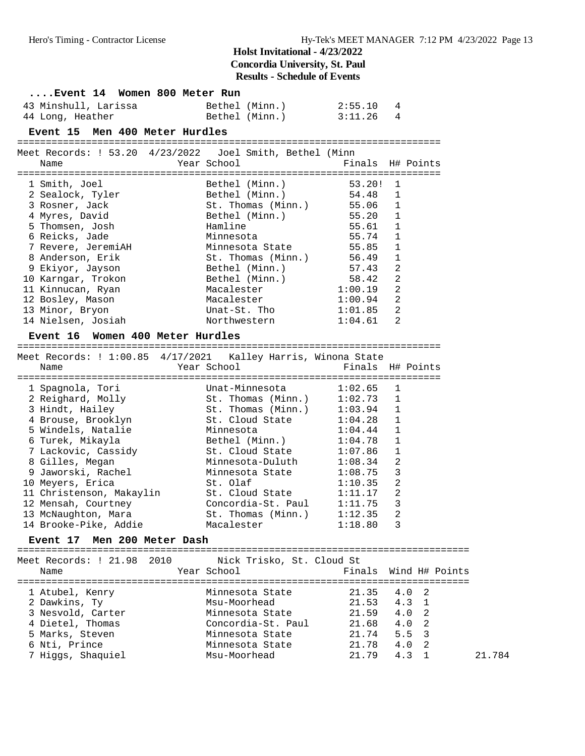## Holst Invitational - 4/23/2022
## Concordia University, St. Paul
## Results - Schedule of Events

### ....Event 14 Women 800 Meter Run

| Place | Name | Year | School | Finals | H# | Points |
|---|---|---|---|---|---|---|
| 43 | Minshull, Larissa | | Bethel (Minn.) | 2:55.10 | 4 | |
| 44 | Long, Heather | | Bethel (Minn.) | 3:11.26 | 4 | |

### Event 15 Men 400 Meter Hurdles

Meet Records: ! 53.20 4/23/2022 Joel Smith, Bethel (Minn

| Place | Name | Year | School | Finals | H# | Points |
|---|---|---|---|---|---|---|
| 1 | Smith, Joel | | Bethel (Minn.) | 53.20! | 1 | |
| 2 | Sealock, Tyler | | Bethel (Minn.) | 54.48 | 1 | |
| 3 | Rosner, Jack | | St. Thomas (Minn.) | 55.06 | 1 | |
| 4 | Myres, David | | Bethel (Minn.) | 55.20 | 1 | |
| 5 | Thomsen, Josh | | Hamline | 55.61 | 1 | |
| 6 | Reicks, Jade | | Minnesota | 55.74 | 1 | |
| 7 | Revere, JeremiAH | | Minnesota State | 55.85 | 1 | |
| 8 | Anderson, Erik | | St. Thomas (Minn.) | 56.49 | 1 | |
| 9 | Ekiyor, Jayson | | Bethel (Minn.) | 57.43 | 2 | |
| 10 | Karngar, Trokon | | Bethel (Minn.) | 58.42 | 2 | |
| 11 | Kinnucan, Ryan | | Macalester | 1:00.19 | 2 | |
| 12 | Bosley, Mason | | Macalester | 1:00.94 | 2 | |
| 13 | Minor, Bryon | | Unat-St. Tho | 1:01.85 | 2 | |
| 14 | Nielsen, Josiah | | Northwestern | 1:04.61 | 2 | |

### Event 16 Women 400 Meter Hurdles

Meet Records: ! 1:00.85 4/17/2021 Kalley Harris, Winona State

| Place | Name | Year | School | Finals | H# | Points |
|---|---|---|---|---|---|---|
| 1 | Spagnola, Tori | | Unat-Minnesota | 1:02.65 | 1 | |
| 2 | Reighard, Molly | | St. Thomas (Minn.) | 1:02.73 | 1 | |
| 3 | Hindt, Hailey | | St. Thomas (Minn.) | 1:03.94 | 1 | |
| 4 | Brouse, Brooklyn | | St. Cloud State | 1:04.28 | 1 | |
| 5 | Windels, Natalie | | Minnesota | 1:04.44 | 1 | |
| 6 | Turek, Mikayla | | Bethel (Minn.) | 1:04.78 | 1 | |
| 7 | Lackovic, Cassidy | | St. Cloud State | 1:07.86 | 1 | |
| 8 | Gilles, Megan | | Minnesota-Duluth | 1:08.34 | 2 | |
| 9 | Jaworski, Rachel | | Minnesota State | 1:08.75 | 3 | |
| 10 | Meyers, Erica | | St. Olaf | 1:10.35 | 2 | |
| 11 | Christenson, Makaylin | | St. Cloud State | 1:11.17 | 2 | |
| 12 | Mensah, Courtney | | Concordia-St. Paul | 1:11.75 | 3 | |
| 13 | McNaughton, Mara | | St. Thomas (Minn.) | 1:12.35 | 2 | |
| 14 | Brooke-Pike, Addie | | Macalester | 1:18.80 | 3 | |

### Event 17 Men 200 Meter Dash

Meet Records: ! 21.98 2010 Nick Trisko, St. Cloud St

| Place | Name | Year | School | Finals | Wind | H# | Points | |
|---|---|---|---|---|---|---|---|---|
| 1 | Atubel, Kenry | | Minnesota State | 21.35 | 4.0 | 2 | | |
| 2 | Dawkins, Ty | | Msu-Moorhead | 21.53 | 4.3 | 1 | | |
| 3 | Nesvold, Carter | | Minnesota State | 21.59 | 4.0 | 2 | | |
| 4 | Dietel, Thomas | | Concordia-St. Paul | 21.68 | 4.0 | 2 | | |
| 5 | Marks, Steven | | Minnesota State | 21.74 | 5.5 | 3 | | |
| 6 | Nti, Prince | | Minnesota State | 21.78 | 4.0 | 2 | | |
| 7 | Higgs, Shaquiel | | Msu-Moorhead | 21.79 | 4.3 | 1 | | 21.784 |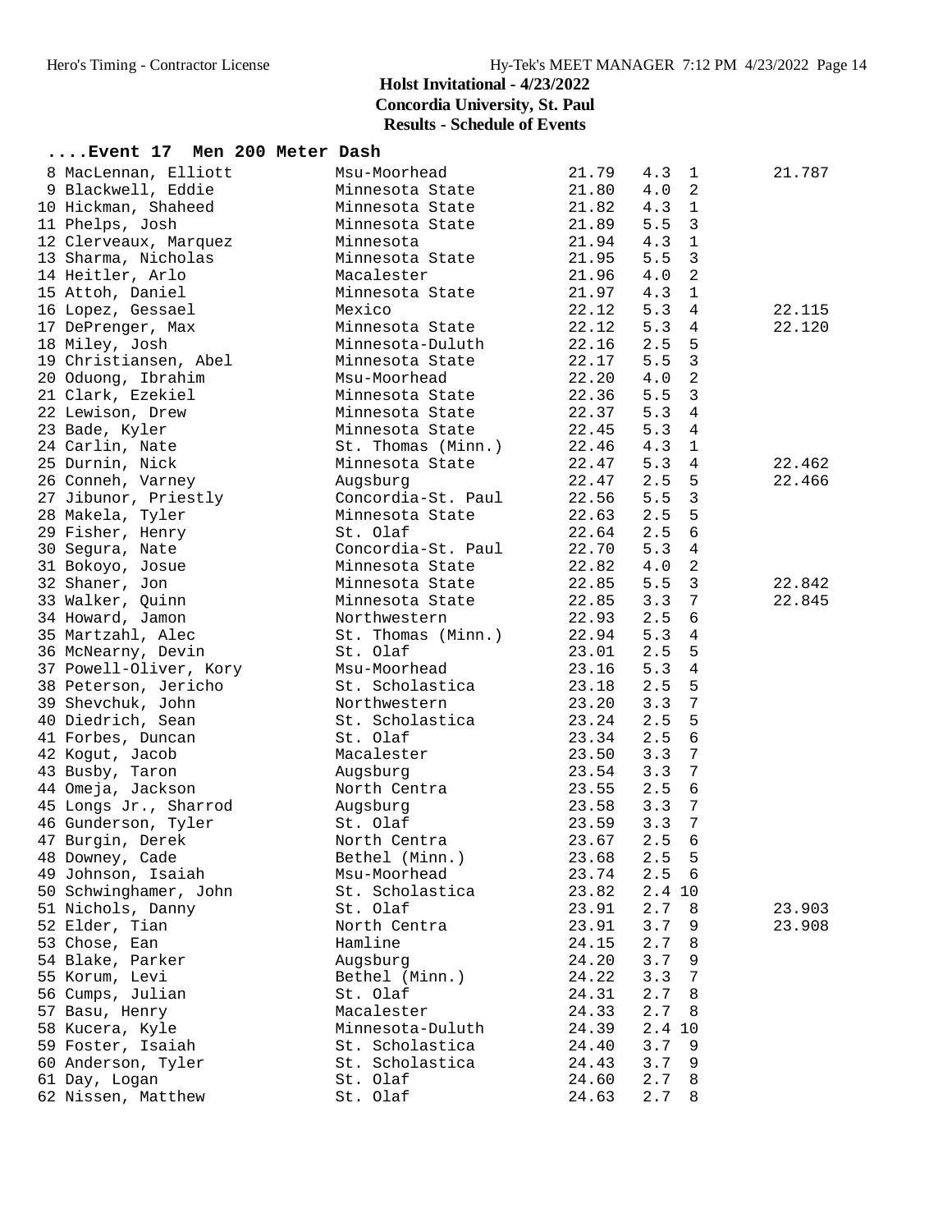# Holst Invitational - 4/23/2022

**Concordia University, St. Paul**

**Results - Schedule of Events**

### ....Event 17 Men 200 Meter Dash

| Place | Name | School | Time | Wind | Heat | Tiebreak |
|---|---|---|---|---|---|---|
| 8 | MacLennan, Elliott | Msu-Moorhead | 21.79 | 4.3 | 1 | 21.787 |
| 9 | Blackwell, Eddie | Minnesota State | 21.80 | 4.0 | 2 | |
| 10 | Hickman, Shaheed | Minnesota State | 21.82 | 4.3 | 1 | |
| 11 | Phelps, Josh | Minnesota State | 21.89 | 5.5 | 3 | |
| 12 | Clerveaux, Marquez | Minnesota | 21.94 | 4.3 | 1 | |
| 13 | Sharma, Nicholas | Minnesota State | 21.95 | 5.5 | 3 | |
| 14 | Heitler, Arlo | Macalester | 21.96 | 4.0 | 2 | |
| 15 | Attoh, Daniel | Minnesota State | 21.97 | 4.3 | 1 | |
| 16 | Lopez, Gessael | Mexico | 22.12 | 5.3 | 4 | 22.115 |
| 17 | DePrenger, Max | Minnesota State | 22.12 | 5.3 | 4 | 22.120 |
| 18 | Miley, Josh | Minnesota-Duluth | 22.16 | 2.5 | 5 | |
| 19 | Christiansen, Abel | Minnesota State | 22.17 | 5.5 | 3 | |
| 20 | Oduong, Ibrahim | Msu-Moorhead | 22.20 | 4.0 | 2 | |
| 21 | Clark, Ezekiel | Minnesota State | 22.36 | 5.5 | 3 | |
| 22 | Lewison, Drew | Minnesota State | 22.37 | 5.3 | 4 | |
| 23 | Bade, Kyler | Minnesota State | 22.45 | 5.3 | 4 | |
| 24 | Carlin, Nate | St. Thomas (Minn.) | 22.46 | 4.3 | 1 | |
| 25 | Durnin, Nick | Minnesota State | 22.47 | 5.3 | 4 | 22.462 |
| 26 | Conneh, Varney | Augsburg | 22.47 | 2.5 | 5 | 22.466 |
| 27 | Jibunor, Priestly | Concordia-St. Paul | 22.56 | 5.5 | 3 | |
| 28 | Makela, Tyler | Minnesota State | 22.63 | 2.5 | 5 | |
| 29 | Fisher, Henry | St. Olaf | 22.64 | 2.5 | 6 | |
| 30 | Segura, Nate | Concordia-St. Paul | 22.70 | 5.3 | 4 | |
| 31 | Bokoyo, Josue | Minnesota State | 22.82 | 4.0 | 2 | |
| 32 | Shaner, Jon | Minnesota State | 22.85 | 5.5 | 3 | 22.842 |
| 33 | Walker, Quinn | Minnesota State | 22.85 | 3.3 | 7 | 22.845 |
| 34 | Howard, Jamon | Northwestern | 22.93 | 2.5 | 6 | |
| 35 | Martzahl, Alec | St. Thomas (Minn.) | 22.94 | 5.3 | 4 | |
| 36 | McNearny, Devin | St. Olaf | 23.01 | 2.5 | 5 | |
| 37 | Powell-Oliver, Kory | Msu-Moorhead | 23.16 | 5.3 | 4 | |
| 38 | Peterson, Jericho | St. Scholastica | 23.18 | 2.5 | 5 | |
| 39 | Shevchuk, John | Northwestern | 23.20 | 3.3 | 7 | |
| 40 | Diedrich, Sean | St. Scholastica | 23.24 | 2.5 | 5 | |
| 41 | Forbes, Duncan | St. Olaf | 23.34 | 2.5 | 6 | |
| 42 | Kogut, Jacob | Macalester | 23.50 | 3.3 | 7 | |
| 43 | Busby, Taron | Augsburg | 23.54 | 3.3 | 7 | |
| 44 | Omeja, Jackson | North Centra | 23.55 | 2.5 | 6 | |
| 45 | Longs Jr., Sharrod | Augsburg | 23.58 | 3.3 | 7 | |
| 46 | Gunderson, Tyler | St. Olaf | 23.59 | 3.3 | 7 | |
| 47 | Burgin, Derek | North Centra | 23.67 | 2.5 | 6 | |
| 48 | Downey, Cade | Bethel (Minn.) | 23.68 | 2.5 | 5 | |
| 49 | Johnson, Isaiah | Msu-Moorhead | 23.74 | 2.5 | 6 | |
| 50 | Schwinghamer, John | St. Scholastica | 23.82 | 2.4 | 10 | |
| 51 | Nichols, Danny | St. Olaf | 23.91 | 2.7 | 8 | 23.903 |
| 52 | Elder, Tian | North Centra | 23.91 | 3.7 | 9 | 23.908 |
| 53 | Chose, Ean | Hamline | 24.15 | 2.7 | 8 | |
| 54 | Blake, Parker | Augsburg | 24.20 | 3.7 | 9 | |
| 55 | Korum, Levi | Bethel (Minn.) | 24.22 | 3.3 | 7 | |
| 56 | Cumps, Julian | St. Olaf | 24.31 | 2.7 | 8 | |
| 57 | Basu, Henry | Macalester | 24.33 | 2.7 | 8 | |
| 58 | Kucera, Kyle | Minnesota-Duluth | 24.39 | 2.4 | 10 | |
| 59 | Foster, Isaiah | St. Scholastica | 24.40 | 3.7 | 9 | |
| 60 | Anderson, Tyler | St. Scholastica | 24.43 | 3.7 | 9 | |
| 61 | Day, Logan | St. Olaf | 24.60 | 2.7 | 8 | |
| 62 | Nissen, Matthew | St. Olaf | 24.63 | 2.7 | 8 | |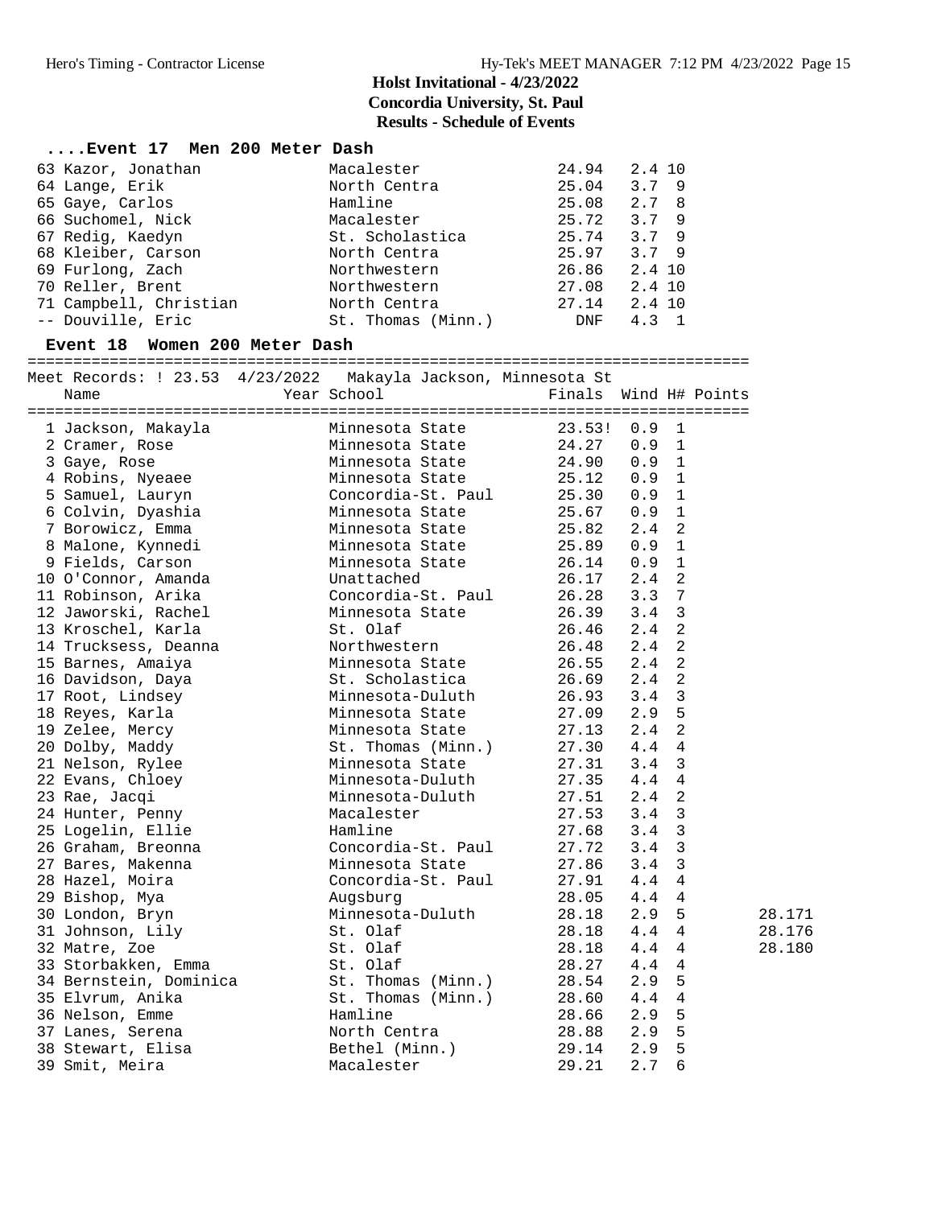# Holst Invitational - 4/23/2022

**Concordia University, St. Paul**

**Results - Schedule of Events**

### ....Event 17 Men 200 Meter Dash

| Place | Name | Year | School | Finals | Wind | H# | Points |
|---|---|---|---|---|---|---|---|
| 63 | Kazor, Jonathan | | Macalester | 24.94 | 2.4 | 10 | |
| 64 | Lange, Erik | | North Centra | 25.04 | 3.7 | 9 | |
| 65 | Gaye, Carlos | | Hamline | 25.08 | 2.7 | 8 | |
| 66 | Suchomel, Nick | | Macalester | 25.72 | 3.7 | 9 | |
| 67 | Redig, Kaedyn | | St. Scholastica | 25.74 | 3.7 | 9 | |
| 68 | Kleiber, Carson | | North Centra | 25.97 | 3.7 | 9 | |
| 69 | Furlong, Zach | | Northwestern | 26.86 | 2.4 | 10 | |
| 70 | Reller, Brent | | Northwestern | 27.08 | 2.4 | 10 | |
| 71 | Campbell, Christian | | North Centra | 27.14 | 2.4 | 10 | |
| -- | Douville, Eric | | St. Thomas (Minn.) | DNF | 4.3 | 1 | |

### Event 18 Women 200 Meter Dash

Meet Records: ! 23.53 4/23/2022 Makayla Jackson, Minnesota St

| Place | Name | Year | School | Finals | Wind | H# | Points | |
|---|---|---|---|---|---|---|---|---|
| 1 | Jackson, Makayla | | Minnesota State | 23.53! | 0.9 | 1 | | |
| 2 | Cramer, Rose | | Minnesota State | 24.27 | 0.9 | 1 | | |
| 3 | Gaye, Rose | | Minnesota State | 24.90 | 0.9 | 1 | | |
| 4 | Robins, Nyeaee | | Minnesota State | 25.12 | 0.9 | 1 | | |
| 5 | Samuel, Lauryn | | Concordia-St. Paul | 25.30 | 0.9 | 1 | | |
| 6 | Colvin, Dyashia | | Minnesota State | 25.67 | 0.9 | 1 | | |
| 7 | Borowicz, Emma | | Minnesota State | 25.82 | 2.4 | 2 | | |
| 8 | Malone, Kynnedi | | Minnesota State | 25.89 | 0.9 | 1 | | |
| 9 | Fields, Carson | | Minnesota State | 26.14 | 0.9 | 1 | | |
| 10 | O'Connor, Amanda | | Unattached | 26.17 | 2.4 | 2 | | |
| 11 | Robinson, Arika | | Concordia-St. Paul | 26.28 | 3.3 | 7 | | |
| 12 | Jaworski, Rachel | | Minnesota State | 26.39 | 3.4 | 3 | | |
| 13 | Kroschel, Karla | | St. Olaf | 26.46 | 2.4 | 2 | | |
| 14 | Trucksess, Deanna | | Northwestern | 26.48 | 2.4 | 2 | | |
| 15 | Barnes, Amaiya | | Minnesota State | 26.55 | 2.4 | 2 | | |
| 16 | Davidson, Daya | | St. Scholastica | 26.69 | 2.4 | 2 | | |
| 17 | Root, Lindsey | | Minnesota-Duluth | 26.93 | 3.4 | 3 | | |
| 18 | Reyes, Karla | | Minnesota State | 27.09 | 2.9 | 5 | | |
| 19 | Zelee, Mercy | | Minnesota State | 27.13 | 2.4 | 2 | | |
| 20 | Dolby, Maddy | | St. Thomas (Minn.) | 27.30 | 4.4 | 4 | | |
| 21 | Nelson, Rylee | | Minnesota State | 27.31 | 3.4 | 3 | | |
| 22 | Evans, Chloey | | Minnesota-Duluth | 27.35 | 4.4 | 4 | | |
| 23 | Rae, Jacqi | | Minnesota-Duluth | 27.51 | 2.4 | 2 | | |
| 24 | Hunter, Penny | | Macalester | 27.53 | 3.4 | 3 | | |
| 25 | Logelin, Ellie | | Hamline | 27.68 | 3.4 | 3 | | |
| 26 | Graham, Breonna | | Concordia-St. Paul | 27.72 | 3.4 | 3 | | |
| 27 | Bares, Makenna | | Minnesota State | 27.86 | 3.4 | 3 | | |
| 28 | Hazel, Moira | | Concordia-St. Paul | 27.91 | 4.4 | 4 | | |
| 29 | Bishop, Mya | | Augsburg | 28.05 | 4.4 | 4 | | |
| 30 | London, Bryn | | Minnesota-Duluth | 28.18 | 2.9 | 5 | | 28.171 |
| 31 | Johnson, Lily | | St. Olaf | 28.18 | 4.4 | 4 | | 28.176 |
| 32 | Matre, Zoe | | St. Olaf | 28.18 | 4.4 | 4 | | 28.180 |
| 33 | Storbakken, Emma | | St. Olaf | 28.27 | 4.4 | 4 | | |
| 34 | Bernstein, Dominica | | St. Thomas (Minn.) | 28.54 | 2.9 | 5 | | |
| 35 | Elvrum, Anika | | St. Thomas (Minn.) | 28.60 | 4.4 | 4 | | |
| 36 | Nelson, Emme | | Hamline | 28.66 | 2.9 | 5 | | |
| 37 | Lanes, Serena | | North Centra | 28.88 | 2.9 | 5 | | |
| 38 | Stewart, Elisa | | Bethel (Minn.) | 29.14 | 2.9 | 5 | | |
| 39 | Smit, Meira | | Macalester | 29.21 | 2.7 | 6 | | |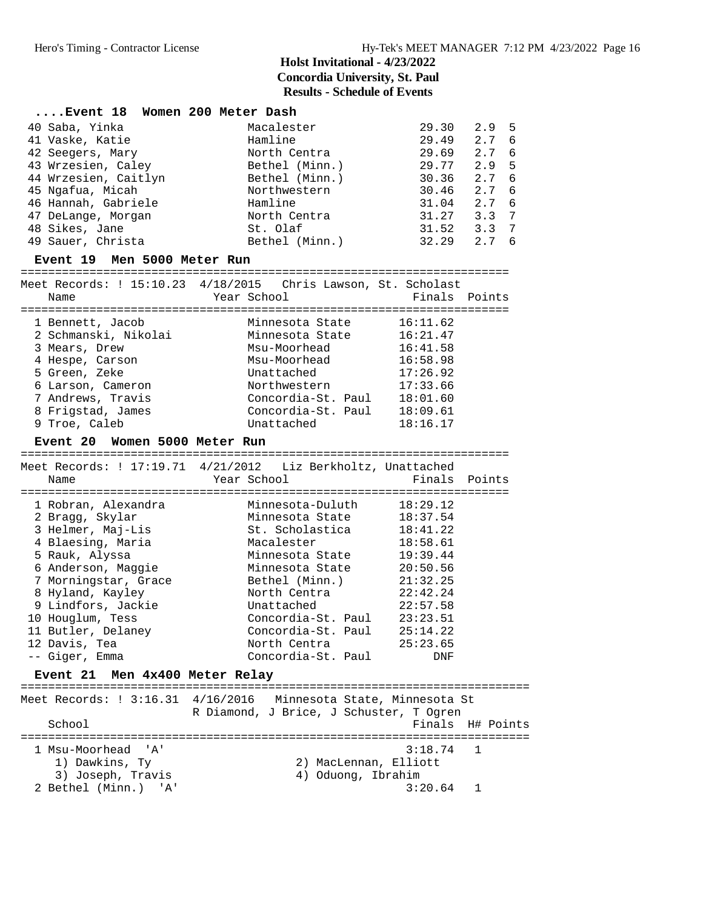# Holst Invitational - 4/23/2022

**Concordia University, St. Paul**

**Results - Schedule of Events**

### ....Event 18 Women 200 Meter Dash

| Place | Name | School | Finals | Wind | H# |
|---|---|---|---|---|---|
| 40 | Saba, Yinka | Macalester | 29.30 | 2.9 | 5 |
| 41 | Vaske, Katie | Hamline | 29.49 | 2.7 | 6 |
| 42 | Seegers, Mary | North Centra | 29.69 | 2.7 | 6 |
| 43 | Wrzesien, Caley | Bethel (Minn.) | 29.77 | 2.9 | 5 |
| 44 | Wrzesien, Caitlyn | Bethel (Minn.) | 30.36 | 2.7 | 6 |
| 45 | Ngafua, Micah | Northwestern | 30.46 | 2.7 | 6 |
| 46 | Hannah, Gabriele | Hamline | 31.04 | 2.7 | 6 |
| 47 | DeLange, Morgan | North Centra | 31.27 | 3.3 | 7 |
| 48 | Sikes, Jane | St. Olaf | 31.52 | 3.3 | 7 |
| 49 | Sauer, Christa | Bethel (Minn.) | 32.29 | 2.7 | 6 |

### Event 19 Men 5000 Meter Run

Meet Records: ! 15:10.23 4/18/2015 Chris Lawson, St. Scholast

| Place | Name | Year School | Finals | Points |
|---|---|---|---|---|
| 1 | Bennett, Jacob | Minnesota State | 16:11.62 | |
| 2 | Schmanski, Nikolai | Minnesota State | 16:21.47 | |
| 3 | Mears, Drew | Msu-Moorhead | 16:41.58 | |
| 4 | Hespe, Carson | Msu-Moorhead | 16:58.98 | |
| 5 | Green, Zeke | Unattached | 17:26.92 | |
| 6 | Larson, Cameron | Northwestern | 17:33.66 | |
| 7 | Andrews, Travis | Concordia-St. Paul | 18:01.60 | |
| 8 | Frigstad, James | Concordia-St. Paul | 18:09.61 | |
| 9 | Troe, Caleb | Unattached | 18:16.17 | |

### Event 20 Women 5000 Meter Run

Meet Records: ! 17:19.71 4/21/2012 Liz Berkholtz, Unattached

| Place | Name | Year School | Finals | Points |
|---|---|---|---|---|
| 1 | Robran, Alexandra | Minnesota-Duluth | 18:29.12 | |
| 2 | Bragg, Skylar | Minnesota State | 18:37.54 | |
| 3 | Helmer, Maj-Lis | St. Scholastica | 18:41.22 | |
| 4 | Blaesing, Maria | Macalester | 18:58.61 | |
| 5 | Rauk, Alyssa | Minnesota State | 19:39.44 | |
| 6 | Anderson, Maggie | Minnesota State | 20:50.56 | |
| 7 | Morningstar, Grace | Bethel (Minn.) | 21:32.25 | |
| 8 | Hyland, Kayley | North Centra | 22:42.24 | |
| 9 | Lindfors, Jackie | Unattached | 22:57.58 | |
| 10 | Houglum, Tess | Concordia-St. Paul | 23:23.51 | |
| 11 | Butler, Delaney | Concordia-St. Paul | 25:14.22 | |
| 12 | Davis, Tea | North Centra | 25:23.65 | |
| -- | Giger, Emma | Concordia-St. Paul | DNF | |

### Event 21 Men 4x400 Meter Relay

Meet Records: ! 3:16.31 4/16/2016 Minnesota State, Minnesota St
R Diamond, J Brice, J Schuster, T Ogren

| Place | School | Finals | H# | Points |
|---|---|---|---|---|
| 1 | Msu-Moorhead 'A' | 3:18.74 | 1 | |
| | 1) Dawkins, Ty 2) MacLennan, Elliott 3) Joseph, Travis 4) Oduong, Ibrahim | | | |
| 2 | Bethel (Minn.) 'A' | 3:20.64 | 1 | |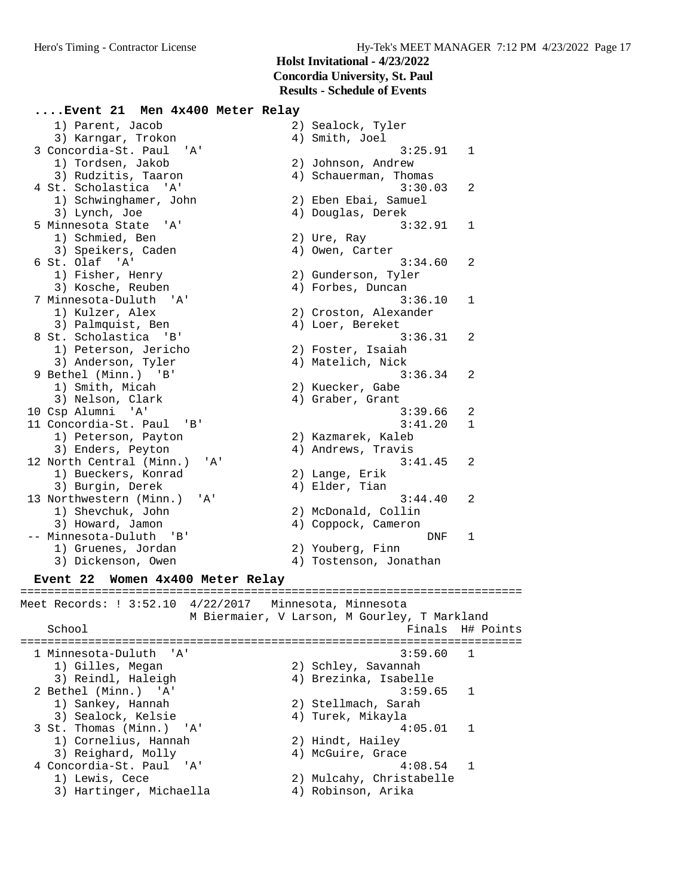**Holst Invitational - 4/23/2022**
**Concordia University, St. Paul**
**Results - Schedule of Events**

## ....Event 21 Men 4x400 Meter Relay

```
    1) Parent, Jacob                  2) Sealock, Tyler
    3) Karngar, Trokon                4) Smith, Joel
  3 Concordia-St. Paul  'A'                          3:25.91   1
    1) Tordsen, Jakob                 2) Johnson, Andrew
    3) Rudzitis, Taaron               4) Schauerman, Thomas
  4 St. Scholastica  'A'                             3:30.03   2
    1) Schwinghamer, John             2) Eben Ebai, Samuel
    3) Lynch, Joe                     4) Douglas, Derek
  5 Minnesota State  'A'                             3:32.91   1
    1) Schmied, Ben                   2) Ure, Ray
    3) Speikers, Caden                4) Owen, Carter
  6 St. Olaf  'A'                                    3:34.60   2
    1) Fisher, Henry                  2) Gunderson, Tyler
    3) Kosche, Reuben                 4) Forbes, Duncan
  7 Minnesota-Duluth  'A'                            3:36.10   1
    1) Kulzer, Alex                   2) Croston, Alexander
    3) Palmquist, Ben                 4) Loer, Bereket
  8 St. Scholastica  'B'                             3:36.31   2
    1) Peterson, Jericho              2) Foster, Isaiah
    3) Anderson, Tyler                4) Matelich, Nick
  9 Bethel (Minn.)  'B'                              3:36.34   2
    1) Smith, Micah                   2) Kuecker, Gabe
    3) Nelson, Clark                  4) Graber, Grant
 10 Csp Alumni  'A'                                  3:39.66   2
 11 Concordia-St. Paul  'B'                          3:41.20   1
    1) Peterson, Payton               2) Kazmarek, Kaleb
    3) Enders, Peyton                 4) Andrews, Travis
 12 North Central (Minn.)  'A'                       3:41.45   2
    1) Bueckers, Konrad               2) Lange, Erik
    3) Burgin, Derek                  4) Elder, Tian
 13 Northwestern (Minn.)  'A'                        3:44.40   2
    1) Shevchuk, John                 2) McDonald, Collin
    3) Howard, Jamon                  4) Coppock, Cameron
 -- Minnesota-Duluth  'B'                                DNF   1
    1) Gruenes, Jordan                2) Youberg, Finn
    3) Dickenson, Owen                4) Tostenson, Jonathan
```

## Event 22 Women 4x400 Meter Relay

```
==========================================================================
Meet Records: ! 3:52.10  4/22/2017   Minnesota, Minnesota
                         M Biermaier, V Larson, M Gourley, T Markland
    School                                          Finals  H# Points
==========================================================================
  1 Minnesota-Duluth  'A'                            3:59.60   1
    1) Gilles, Megan                  2) Schley, Savannah
    3) Reindl, Haleigh                4) Brezinka, Isabelle
  2 Bethel (Minn.)  'A'                              3:59.65   1
    1) Sankey, Hannah                 2) Stellmach, Sarah
    3) Sealock, Kelsie                4) Turek, Mikayla
  3 St. Thomas (Minn.)  'A'                          4:05.01   1
    1) Cornelius, Hannah              2) Hindt, Hailey
    3) Reighard, Molly                4) McGuire, Grace
  4 Concordia-St. Paul  'A'                          4:08.54   1
    1) Lewis, Cece                    2) Mulcahy, Christabelle
    3) Hartinger, Michaella           4) Robinson, Arika
```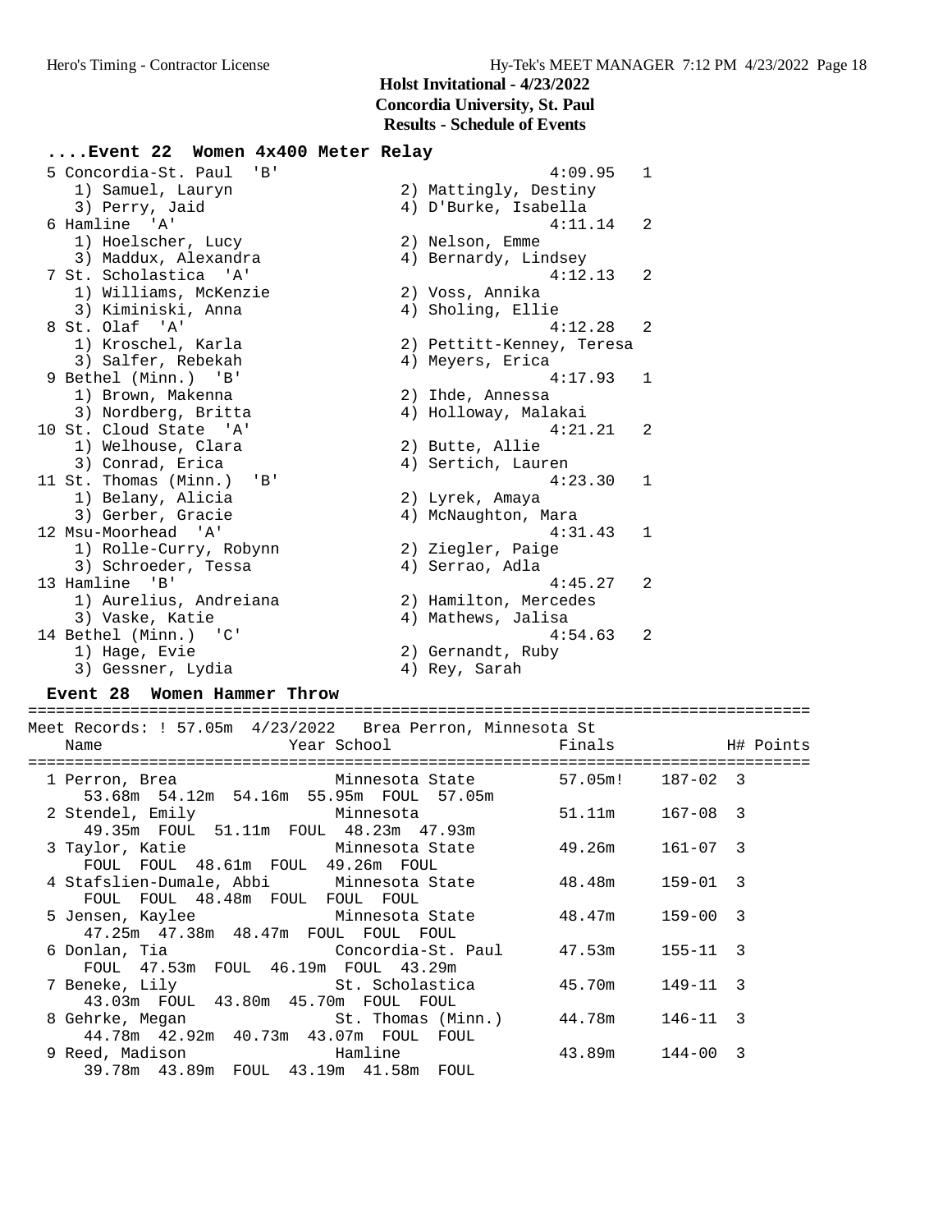## Holst Invitational - 4/23/2022
### Concordia University, St. Paul
### Results - Schedule of Events

### ....Event 22 Women 4x400 Meter Relay

```
  5 Concordia-St. Paul  'B'                           4:09.95   1
     1) Samuel, Lauryn                  2) Mattingly, Destiny
     3) Perry, Jaid                     4) D'Burke, Isabella
  6 Hamline  'A'                                      4:11.14   2
     1) Hoelscher, Lucy                 2) Nelson, Emme
     3) Maddux, Alexandra               4) Bernardy, Lindsey
  7 St. Scholastica  'A'                              4:12.13   2
     1) Williams, McKenzie              2) Voss, Annika
     3) Kiminiski, Anna                 4) Sholing, Ellie
  8 St. Olaf  'A'                                     4:12.28   2
     1) Kroschel, Karla                 2) Pettitt-Kenney, Teresa
     3) Salfer, Rebekah                 4) Meyers, Erica
  9 Bethel (Minn.)  'B'                               4:17.93   1
     1) Brown, Makenna                  2) Ihde, Annessa
     3) Nordberg, Britta                4) Holloway, Malakai
 10 St. Cloud State  'A'                              4:21.21   2
     1) Welhouse, Clara                 2) Butte, Allie
     3) Conrad, Erica                   4) Sertich, Lauren
 11 St. Thomas (Minn.)  'B'                           4:23.30   1
     1) Belany, Alicia                  2) Lyrek, Amaya
     3) Gerber, Gracie                  4) McNaughton, Mara
 12 Msu-Moorhead  'A'                                 4:31.43   1
     1) Rolle-Curry, Robynn             2) Ziegler, Paige
     3) Schroeder, Tessa                4) Serrao, Adla
 13 Hamline  'B'                                      4:45.27   2
     1) Aurelius, Andreiana             2) Hamilton, Mercedes
     3) Vaske, Katie                    4) Mathews, Jalisa
 14 Bethel (Minn.)  'C'                               4:54.63   2
     1) Hage, Evie                      2) Gernandt, Ruby
     3) Gessner, Lydia                  4) Rey, Sarah
```

### Event 28 Women Hammer Throw

```
===================================================================================
Meet Records: ! 57.05m  4/23/2022   Brea Perron, Minnesota St
    Name                    Year School                 Finals            H# Points
===================================================================================
  1 Perron, Brea                 Minnesota State        57.05m!   187-02  3
      53.68m  54.12m  54.16m  55.95m  FOUL  57.05m
  2 Stendel, Emily               Minnesota              51.11m    167-08  3
      49.35m  FOUL  51.11m  FOUL  48.23m  47.93m
  3 Taylor, Katie                Minnesota State        49.26m    161-07  3
      FOUL  FOUL  48.61m  FOUL  49.26m  FOUL
  4 Stafslien-Dumale, Abbi       Minnesota State        48.48m    159-01  3
      FOUL  FOUL  48.48m  FOUL  FOUL  FOUL
  5 Jensen, Kaylee               Minnesota State        48.47m    159-00  3
      47.25m  47.38m  48.47m  FOUL  FOUL  FOUL
  6 Donlan, Tia                  Concordia-St. Paul     47.53m    155-11  3
      FOUL  47.53m  FOUL  46.19m  FOUL  43.29m
  7 Beneke, Lily                 St. Scholastica        45.70m    149-11  3
      43.03m  FOUL  43.80m  45.70m  FOUL  FOUL
  8 Gehrke, Megan                St. Thomas (Minn.)     44.78m    146-11  3
      44.78m  42.92m  40.73m  43.07m  FOUL  FOUL
  9 Reed, Madison                Hamline                43.89m    144-00  3
      39.78m  43.89m  FOUL  43.19m  41.58m  FOUL
```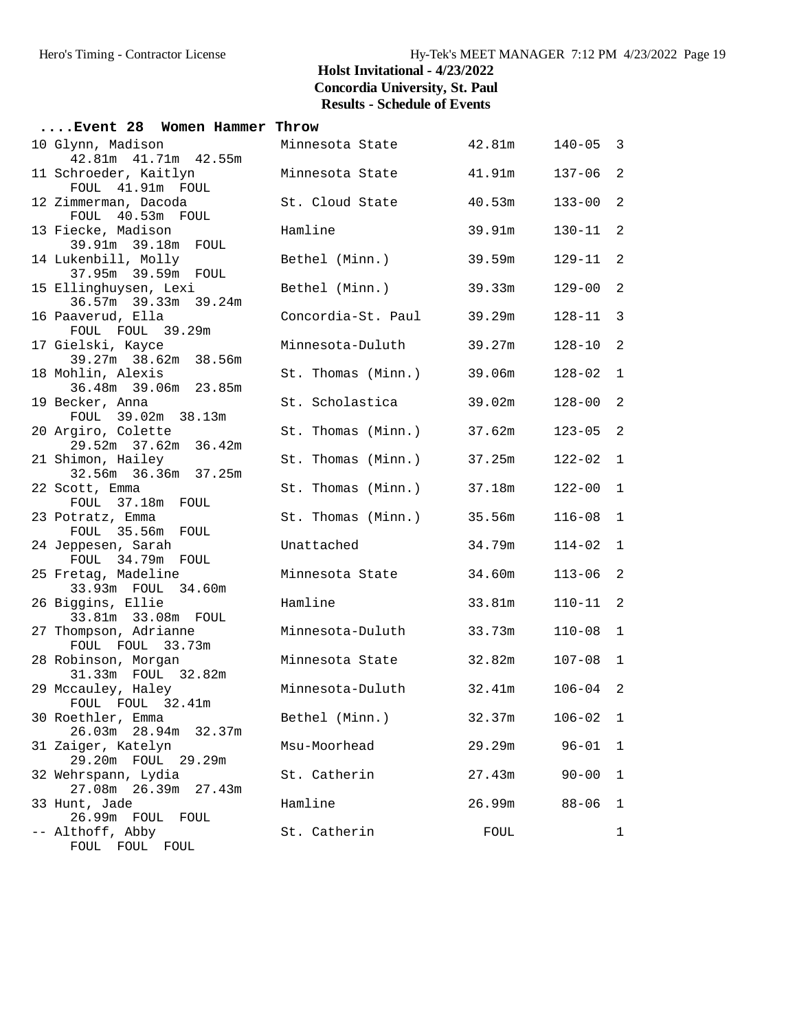## Holst Invitational - 4/23/2022

### Concordia University, St. Paul

### Results - Schedule of Events

**....Event 28 Women Hammer Throw**

| Place | Name | School | Mark | Imperial | Flight |
|---|---|---|---|---|---|
| 10 | Glynn, Madison | Minnesota State | 42.81m | 140-05 | 3 |
| | 42.81m 41.71m 42.55m | | | | |
| 11 | Schroeder, Kaitlyn | Minnesota State | 41.91m | 137-06 | 2 |
| | FOUL 41.91m FOUL | | | | |
| 12 | Zimmerman, Dacoda | St. Cloud State | 40.53m | 133-00 | 2 |
| | FOUL 40.53m FOUL | | | | |
| 13 | Fiecke, Madison | Hamline | 39.91m | 130-11 | 2 |
| | 39.91m 39.18m FOUL | | | | |
| 14 | Lukenbill, Molly | Bethel (Minn.) | 39.59m | 129-11 | 2 |
| | 37.95m 39.59m FOUL | | | | |
| 15 | Ellinghuysen, Lexi | Bethel (Minn.) | 39.33m | 129-00 | 2 |
| | 36.57m 39.33m 39.24m | | | | |
| 16 | Paaverud, Ella | Concordia-St. Paul | 39.29m | 128-11 | 3 |
| | FOUL FOUL 39.29m | | | | |
| 17 | Gielski, Kayce | Minnesota-Duluth | 39.27m | 128-10 | 2 |
| | 39.27m 38.62m 38.56m | | | | |
| 18 | Mohlin, Alexis | St. Thomas (Minn.) | 39.06m | 128-02 | 1 |
| | 36.48m 39.06m 23.85m | | | | |
| 19 | Becker, Anna | St. Scholastica | 39.02m | 128-00 | 2 |
| | FOUL 39.02m 38.13m | | | | |
| 20 | Argiro, Colette | St. Thomas (Minn.) | 37.62m | 123-05 | 2 |
| | 29.52m 37.62m 36.42m | | | | |
| 21 | Shimon, Hailey | St. Thomas (Minn.) | 37.25m | 122-02 | 1 |
| | 32.56m 36.36m 37.25m | | | | |
| 22 | Scott, Emma | St. Thomas (Minn.) | 37.18m | 122-00 | 1 |
| | FOUL 37.18m FOUL | | | | |
| 23 | Potratz, Emma | St. Thomas (Minn.) | 35.56m | 116-08 | 1 |
| | FOUL 35.56m FOUL | | | | |
| 24 | Jeppesen, Sarah | Unattached | 34.79m | 114-02 | 1 |
| | FOUL 34.79m FOUL | | | | |
| 25 | Fretag, Madeline | Minnesota State | 34.60m | 113-06 | 2 |
| | 33.93m FOUL 34.60m | | | | |
| 26 | Biggins, Ellie | Hamline | 33.81m | 110-11 | 2 |
| | 33.81m 33.08m FOUL | | | | |
| 27 | Thompson, Adrianne | Minnesota-Duluth | 33.73m | 110-08 | 1 |
| | FOUL FOUL 33.73m | | | | |
| 28 | Robinson, Morgan | Minnesota State | 32.82m | 107-08 | 1 |
| | 31.33m FOUL 32.82m | | | | |
| 29 | Mccauley, Haley | Minnesota-Duluth | 32.41m | 106-04 | 2 |
| | FOUL FOUL 32.41m | | | | |
| 30 | Roethler, Emma | Bethel (Minn.) | 32.37m | 106-02 | 1 |
| | 26.03m 28.94m 32.37m | | | | |
| 31 | Zaiger, Katelyn | Msu-Moorhead | 29.29m | 96-01 | 1 |
| | 29.20m FOUL 29.29m | | | | |
| 32 | Wehrspann, Lydia | St. Catherin | 27.43m | 90-00 | 1 |
| | 27.08m 26.39m 27.43m | | | | |
| 33 | Hunt, Jade | Hamline | 26.99m | 88-06 | 1 |
| | 26.99m FOUL FOUL | | | | |
| -- | Althoff, Abby | St. Catherin | FOUL | | 1 |
| | FOUL FOUL FOUL | | | | |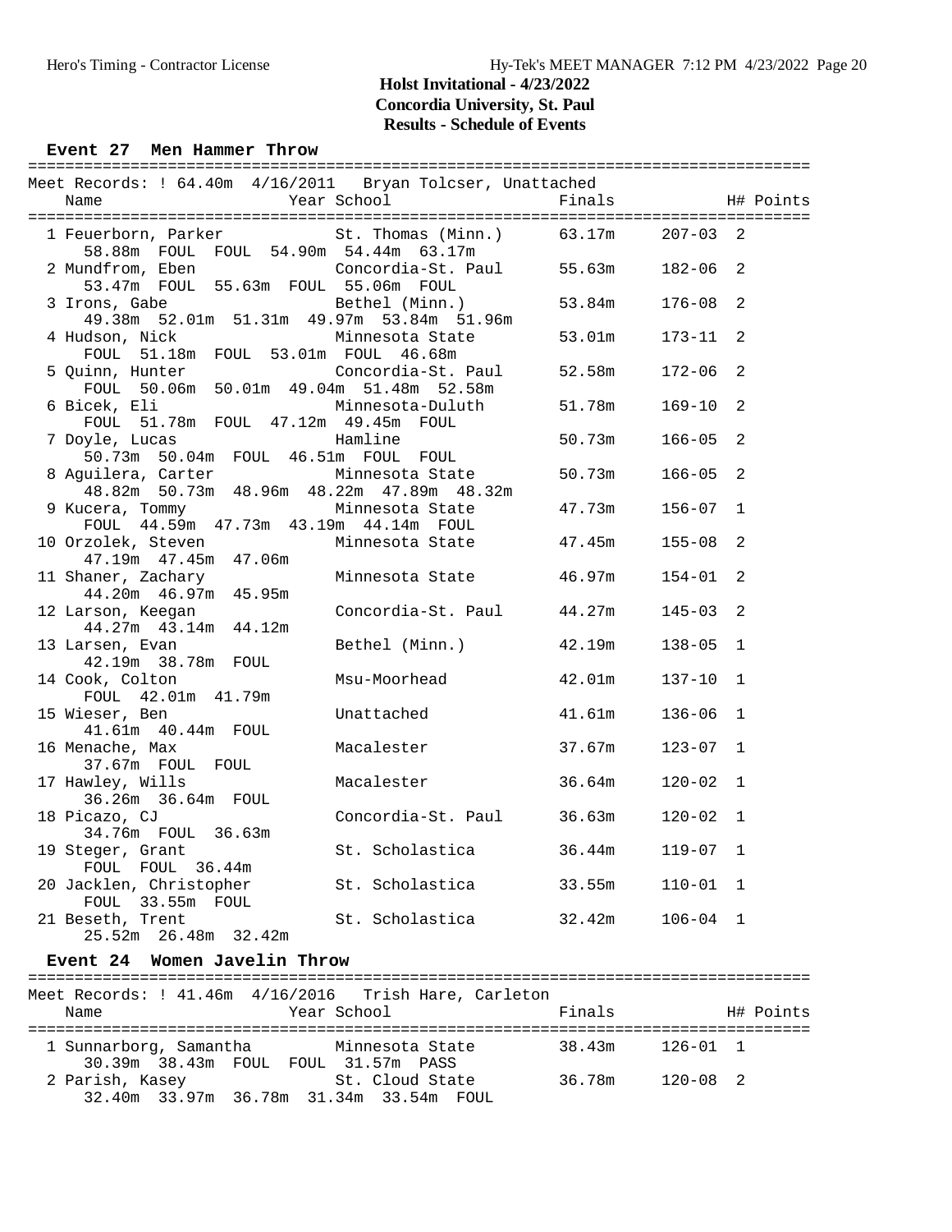# Holst Invitational - 4/23/2022
## Concordia University, St. Paul
## Results - Schedule of Events

### Event 27 Men Hammer Throw

Meet Records: ! 64.40m 4/16/2011 Bryan Tolcser, Unattached

| Place | Name | Year | School | Finals | | H# | Points |
|---|---|---|---|---|---|---|---|
| 1 | Feuerborn, Parker | | St. Thomas (Minn.) | 63.17m | 207-03 | 2 | |
| | 58.88m FOUL FOUL 54.90m 54.44m 63.17m | | | | | | |
| 2 | Mundfrom, Eben | | Concordia-St. Paul | 55.63m | 182-06 | 2 | |
| | 53.47m FOUL 55.63m FOUL 55.06m FOUL | | | | | | |
| 3 | Irons, Gabe | | Bethel (Minn.) | 53.84m | 176-08 | 2 | |
| | 49.38m 52.01m 51.31m 49.97m 53.84m 51.96m | | | | | | |
| 4 | Hudson, Nick | | Minnesota State | 53.01m | 173-11 | 2 | |
| | FOUL 51.18m FOUL 53.01m FOUL 46.68m | | | | | | |
| 5 | Quinn, Hunter | | Concordia-St. Paul | 52.58m | 172-06 | 2 | |
| | FOUL 50.06m 50.01m 49.04m 51.48m 52.58m | | | | | | |
| 6 | Bicek, Eli | | Minnesota-Duluth | 51.78m | 169-10 | 2 | |
| | FOUL 51.78m FOUL 47.12m 49.45m FOUL | | | | | | |
| 7 | Doyle, Lucas | | Hamline | 50.73m | 166-05 | 2 | |
| | 50.73m 50.04m FOUL 46.51m FOUL FOUL | | | | | | |
| 8 | Aguilera, Carter | | Minnesota State | 50.73m | 166-05 | 2 | |
| | 48.82m 50.73m 48.96m 48.22m 47.89m 48.32m | | | | | | |
| 9 | Kucera, Tommy | | Minnesota State | 47.73m | 156-07 | 1 | |
| | FOUL 44.59m 47.73m 43.19m 44.14m FOUL | | | | | | |
| 10 | Orzolek, Steven | | Minnesota State | 47.45m | 155-08 | 2 | |
| | 47.19m 47.45m 47.06m | | | | | | |
| 11 | Shaner, Zachary | | Minnesota State | 46.97m | 154-01 | 2 | |
| | 44.20m 46.97m 45.95m | | | | | | |
| 12 | Larson, Keegan | | Concordia-St. Paul | 44.27m | 145-03 | 2 | |
| | 44.27m 43.14m 44.12m | | | | | | |
| 13 | Larsen, Evan | | Bethel (Minn.) | 42.19m | 138-05 | 1 | |
| | 42.19m 38.78m FOUL | | | | | | |
| 14 | Cook, Colton | | Msu-Moorhead | 42.01m | 137-10 | 1 | |
| | FOUL 42.01m 41.79m | | | | | | |
| 15 | Wieser, Ben | | Unattached | 41.61m | 136-06 | 1 | |
| | 41.61m 40.44m FOUL | | | | | | |
| 16 | Menache, Max | | Macalester | 37.67m | 123-07 | 1 | |
| | 37.67m FOUL FOUL | | | | | | |
| 17 | Hawley, Wills | | Macalester | 36.64m | 120-02 | 1 | |
| | 36.26m 36.64m FOUL | | | | | | |
| 18 | Picazo, CJ | | Concordia-St. Paul | 36.63m | 120-02 | 1 | |
| | 34.76m FOUL 36.63m | | | | | | |
| 19 | Steger, Grant | | St. Scholastica | 36.44m | 119-07 | 1 | |
| | FOUL FOUL 36.44m | | | | | | |
| 20 | Jacklen, Christopher | | St. Scholastica | 33.55m | 110-01 | 1 | |
| | FOUL 33.55m FOUL | | | | | | |
| 21 | Beseth, Trent | | St. Scholastica | 32.42m | 106-04 | 1 | |
| | 25.52m 26.48m 32.42m | | | | | | |

### Event 24 Women Javelin Throw

Meet Records: ! 41.46m 4/16/2016 Trish Hare, Carleton

| Place | Name | Year | School | Finals | | H# | Points |
|---|---|---|---|---|---|---|---|
| 1 | Sunnarborg, Samantha | | Minnesota State | 38.43m | 126-01 | 1 | |
| | 30.39m 38.43m FOUL FOUL 31.57m PASS | | | | | | |
| 2 | Parish, Kasey | | St. Cloud State | 36.78m | 120-08 | 2 | |
| | 32.40m 33.97m 36.78m 31.34m 33.54m FOUL | | | | | | |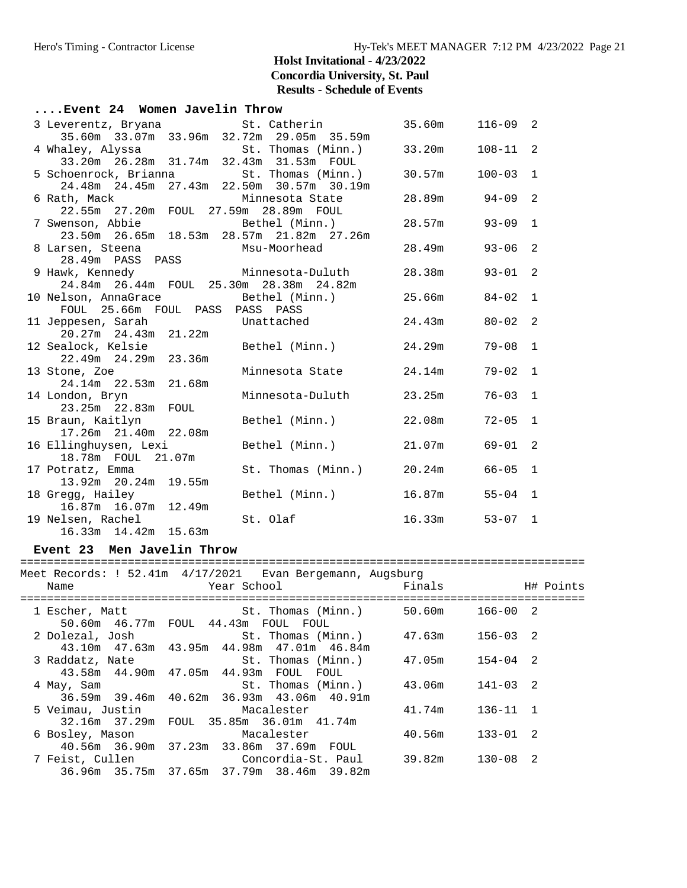# Holst Invitational - 4/23/2022
## Concordia University, St. Paul
### Results - Schedule of Events

#### ....Event 24 Women Javelin Throw

```
  3 Leverentz, Bryana          St. Catherin          35.60m    116-09  2
     35.60m  33.07m  33.96m  32.72m  29.05m  35.59m
  4 Whaley, Alyssa             St. Thomas (Minn.)    33.20m    108-11  2
     33.20m  26.28m  31.74m  32.43m  31.53m  FOUL
  5 Schoenrock, Brianna        St. Thomas (Minn.)    30.57m    100-03  1
     24.48m  24.45m  27.43m  22.50m  30.57m  30.19m
  6 Rath, Mack                 Minnesota State       28.89m     94-09  2
     22.55m  27.20m  FOUL  27.59m  28.89m  FOUL
  7 Swenson, Abbie             Bethel (Minn.)        28.57m     93-09  1
     23.50m  26.65m  18.53m  28.57m  21.82m  27.26m
  8 Larsen, Steena             Msu-Moorhead          28.49m     93-06  2
     28.49m  PASS  PASS
  9 Hawk, Kennedy              Minnesota-Duluth      28.38m     93-01  2
     24.84m  26.44m  FOUL  25.30m  28.38m  24.82m
 10 Nelson, AnnaGrace          Bethel (Minn.)        25.66m     84-02  1
     FOUL  25.66m  FOUL  PASS  PASS  PASS
 11 Jeppesen, Sarah            Unattached            24.43m     80-02  2
     20.27m  24.43m  21.22m
 12 Sealock, Kelsie            Bethel (Minn.)        24.29m     79-08  1
     22.49m  24.29m  23.36m
 13 Stone, Zoe                 Minnesota State       24.14m     79-02  1
     24.14m  22.53m  21.68m
 14 London, Bryn               Minnesota-Duluth      23.25m     76-03  1
     23.25m  22.83m  FOUL
 15 Braun, Kaitlyn             Bethel (Minn.)        22.08m     72-05  1
     17.26m  21.40m  22.08m
 16 Ellinghuysen, Lexi         Bethel (Minn.)        21.07m     69-01  2
     18.78m  FOUL  21.07m
 17 Potratz, Emma              St. Thomas (Minn.)    20.24m     66-05  1
     13.92m  20.24m  19.55m
 18 Gregg, Hailey              Bethel (Minn.)        16.87m     55-04  1
     16.87m  16.07m  12.49m
 19 Nelsen, Rachel             St. Olaf              16.33m     53-07  1
     16.33m  14.42m  15.63m
```

#### Event 23 Men Javelin Throw

```
===================================================================================
Meet Records: ! 52.41m  4/17/2021   Evan Bergemann, Augsburg
    Name                   Year School                 Finals            H# Points
===================================================================================
  1 Escher, Matt               St. Thomas (Minn.)    50.60m    166-00  2
     50.60m  46.77m  FOUL  44.43m  FOUL  FOUL
  2 Dolezal, Josh              St. Thomas (Minn.)    47.63m    156-03  2
     43.10m  47.63m  43.95m  44.98m  47.01m  46.84m
  3 Raddatz, Nate              St. Thomas (Minn.)    47.05m    154-04  2
     43.58m  44.90m  47.05m  44.93m  FOUL  FOUL
  4 May, Sam                   St. Thomas (Minn.)    43.06m    141-03  2
     36.59m  39.46m  40.62m  36.93m  43.06m  40.91m
  5 Veimau, Justin             Macalester            41.74m    136-11  1
     32.16m  37.29m  FOUL  35.85m  36.01m  41.74m
  6 Bosley, Mason              Macalester            40.56m    133-01  2
     40.56m  36.90m  37.23m  33.86m  37.69m  FOUL
  7 Feist, Cullen              Concordia-St. Paul    39.82m    130-08  2
     36.96m  35.75m  37.65m  37.79m  38.46m  39.82m
```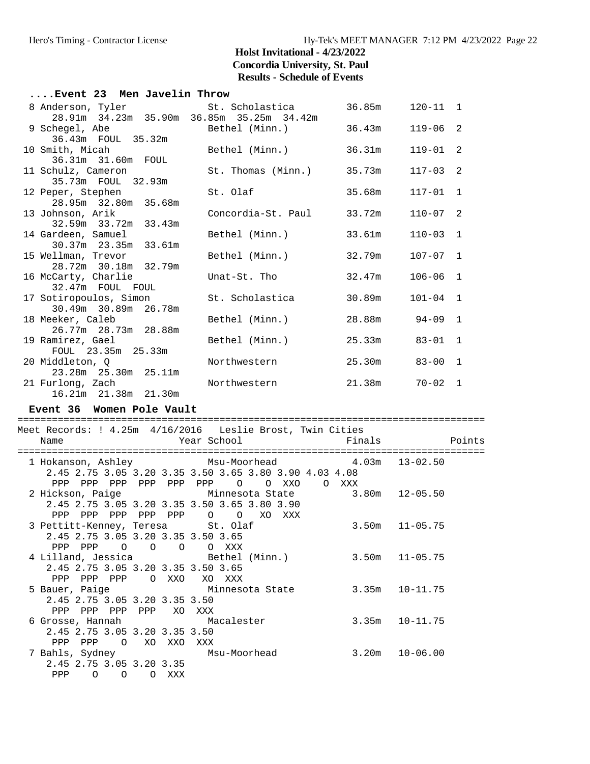# Holst Invitational - 4/23/2022

**Concordia University, St. Paul**

**Results - Schedule of Events**

### ....Event 23 Men Javelin Throw

```
  8 Anderson, Tyler            St. Scholastica         36.85m     120-11  1 
     28.91m  34.23m  35.90m  36.85m  35.25m  34.42m
  9 Schegel, Abe               Bethel (Minn.)          36.43m     119-06  2 
     36.43m  FOUL  35.32m
 10 Smith, Micah               Bethel (Minn.)          36.31m     119-01  2 
     36.31m  31.60m  FOUL
 11 Schulz, Cameron            St. Thomas (Minn.)      35.73m     117-03  2 
     35.73m  FOUL  32.93m
 12 Peper, Stephen             St. Olaf                35.68m     117-01  1 
     28.95m  32.80m  35.68m
 13 Johnson, Arik              Concordia-St. Paul      33.72m     110-07  2 
     32.59m  33.72m  33.43m
 14 Gardeen, Samuel            Bethel (Minn.)          33.61m     110-03  1 
     30.37m  23.35m  33.61m
 15 Wellman, Trevor            Bethel (Minn.)          32.79m     107-07  1 
     28.72m  30.18m  32.79m
 16 McCarty, Charlie           Unat-St. Tho            32.47m     106-06  1 
     32.47m  FOUL  FOUL
 17 Sotiropoulos, Simon        St. Scholastica         30.89m     101-04  1 
     30.49m  30.89m  26.78m
 18 Meeker, Caleb              Bethel (Minn.)          28.88m      94-09  1 
     26.77m  28.73m  28.88m
 19 Ramirez, Gael              Bethel (Minn.)          25.33m      83-01  1 
     FOUL  23.35m  25.33m
 20 Middleton, Q               Northwestern            25.30m      83-00  1 
     23.28m  25.30m  25.11m
 21 Furlong, Zach              Northwestern            21.38m      70-02  1 
     16.21m  21.38m  21.30m
```

### Event 36 Women Pole Vault

```
================================================================================
Meet Records: ! 4.25m  4/16/2016   Leslie Brost, Twin Cities
    Name                    Year School                 Finals            Points
================================================================================
  1 Hokanson, Ashley             Msu-Moorhead             4.03m   13-02.50
     2.45 2.75 3.05 3.20 3.35 3.50 3.65 3.80 3.90 4.03 4.08
      PPP  PPP  PPP  PPP  PPP  PPP    O    O  XXO    O  XXX
  2 Hickson, Paige               Minnesota State          3.80m   12-05.50
     2.45 2.75 3.05 3.20 3.35 3.50 3.65 3.80 3.90
      PPP  PPP  PPP  PPP  PPP    O    O   XO  XXX
  3 Pettitt-Kenney, Teresa       St. Olaf                 3.50m   11-05.75
     2.45 2.75 3.05 3.20 3.35 3.50 3.65
      PPP  PPP    O    O    O    O  XXX
  4 Lilland, Jessica             Bethel (Minn.)           3.50m   11-05.75
     2.45 2.75 3.05 3.20 3.35 3.50 3.65
      PPP  PPP  PPP    O  XXO   XO  XXX
  5 Bauer, Paige                 Minnesota State          3.35m   10-11.75
     2.45 2.75 3.05 3.20 3.35 3.50
      PPP  PPP  PPP  PPP   XO  XXX
  6 Grosse, Hannah               Macalester               3.35m   10-11.75
     2.45 2.75 3.05 3.20 3.35 3.50
      PPP  PPP    O   XO  XXO  XXX
  7 Bahls, Sydney                Msu-Moorhead             3.20m   10-06.00
     2.45 2.75 3.05 3.20 3.35
      PPP    O    O    O  XXX
```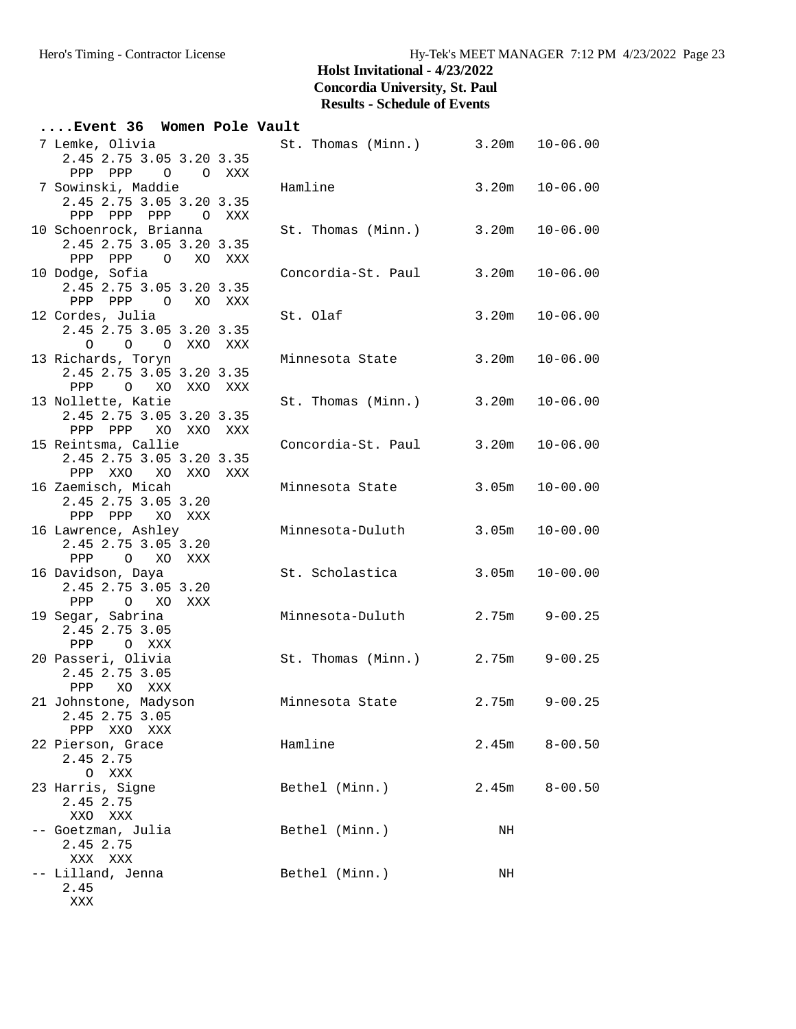## Holst Invitational - 4/23/2022
## Concordia University, St. Paul
## Results - Schedule of Events

```
....Event 36  Women Pole Vault
  7 Lemke, Olivia              St. Thomas (Minn.)      3.20m   10-06.00
     2.45 2.75 3.05 3.20 3.35
      PPP  PPP    O    O  XXX
  7 Sowinski, Maddie           Hamline                 3.20m   10-06.00
     2.45 2.75 3.05 3.20 3.35
      PPP  PPP  PPP    O  XXX
 10 Schoenrock, Brianna        St. Thomas (Minn.)      3.20m   10-06.00
     2.45 2.75 3.05 3.20 3.35
      PPP  PPP    O   XO  XXX
 10 Dodge, Sofia               Concordia-St. Paul      3.20m   10-06.00
     2.45 2.75 3.05 3.20 3.35
      PPP  PPP    O   XO  XXX
 12 Cordes, Julia              St. Olaf                3.20m   10-06.00
     2.45 2.75 3.05 3.20 3.35
        O    O    O  XXO  XXX
 13 Richards, Toryn            Minnesota State         3.20m   10-06.00
     2.45 2.75 3.05 3.20 3.35
      PPP    O   XO  XXO  XXX
 13 Nollette, Katie            St. Thomas (Minn.)      3.20m   10-06.00
     2.45 2.75 3.05 3.20 3.35
      PPP  PPP   XO  XXO  XXX
 15 Reintsma, Callie           Concordia-St. Paul      3.20m   10-06.00
     2.45 2.75 3.05 3.20 3.35
      PPP  XXO   XO  XXO  XXX
 16 Zaemisch, Micah            Minnesota State         3.05m   10-00.00
     2.45 2.75 3.05 3.20
      PPP  PPP   XO  XXX
 16 Lawrence, Ashley           Minnesota-Duluth        3.05m   10-00.00
     2.45 2.75 3.05 3.20
      PPP    O   XO  XXX
 16 Davidson, Daya             St. Scholastica         3.05m   10-00.00
     2.45 2.75 3.05 3.20
      PPP    O   XO  XXX
 19 Segar, Sabrina             Minnesota-Duluth        2.75m    9-00.25
     2.45 2.75 3.05
      PPP    O  XXX
 20 Passeri, Olivia            St. Thomas (Minn.)      2.75m    9-00.25
     2.45 2.75 3.05
      PPP   XO  XXX
 21 Johnstone, Madyson         Minnesota State         2.75m    9-00.25
     2.45 2.75 3.05
      PPP  XXO  XXX
 22 Pierson, Grace             Hamline                 2.45m    8-00.50
     2.45 2.75
        O  XXX
 23 Harris, Signe              Bethel (Minn.)          2.45m    8-00.50
     2.45 2.75
      XXO  XXX
 -- Goetzman, Julia            Bethel (Minn.)             NH
     2.45 2.75
      XXX  XXX
 -- Lilland, Jenna             Bethel (Minn.)             NH
     2.45
      XXX
```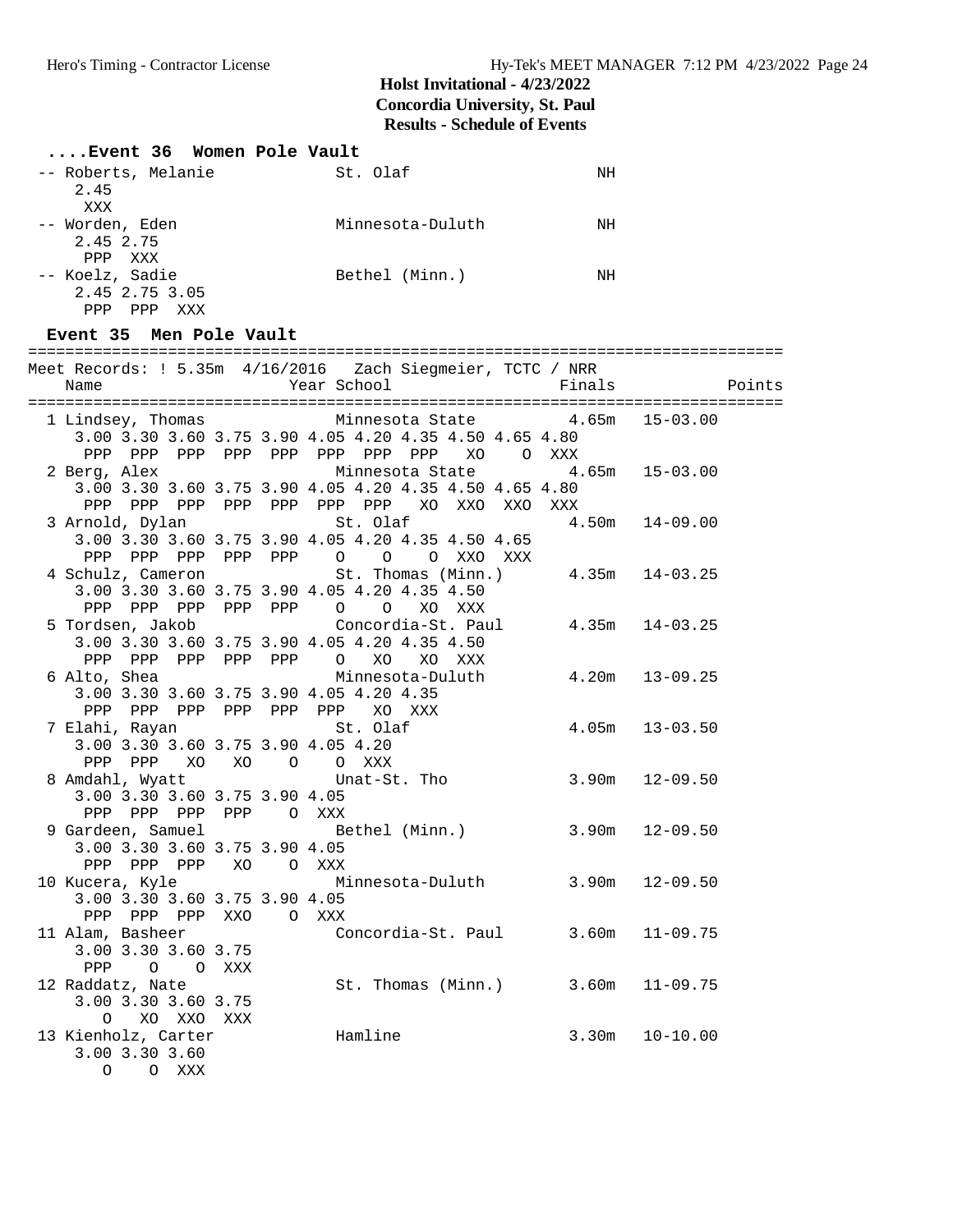# Holst Invitational - 4/23/2022

## Concordia University, St. Paul

## Results - Schedule of Events

```
 ....Event 36  Women Pole Vault
 -- Roberts, Melanie           St. Olaf                   NH            
     2.45
      XXX
 -- Worden, Eden               Minnesota-Duluth           NH            
     2.45 2.75
      PPP  XXX
 -- Koelz, Sadie               Bethel (Minn.)             NH            
     2.45 2.75 3.05
      PPP  PPP  XXX
```

```
Event 35  Men Pole Vault
================================================================================
Meet Records: ! 5.35m  4/16/2016   Zach Siegmeier, TCTC / NRR
    Name                    Year School                  Finals            Points
================================================================================
  1 Lindsey, Thomas              Minnesota State          4.65m   15-03.00  
     3.00 3.30 3.60 3.75 3.90 4.05 4.20 4.35 4.50 4.65 4.80
      PPP  PPP  PPP  PPP  PPP  PPP  PPP  PPP   XO    O  XXX
  2 Berg, Alex                   Minnesota State          4.65m   15-03.00  
     3.00 3.30 3.60 3.75 3.90 4.05 4.20 4.35 4.50 4.65 4.80
      PPP  PPP  PPP  PPP  PPP  PPP  PPP   XO  XXO  XXO  XXX
  3 Arnold, Dylan                St. Olaf                 4.50m   14-09.00  
     3.00 3.30 3.60 3.75 3.90 4.05 4.20 4.35 4.50 4.65
      PPP  PPP  PPP  PPP  PPP    O    O    O  XXO  XXX
  4 Schulz, Cameron              St. Thomas (Minn.)       4.35m   14-03.25  
     3.00 3.30 3.60 3.75 3.90 4.05 4.20 4.35 4.50
      PPP  PPP  PPP  PPP  PPP    O    O   XO  XXX
  5 Tordsen, Jakob               Concordia-St. Paul       4.35m   14-03.25  
     3.00 3.30 3.60 3.75 3.90 4.05 4.20 4.35 4.50
      PPP  PPP  PPP  PPP  PPP    O   XO   XO  XXX
  6 Alto, Shea                   Minnesota-Duluth         4.20m   13-09.25  
     3.00 3.30 3.60 3.75 3.90 4.05 4.20 4.35
      PPP  PPP  PPP  PPP  PPP  PPP   XO  XXX
  7 Elahi, Rayan                 St. Olaf                 4.05m   13-03.50  
     3.00 3.30 3.60 3.75 3.90 4.05 4.20
      PPP  PPP   XO   XO    O    O  XXX
  8 Amdahl, Wyatt                Unat-St. Tho             3.90m   12-09.50  
     3.00 3.30 3.60 3.75 3.90 4.05
      PPP  PPP  PPP  PPP    O  XXX
  9 Gardeen, Samuel              Bethel (Minn.)           3.90m   12-09.50  
     3.00 3.30 3.60 3.75 3.90 4.05
      PPP  PPP  PPP   XO    O  XXX
 10 Kucera, Kyle                 Minnesota-Duluth         3.90m   12-09.50  
     3.00 3.30 3.60 3.75 3.90 4.05
      PPP  PPP  PPP  XXO    O  XXX
 11 Alam, Basheer                Concordia-St. Paul       3.60m   11-09.75  
     3.00 3.30 3.60 3.75
      PPP    O    O  XXX
 12 Raddatz, Nate                St. Thomas (Minn.)       3.60m   11-09.75  
     3.00 3.30 3.60 3.75
        O   XO  XXO  XXX
 13 Kienholz, Carter             Hamline                  3.30m   10-10.00  
     3.00 3.30 3.60
        O    O  XXX
```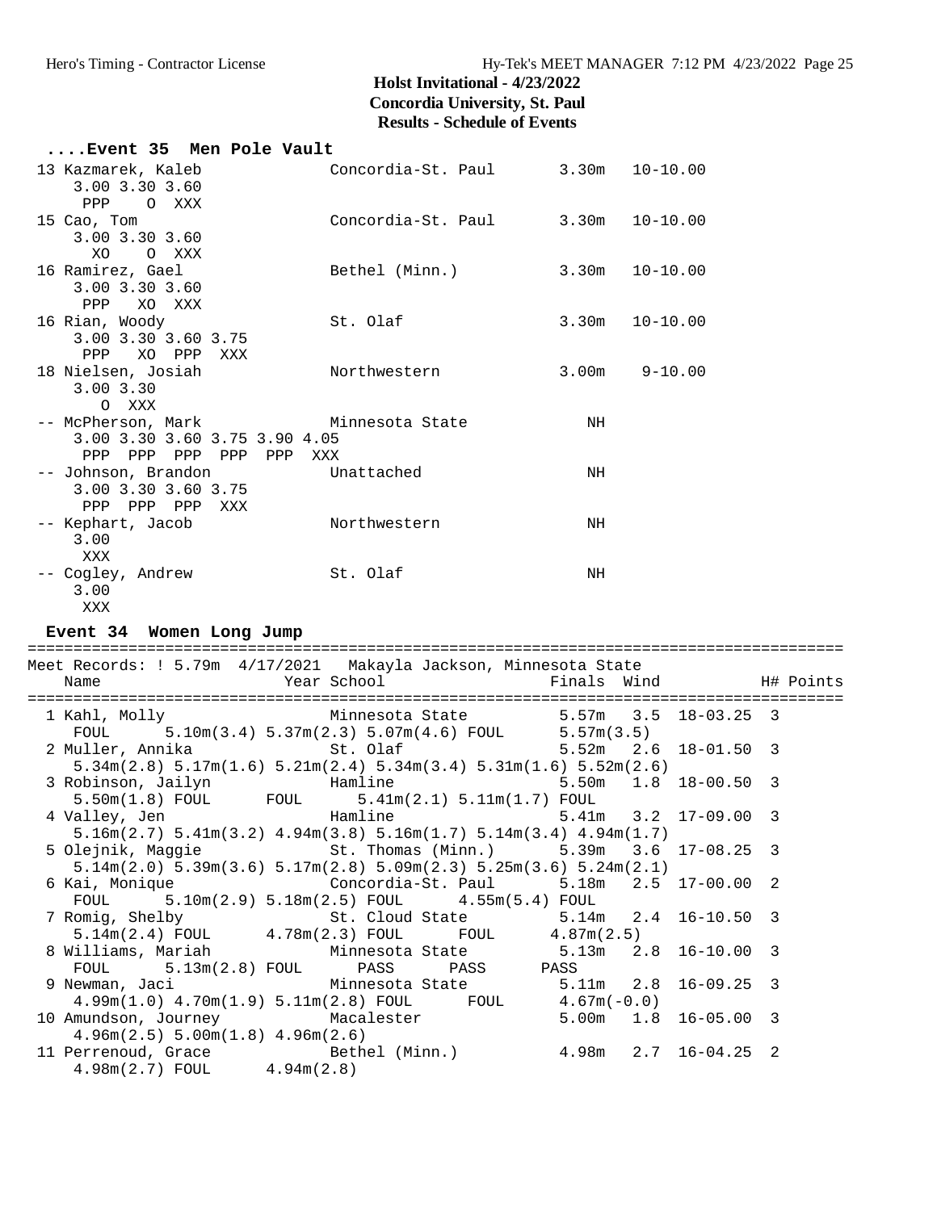# Holst Invitational - 4/23/2022
## Concordia University, St. Paul
### Results - Schedule of Events

**....Event 35 Men Pole Vault**

```
 13 Kazmarek, Kaleb            Concordia-St. Paul      3.30m   10-10.00
    3.00 3.30 3.60
     PPP    O  XXX
 15 Cao, Tom                   Concordia-St. Paul      3.30m   10-10.00
    3.00 3.30 3.60
      XO    O  XXX
 16 Ramirez, Gael              Bethel (Minn.)          3.30m   10-10.00
    3.00 3.30 3.60
     PPP   XO  XXX
 16 Rian, Woody                St. Olaf                3.30m   10-10.00
    3.00 3.30 3.60 3.75
     PPP   XO  PPP  XXX
 18 Nielsen, Josiah            Northwestern            3.00m    9-10.00
    3.00 3.30
       O  XXX
 -- McPherson, Mark            Minnesota State            NH
    3.00 3.30 3.60 3.75 3.90 4.05
     PPP  PPP  PPP  PPP  PPP  XXX
 -- Johnson, Brandon           Unattached                 NH
    3.00 3.30 3.60 3.75
     PPP  PPP  PPP  XXX
 -- Kephart, Jacob             Northwestern               NH
    3.00
     XXX
 -- Cogley, Andrew             St. Olaf                   NH
    3.00
     XXX
```

**Event 34 Women Long Jump**

```
==========================================================================================
Meet Records: ! 5.79m  4/17/2021   Makayla Jackson, Minnesota State
    Name                    Year School                  Finals  Wind             H# Points
==========================================================================================
  1 Kahl, Molly                 Minnesota State         5.57m   3.5  18-03.25  3
     FOUL      5.10m(3.4) 5.37m(2.3) 5.07m(4.6) FOUL      5.57m(3.5)
  2 Muller, Annika              St. Olaf                5.52m   2.6  18-01.50  3
     5.34m(2.8) 5.17m(1.6) 5.21m(2.4) 5.34m(3.4) 5.31m(1.6) 5.52m(2.6)
  3 Robinson, Jailyn            Hamline                 5.50m   1.8  18-00.50  3
     5.50m(1.8) FOUL      FOUL      5.41m(2.1) 5.11m(1.7) FOUL
  4 Valley, Jen                 Hamline                 5.41m   3.2  17-09.00  3
     5.16m(2.7) 5.41m(3.2) 4.94m(3.8) 5.16m(1.7) 5.14m(3.4) 4.94m(1.7)
  5 Olejnik, Maggie             St. Thomas (Minn.)      5.39m   3.6  17-08.25  3
     5.14m(2.0) 5.39m(3.6) 5.17m(2.8) 5.09m(2.3) 5.25m(3.6) 5.24m(2.1)
  6 Kai, Monique                Concordia-St. Paul      5.18m   2.5  17-00.00  2
     FOUL      5.10m(2.9) 5.18m(2.5) FOUL      4.55m(5.4) FOUL
  7 Romig, Shelby               St. Cloud State         5.14m   2.4  16-10.50  3
     5.14m(2.4) FOUL      4.78m(2.3) FOUL      FOUL      4.87m(2.5)
  8 Williams, Mariah            Minnesota State         5.13m   2.8  16-10.00  3
     FOUL      5.13m(2.8) FOUL      PASS      PASS      PASS
  9 Newman, Jaci                Minnesota State         5.11m   2.8  16-09.25  3
     4.99m(1.0) 4.70m(1.9) 5.11m(2.8) FOUL      FOUL      4.67m(-0.0)
 10 Amundson, Journey           Macalester              5.00m   1.8  16-05.00  3
     4.96m(2.5) 5.00m(1.8) 4.96m(2.6)
 11 Perrenoud, Grace            Bethel (Minn.)          4.98m   2.7  16-04.25  2
     4.98m(2.7) FOUL      4.94m(2.8)
```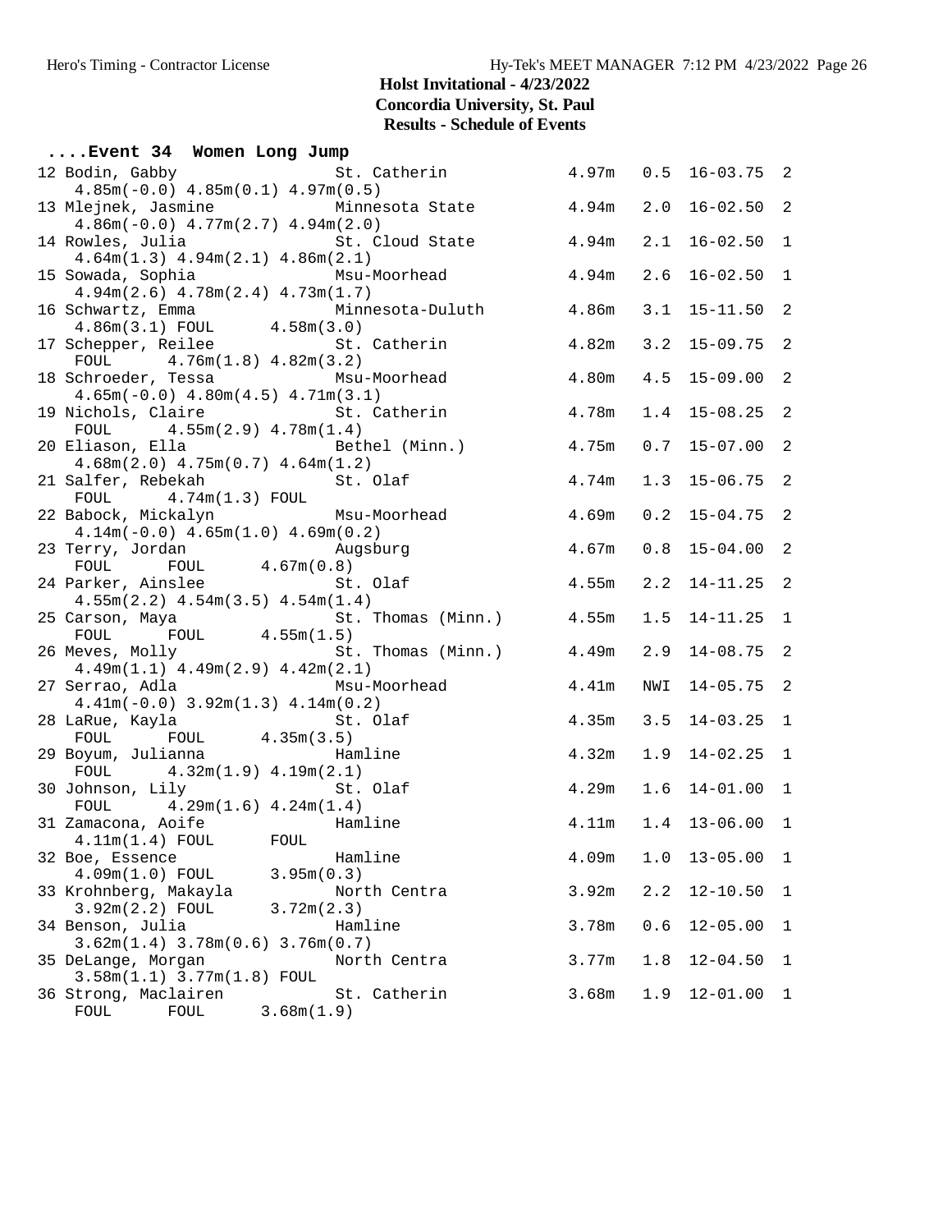**Holst Invitational - 4/23/2022**
**Concordia University, St. Paul**
**Results - Schedule of Events**

### ....Event 34 Women Long Jump

```
 12 Bodin, Gabby               St. Catherin            4.97m   0.5  16-03.75  2 
     4.85m(-0.0) 4.85m(0.1) 4.97m(0.5)
 13 Mlejnek, Jasmine           Minnesota State         4.94m   2.0  16-02.50  2 
     4.86m(-0.0) 4.77m(2.7) 4.94m(2.0)
 14 Rowles, Julia              St. Cloud State         4.94m   2.1  16-02.50  1 
     4.64m(1.3) 4.94m(2.1) 4.86m(2.1)
 15 Sowada, Sophia             Msu-Moorhead            4.94m   2.6  16-02.50  1 
     4.94m(2.6) 4.78m(2.4) 4.73m(1.7)
 16 Schwartz, Emma             Minnesota-Duluth        4.86m   3.1  15-11.50  2 
     4.86m(3.1) FOUL      4.58m(3.0)
 17 Schepper, Reilee           St. Catherin            4.82m   3.2  15-09.75  2 
     FOUL      4.76m(1.8) 4.82m(3.2)
 18 Schroeder, Tessa           Msu-Moorhead            4.80m   4.5  15-09.00  2 
     4.65m(-0.0) 4.80m(4.5) 4.71m(3.1)
 19 Nichols, Claire            St. Catherin            4.78m   1.4  15-08.25  2 
     FOUL      4.55m(2.9) 4.78m(1.4)
 20 Eliason, Ella              Bethel (Minn.)          4.75m   0.7  15-07.00  2 
     4.68m(2.0) 4.75m(0.7) 4.64m(1.2)
 21 Salfer, Rebekah            St. Olaf                4.74m   1.3  15-06.75  2 
     FOUL      4.74m(1.3) FOUL
 22 Babock, Mickalyn           Msu-Moorhead            4.69m   0.2  15-04.75  2 
     4.14m(-0.0) 4.65m(1.0) 4.69m(0.2)
 23 Terry, Jordan              Augsburg                4.67m   0.8  15-04.00  2 
     FOUL      FOUL      4.67m(0.8)
 24 Parker, Ainslee            St. Olaf                4.55m   2.2  14-11.25  2 
     4.55m(2.2) 4.54m(3.5) 4.54m(1.4)
 25 Carson, Maya               St. Thomas (Minn.)      4.55m   1.5  14-11.25  1 
     FOUL      FOUL      4.55m(1.5)
 26 Meves, Molly               St. Thomas (Minn.)      4.49m   2.9  14-08.75  2 
     4.49m(1.1) 4.49m(2.9) 4.42m(2.1)
 27 Serrao, Adla               Msu-Moorhead            4.41m   NWI  14-05.75  2 
     4.41m(-0.0) 3.92m(1.3) 4.14m(0.2)
 28 LaRue, Kayla               St. Olaf                4.35m   3.5  14-03.25  1 
     FOUL      FOUL      4.35m(3.5)
 29 Boyum, Julianna            Hamline                 4.32m   1.9  14-02.25  1 
     FOUL      4.32m(1.9) 4.19m(2.1)
 30 Johnson, Lily              St. Olaf                4.29m   1.6  14-01.00  1 
     FOUL      4.29m(1.6) 4.24m(1.4)
 31 Zamacona, Aoife            Hamline                 4.11m   1.4  13-06.00  1 
     4.11m(1.4) FOUL      FOUL
 32 Boe, Essence               Hamline                 4.09m   1.0  13-05.00  1 
     4.09m(1.0) FOUL      3.95m(0.3)
 33 Krohnberg, Makayla         North Centra            3.92m   2.2  12-10.50  1 
     3.92m(2.2) FOUL      3.72m(2.3)
 34 Benson, Julia              Hamline                 3.78m   0.6  12-05.00  1 
     3.62m(1.4) 3.78m(0.6) 3.76m(0.7)
 35 DeLange, Morgan            North Centra            3.77m   1.8  12-04.50  1 
     3.58m(1.1) 3.77m(1.8) FOUL
 36 Strong, Maclairen          St. Catherin            3.68m   1.9  12-01.00  1 
     FOUL      FOUL      3.68m(1.9)
```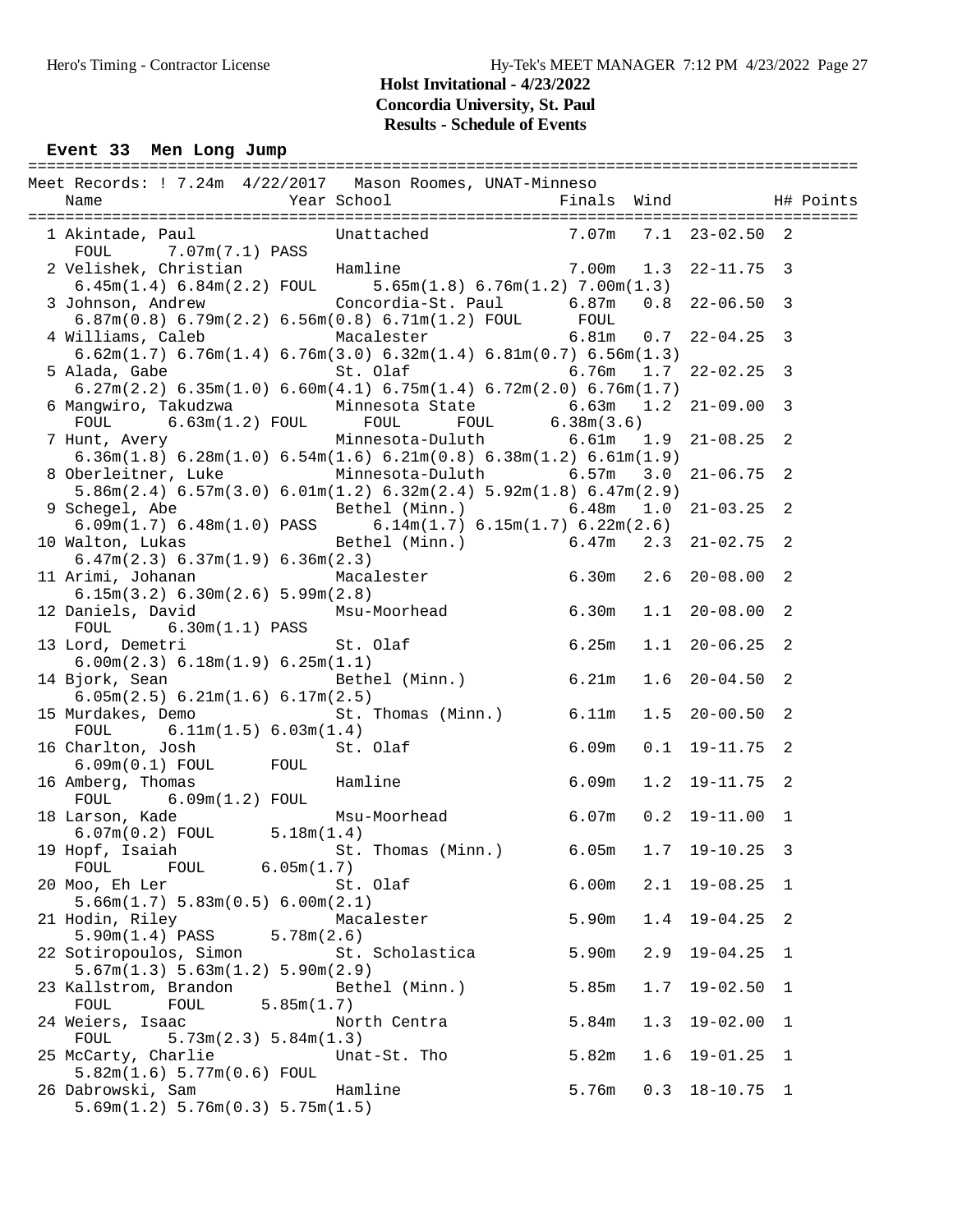## Holst Invitational - 4/23/2022
## Concordia University, St. Paul
## Results - Schedule of Events

### Event 33 Men Long Jump

Meet Records: ! 7.24m 4/22/2017 Mason Roomes, UNAT-Minneso

| Place | Name | Year | School | Finals | Wind | | H# | Points |
|---|---|---|---|---|---|---|---|---|
| 1 | Akintade, Paul | | Unattached | 7.07m | 7.1 | 23-02.50 | 2 | |
| | FOUL 7.07m(7.1) PASS | | | | | | | |
| 2 | Velishek, Christian | | Hamline | 7.00m | 1.3 | 22-11.75 | 3 | |
| | 6.45m(1.4) 6.84m(2.2) FOUL 5.65m(1.8) 6.76m(1.2) 7.00m(1.3) | | | | | | | |
| 3 | Johnson, Andrew | | Concordia-St. Paul | 6.87m | 0.8 | 22-06.50 | 3 | |
| | 6.87m(0.8) 6.79m(2.2) 6.56m(0.8) 6.71m(1.2) FOUL FOUL | | | | | | | |
| 4 | Williams, Caleb | | Macalester | 6.81m | 0.7 | 22-04.25 | 3 | |
| | 6.62m(1.7) 6.76m(1.4) 6.76m(3.0) 6.32m(1.4) 6.81m(0.7) 6.56m(1.3) | | | | | | | |
| 5 | Alada, Gabe | | St. Olaf | 6.76m | 1.7 | 22-02.25 | 3 | |
| | 6.27m(2.2) 6.35m(1.0) 6.60m(4.1) 6.75m(1.4) 6.72m(2.0) 6.76m(1.7) | | | | | | | |
| 6 | Mangwiro, Takudzwa | | Minnesota State | 6.63m | 1.2 | 21-09.00 | 3 | |
| | FOUL 6.63m(1.2) FOUL FOUL FOUL 6.38m(3.6) | | | | | | | |
| 7 | Hunt, Avery | | Minnesota-Duluth | 6.61m | 1.9 | 21-08.25 | 2 | |
| | 6.36m(1.8) 6.28m(1.0) 6.54m(1.6) 6.21m(0.8) 6.38m(1.2) 6.61m(1.9) | | | | | | | |
| 8 | Oberleitner, Luke | | Minnesota-Duluth | 6.57m | 3.0 | 21-06.75 | 2 | |
| | 5.86m(2.4) 6.57m(3.0) 6.01m(1.2) 6.32m(2.4) 5.92m(1.8) 6.47m(2.9) | | | | | | | |
| 9 | Schegel, Abe | | Bethel (Minn.) | 6.48m | 1.0 | 21-03.25 | 2 | |
| | 6.09m(1.7) 6.48m(1.0) PASS 6.14m(1.7) 6.15m(1.7) 6.22m(2.6) | | | | | | | |
| 10 | Walton, Lukas | | Bethel (Minn.) | 6.47m | 2.3 | 21-02.75 | 2 | |
| | 6.47m(2.3) 6.37m(1.9) 6.36m(2.3) | | | | | | | |
| 11 | Arimi, Johanan | | Macalester | 6.30m | 2.6 | 20-08.00 | 2 | |
| | 6.15m(3.2) 6.30m(2.6) 5.99m(2.8) | | | | | | | |
| 12 | Daniels, David | | Msu-Moorhead | 6.30m | 1.1 | 20-08.00 | 2 | |
| | FOUL 6.30m(1.1) PASS | | | | | | | |
| 13 | Lord, Demetri | | St. Olaf | 6.25m | 1.1 | 20-06.25 | 2 | |
| | 6.00m(2.3) 6.18m(1.9) 6.25m(1.1) | | | | | | | |
| 14 | Bjork, Sean | | Bethel (Minn.) | 6.21m | 1.6 | 20-04.50 | 2 | |
| | 6.05m(2.5) 6.21m(1.6) 6.17m(2.5) | | | | | | | |
| 15 | Murdakes, Demo | | St. Thomas (Minn.) | 6.11m | 1.5 | 20-00.50 | 2 | |
| | FOUL 6.11m(1.5) 6.03m(1.4) | | | | | | | |
| 16 | Charlton, Josh | | St. Olaf | 6.09m | 0.1 | 19-11.75 | 2 | |
| | 6.09m(0.1) FOUL FOUL | | | | | | | |
| 16 | Amberg, Thomas | | Hamline | 6.09m | 1.2 | 19-11.75 | 2 | |
| | FOUL 6.09m(1.2) FOUL | | | | | | | |
| 18 | Larson, Kade | | Msu-Moorhead | 6.07m | 0.2 | 19-11.00 | 1 | |
| | 6.07m(0.2) FOUL 5.18m(1.4) | | | | | | | |
| 19 | Hopf, Isaiah | | St. Thomas (Minn.) | 6.05m | 1.7 | 19-10.25 | 3 | |
| | FOUL FOUL 6.05m(1.7) | | | | | | | |
| 20 | Moo, Eh Ler | | St. Olaf | 6.00m | 2.1 | 19-08.25 | 1 | |
| | 5.66m(1.7) 5.83m(0.5) 6.00m(2.1) | | | | | | | |
| 21 | Hodin, Riley | | Macalester | 5.90m | 1.4 | 19-04.25 | 2 | |
| | 5.90m(1.4) PASS 5.78m(2.6) | | | | | | | |
| 22 | Sotiropoulos, Simon | | St. Scholastica | 5.90m | 2.9 | 19-04.25 | 1 | |
| | 5.67m(1.3) 5.63m(1.2) 5.90m(2.9) | | | | | | | |
| 23 | Kallstrom, Brandon | | Bethel (Minn.) | 5.85m | 1.7 | 19-02.50 | 1 | |
| | FOUL FOUL 5.85m(1.7) | | | | | | | |
| 24 | Weiers, Isaac | | North Centra | 5.84m | 1.3 | 19-02.00 | 1 | |
| | FOUL 5.73m(2.3) 5.84m(1.3) | | | | | | | |
| 25 | McCarty, Charlie | | Unat-St. Tho | 5.82m | 1.6 | 19-01.25 | 1 | |
| | 5.82m(1.6) 5.77m(0.6) FOUL | | | | | | | |
| 26 | Dabrowski, Sam | | Hamline | 5.76m | 0.3 | 18-10.75 | 1 | |
| | 5.69m(1.2) 5.76m(0.3) 5.75m(1.5) | | | | | | | |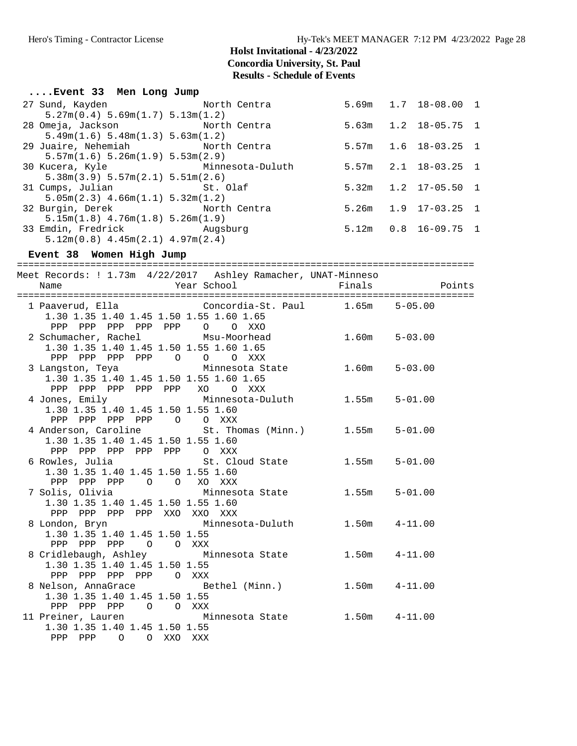# Holst Invitational - 4/23/2022
## Concordia University, St. Paul
### Results - Schedule of Events

#### ....Event 33 Men Long Jump

| Place | Name | School | Finals | Wind | Imperial | H# |
|---|---|---|---|---|---|---|
| 27 | Sund, Kayden | North Centra | 5.69m | 1.7 | 18-08.00 | 1 |
| | 5.27m(0.4) 5.69m(1.7) 5.13m(1.2) | | | | | |
| 28 | Omeja, Jackson | North Centra | 5.63m | 1.2 | 18-05.75 | 1 |
| | 5.49m(1.6) 5.48m(1.3) 5.63m(1.2) | | | | | |
| 29 | Juaire, Nehemiah | North Centra | 5.57m | 1.6 | 18-03.25 | 1 |
| | 5.57m(1.6) 5.26m(1.9) 5.53m(2.9) | | | | | |
| 30 | Kucera, Kyle | Minnesota-Duluth | 5.57m | 2.1 | 18-03.25 | 1 |
| | 5.38m(3.9) 5.57m(2.1) 5.51m(2.6) | | | | | |
| 31 | Cumps, Julian | St. Olaf | 5.32m | 1.2 | 17-05.50 | 1 |
| | 5.05m(2.3) 4.66m(1.1) 5.32m(1.2) | | | | | |
| 32 | Burgin, Derek | North Centra | 5.26m | 1.9 | 17-03.25 | 1 |
| | 5.15m(1.8) 4.76m(1.8) 5.26m(1.9) | | | | | |
| 33 | Emdin, Fredrick | Augsburg | 5.12m | 0.8 | 16-09.75 | 1 |
| | 5.12m(0.8) 4.45m(2.1) 4.97m(2.4) | | | | | |

#### Event 38 Women High Jump

Meet Records: ! 1.73m 4/22/2017 Ashley Ramacher, UNAT-Minneso

| Place | Name | Year School | Finals | Imperial | Points |
|---|---|---|---|---|---|
| 1 | Paaverud, Ella | Concordia-St. Paul | 1.65m | 5-05.00 | |
| | 1.30 1.35 1.40 1.45 1.50 1.55 1.60 1.65 | | | | |
| | PPP PPP PPP PPP PPP O O XXO | | | | |
| 2 | Schumacher, Rachel | Msu-Moorhead | 1.60m | 5-03.00 | |
| | 1.30 1.35 1.40 1.45 1.50 1.55 1.60 1.65 | | | | |
| | PPP PPP PPP PPP O O O XXX | | | | |
| 3 | Langston, Teya | Minnesota State | 1.60m | 5-03.00 | |
| | 1.30 1.35 1.40 1.45 1.50 1.55 1.60 1.65 | | | | |
| | PPP PPP PPP PPP PPP XO O XXX | | | | |
| 4 | Jones, Emily | Minnesota-Duluth | 1.55m | 5-01.00 | |
| | 1.30 1.35 1.40 1.45 1.50 1.55 1.60 | | | | |
| | PPP PPP PPP PPP O O XXX | | | | |
| 4 | Anderson, Caroline | St. Thomas (Minn.) | 1.55m | 5-01.00 | |
| | 1.30 1.35 1.40 1.45 1.50 1.55 1.60 | | | | |
| | PPP PPP PPP PPP PPP O XXX | | | | |
| 6 | Rowles, Julia | St. Cloud State | 1.55m | 5-01.00 | |
| | 1.30 1.35 1.40 1.45 1.50 1.55 1.60 | | | | |
| | PPP PPP PPP O O XO XXX | | | | |
| 7 | Solis, Olivia | Minnesota State | 1.55m | 5-01.00 | |
| | 1.30 1.35 1.40 1.45 1.50 1.55 1.60 | | | | |
| | PPP PPP PPP PPP XXO XXO XXX | | | | |
| 8 | London, Bryn | Minnesota-Duluth | 1.50m | 4-11.00 | |
| | 1.30 1.35 1.40 1.45 1.50 1.55 | | | | |
| | PPP PPP PPP O O XXX | | | | |
| 8 | Cridlebaugh, Ashley | Minnesota State | 1.50m | 4-11.00 | |
| | 1.30 1.35 1.40 1.45 1.50 1.55 | | | | |
| | PPP PPP PPP PPP O XXX | | | | |
| 8 | Nelson, AnnaGrace | Bethel (Minn.) | 1.50m | 4-11.00 | |
| | 1.30 1.35 1.40 1.45 1.50 1.55 | | | | |
| | PPP PPP PPP O O XXX | | | | |
| 11 | Preiner, Lauren | Minnesota State | 1.50m | 4-11.00 | |
| | 1.30 1.35 1.40 1.45 1.50 1.55 | | | | |
| | PPP PPP O O XXO XXX | | | | |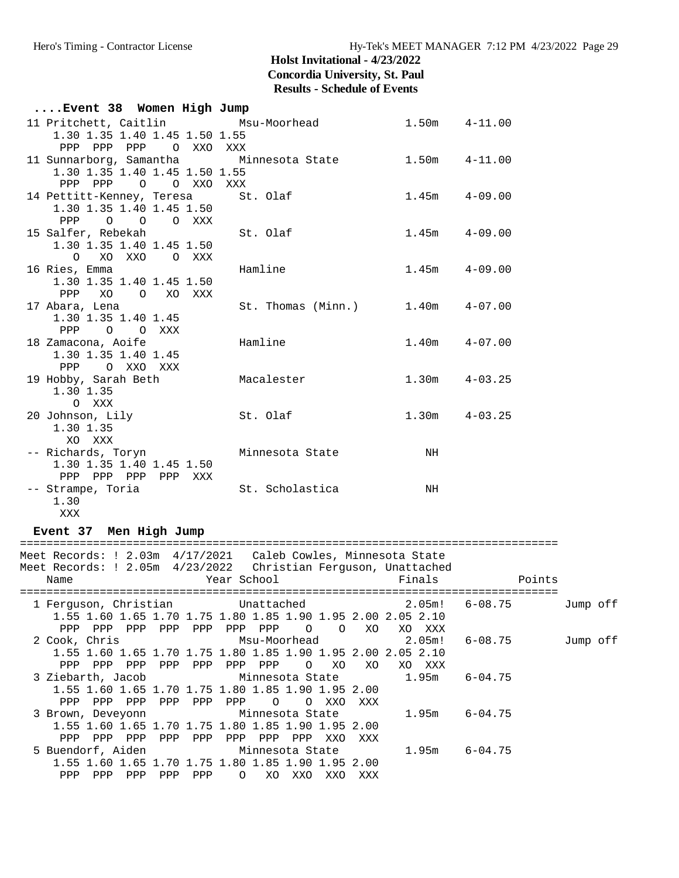# Holst Invitational - 4/23/2022
## Concordia University, St. Paul
## Results - Schedule of Events

### ....Event 38 Women High Jump

```
 11 Pritchett, Caitlin          Msu-Moorhead             1.50m    4-11.00
     1.30 1.35 1.40 1.45 1.50 1.55
      PPP  PPP  PPP    O  XXO  XXX
 11 Sunnarborg, Samantha        Minnesota State          1.50m    4-11.00
     1.30 1.35 1.40 1.45 1.50 1.55
      PPP  PPP    O    O  XXO  XXX
 14 Pettitt-Kenney, Teresa      St. Olaf                 1.45m    4-09.00
     1.30 1.35 1.40 1.45 1.50
      PPP    O    O    O  XXX
 15 Salfer, Rebekah             St. Olaf                 1.45m    4-09.00
     1.30 1.35 1.40 1.45 1.50
        O   XO  XXO    O  XXX
 16 Ries, Emma                  Hamline                  1.45m    4-09.00
     1.30 1.35 1.40 1.45 1.50
      PPP   XO    O   XO  XXX
 17 Abara, Lena                 St. Thomas (Minn.)       1.40m    4-07.00
     1.30 1.35 1.40 1.45
      PPP    O    O  XXX
 18 Zamacona, Aoife             Hamline                  1.40m    4-07.00
     1.30 1.35 1.40 1.45
      PPP    O  XXO  XXX
 19 Hobby, Sarah Beth           Macalester               1.30m    4-03.25
     1.30 1.35
        O  XXX
 20 Johnson, Lily               St. Olaf                 1.30m    4-03.25
     1.30 1.35
       XO  XXX
 -- Richards, Toryn             Minnesota State             NH
     1.30 1.35 1.40 1.45 1.50
      PPP  PPP  PPP  PPP  XXX
 -- Strampe, Toria              St. Scholastica             NH
     1.30
      XXX
```

### Event 37 Men High Jump

```
===============================================================================
Meet Records: ! 2.03m  4/17/2021   Caleb Cowles, Minnesota State
Meet Records: ! 2.05m  4/23/2022   Christian Ferguson, Unattached
    Name                    Year School                  Finals            Points
===============================================================================
  1 Ferguson, Christian          Unattached               2.05m!   6-08.75        Jump off
     1.55 1.60 1.65 1.70 1.75 1.80 1.85 1.90 1.95 2.00 2.05 2.10
      PPP  PPP  PPP  PPP  PPP  PPP  PPP    O    O   XO   XO  XXX
  2 Cook, Chris                  Msu-Moorhead             2.05m!   6-08.75        Jump off
     1.55 1.60 1.65 1.70 1.75 1.80 1.85 1.90 1.95 2.00 2.05 2.10
      PPP  PPP  PPP  PPP  PPP  PPP  PPP    O   XO   XO   XO  XXX
  3 Ziebarth, Jacob              Minnesota State          1.95m    6-04.75
     1.55 1.60 1.65 1.70 1.75 1.80 1.85 1.90 1.95 2.00
      PPP  PPP  PPP  PPP  PPP  PPP    O    O  XXO  XXX
  3 Brown, Deveyonn              Minnesota State          1.95m    6-04.75
     1.55 1.60 1.65 1.70 1.75 1.80 1.85 1.90 1.95 2.00
      PPP  PPP  PPP  PPP  PPP  PPP  PPP  PPP  XXO  XXX
  5 Buendorf, Aiden              Minnesota State          1.95m    6-04.75
     1.55 1.60 1.65 1.70 1.75 1.80 1.85 1.90 1.95 2.00
      PPP  PPP  PPP  PPP  PPP    O   XO  XXO  XXO  XXX
```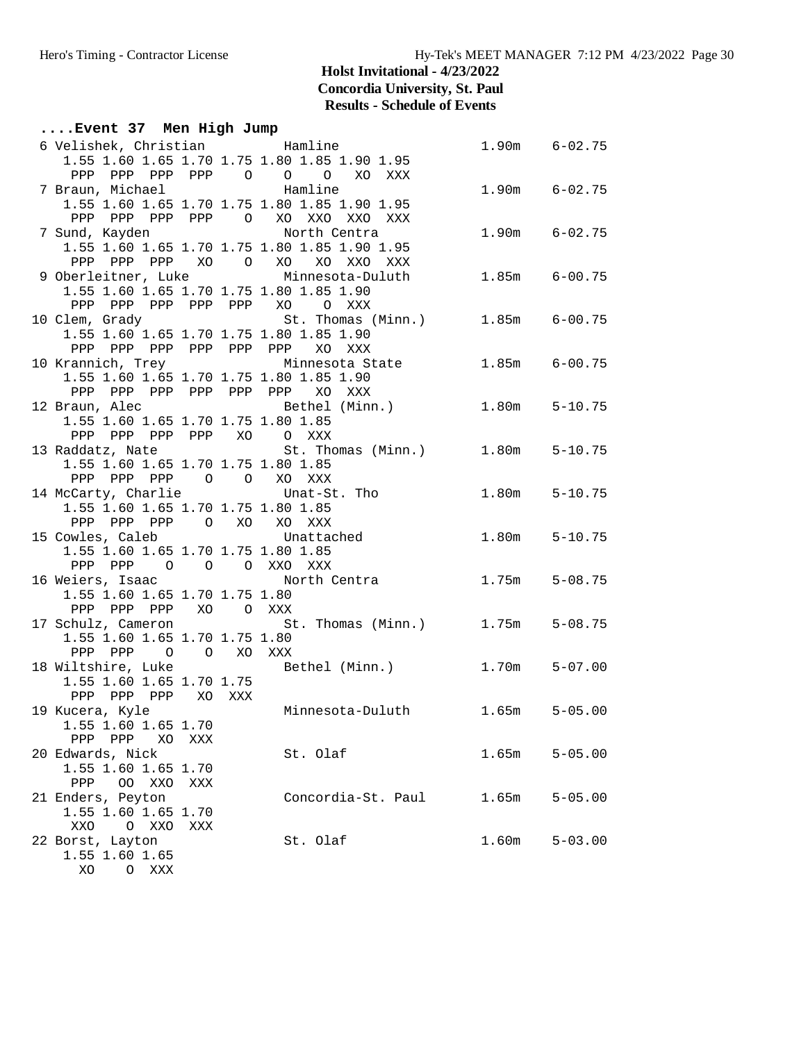**Holst Invitational - 4/23/2022**
**Concordia University, St. Paul**
**Results - Schedule of Events**

## ....Event 37 Men High Jump

```
  6 Velishek, Christian         Hamline                  1.90m    6-02.75 
     1.55 1.60 1.65 1.70 1.75 1.80 1.85 1.90 1.95 
      PPP  PPP  PPP  PPP    O    O    O   XO  XXX 
  7 Braun, Michael              Hamline                  1.90m    6-02.75 
     1.55 1.60 1.65 1.70 1.75 1.80 1.85 1.90 1.95 
      PPP  PPP  PPP  PPP    O   XO  XXO  XXO  XXX 
  7 Sund, Kayden                North Centra             1.90m    6-02.75 
     1.55 1.60 1.65 1.70 1.75 1.80 1.85 1.90 1.95 
      PPP  PPP  PPP   XO    O   XO   XO  XXO  XXX 
  9 Oberleitner, Luke           Minnesota-Duluth         1.85m    6-00.75 
     1.55 1.60 1.65 1.70 1.75 1.80 1.85 1.90 
      PPP  PPP  PPP  PPP  PPP   XO    O  XXX 
 10 Clem, Grady                 St. Thomas (Minn.)       1.85m    6-00.75 
     1.55 1.60 1.65 1.70 1.75 1.80 1.85 1.90 
      PPP  PPP  PPP  PPP  PPP  PPP   XO  XXX 
 10 Krannich, Trey              Minnesota State          1.85m    6-00.75 
     1.55 1.60 1.65 1.70 1.75 1.80 1.85 1.90 
      PPP  PPP  PPP  PPP  PPP  PPP   XO  XXX 
 12 Braun, Alec                 Bethel (Minn.)           1.80m    5-10.75 
     1.55 1.60 1.65 1.70 1.75 1.80 1.85 
      PPP  PPP  PPP  PPP   XO    O  XXX 
 13 Raddatz, Nate               St. Thomas (Minn.)       1.80m    5-10.75 
     1.55 1.60 1.65 1.70 1.75 1.80 1.85 
      PPP  PPP  PPP    O    O   XO  XXX 
 14 McCarty, Charlie            Unat-St. Tho             1.80m    5-10.75 
     1.55 1.60 1.65 1.70 1.75 1.80 1.85 
      PPP  PPP  PPP    O   XO   XO  XXX 
 15 Cowles, Caleb               Unattached               1.80m    5-10.75 
     1.55 1.60 1.65 1.70 1.75 1.80 1.85 
      PPP  PPP    O    O    O  XXO  XXX 
 16 Weiers, Isaac               North Centra             1.75m    5-08.75 
     1.55 1.60 1.65 1.70 1.75 1.80 
      PPP  PPP  PPP   XO    O  XXX 
 17 Schulz, Cameron             St. Thomas (Minn.)       1.75m    5-08.75 
     1.55 1.60 1.65 1.70 1.75 1.80 
      PPP  PPP    O    O   XO  XXX 
 18 Wiltshire, Luke             Bethel (Minn.)           1.70m    5-07.00 
     1.55 1.60 1.65 1.70 1.75 
      PPP  PPP  PPP   XO  XXX 
 19 Kucera, Kyle                Minnesota-Duluth         1.65m    5-05.00 
     1.55 1.60 1.65 1.70 
      PPP  PPP   XO  XXX 
 20 Edwards, Nick               St. Olaf                 1.65m    5-05.00 
     1.55 1.60 1.65 1.70 
      PPP   OO  XXO  XXX 
 21 Enders, Peyton              Concordia-St. Paul       1.65m    5-05.00 
     1.55 1.60 1.65 1.70 
      XXO    O  XXO  XXX 
 22 Borst, Layton               St. Olaf                 1.60m    5-03.00 
     1.55 1.60 1.65 
       XO    O  XXX 
```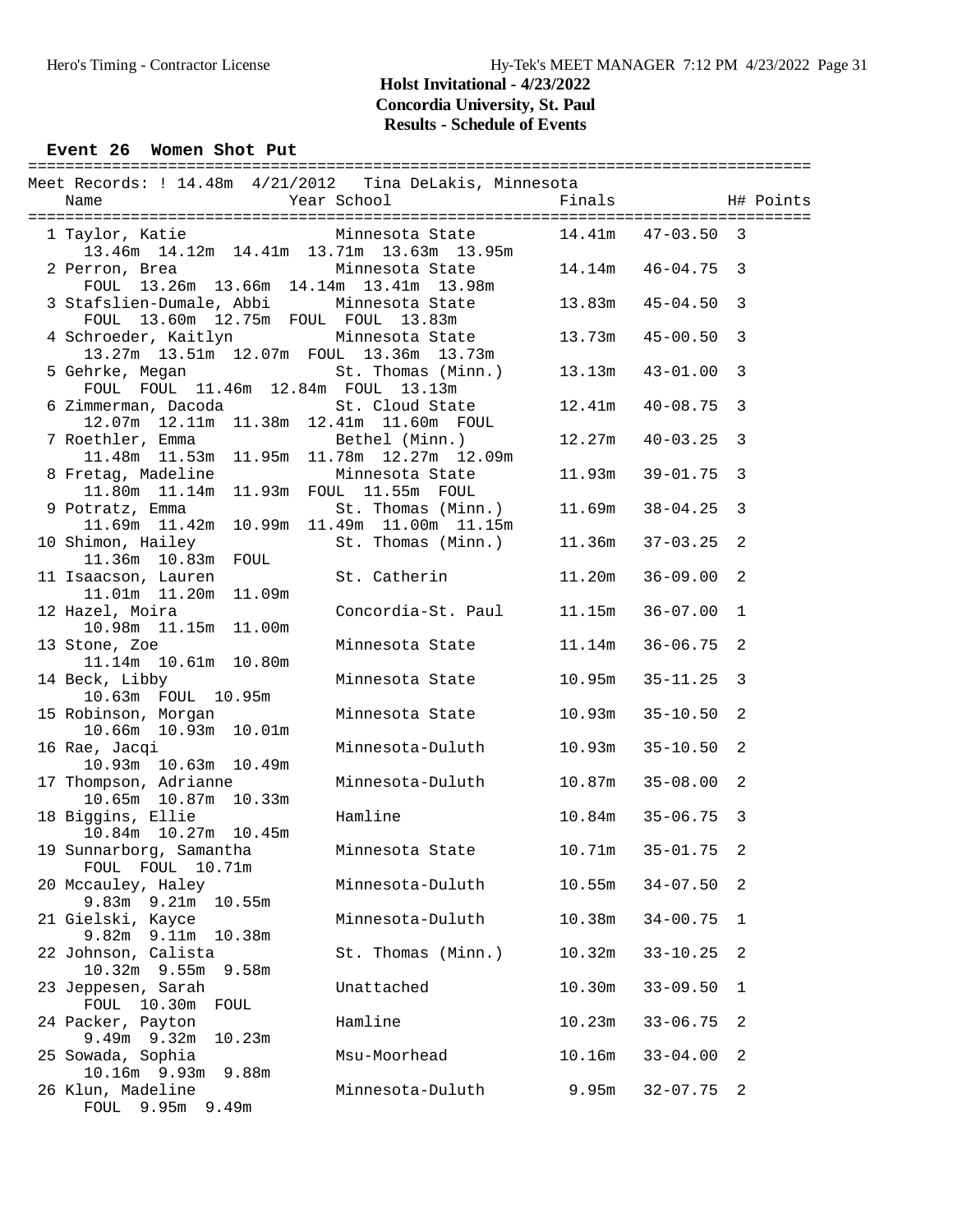# Holst Invitational - 4/23/2022
## Concordia University, St. Paul
## Results - Schedule of Events

### Event 26 Women Shot Put

Meet Records: ! 14.48m 4/21/2012 Tina DeLakis, Minnesota

| Place | Name | Year | School | Finals | | H# | Points |
|---|---|---|---|---|---|---|---|
| 1 | Taylor, Katie | | Minnesota State | 14.41m | 47-03.50 | 3 | |
| | 13.46m 14.12m 14.41m 13.71m 13.63m 13.95m | | | | | | |
| 2 | Perron, Brea | | Minnesota State | 14.14m | 46-04.75 | 3 | |
| | FOUL 13.26m 13.66m 14.14m 13.41m 13.98m | | | | | | |
| 3 | Stafslien-Dumale, Abbi | | Minnesota State | 13.83m | 45-04.50 | 3 | |
| | FOUL 13.60m 12.75m FOUL FOUL 13.83m | | | | | | |
| 4 | Schroeder, Kaitlyn | | Minnesota State | 13.73m | 45-00.50 | 3 | |
| | 13.27m 13.51m 12.07m FOUL 13.36m 13.73m | | | | | | |
| 5 | Gehrke, Megan | | St. Thomas (Minn.) | 13.13m | 43-01.00 | 3 | |
| | FOUL FOUL 11.46m 12.84m FOUL 13.13m | | | | | | |
| 6 | Zimmerman, Dacoda | | St. Cloud State | 12.41m | 40-08.75 | 3 | |
| | 12.07m 12.11m 11.38m 12.41m 11.60m FOUL | | | | | | |
| 7 | Roethler, Emma | | Bethel (Minn.) | 12.27m | 40-03.25 | 3 | |
| | 11.48m 11.53m 11.95m 11.78m 12.27m 12.09m | | | | | | |
| 8 | Fretag, Madeline | | Minnesota State | 11.93m | 39-01.75 | 3 | |
| | 11.80m 11.14m 11.93m FOUL 11.55m FOUL | | | | | | |
| 9 | Potratz, Emma | | St. Thomas (Minn.) | 11.69m | 38-04.25 | 3 | |
| | 11.69m 11.42m 10.99m 11.49m 11.00m 11.15m | | | | | | |
| 10 | Shimon, Hailey | | St. Thomas (Minn.) | 11.36m | 37-03.25 | 2 | |
| | 11.36m 10.83m FOUL | | | | | | |
| 11 | Isaacson, Lauren | | St. Catherin | 11.20m | 36-09.00 | 2 | |
| | 11.01m 11.20m 11.09m | | | | | | |
| 12 | Hazel, Moira | | Concordia-St. Paul | 11.15m | 36-07.00 | 1 | |
| | 10.98m 11.15m 11.00m | | | | | | |
| 13 | Stone, Zoe | | Minnesota State | 11.14m | 36-06.75 | 2 | |
| | 11.14m 10.61m 10.80m | | | | | | |
| 14 | Beck, Libby | | Minnesota State | 10.95m | 35-11.25 | 3 | |
| | 10.63m FOUL 10.95m | | | | | | |
| 15 | Robinson, Morgan | | Minnesota State | 10.93m | 35-10.50 | 2 | |
| | 10.66m 10.93m 10.01m | | | | | | |
| 16 | Rae, Jacqi | | Minnesota-Duluth | 10.93m | 35-10.50 | 2 | |
| | 10.93m 10.63m 10.49m | | | | | | |
| 17 | Thompson, Adrianne | | Minnesota-Duluth | 10.87m | 35-08.00 | 2 | |
| | 10.65m 10.87m 10.33m | | | | | | |
| 18 | Biggins, Ellie | | Hamline | 10.84m | 35-06.75 | 3 | |
| | 10.84m 10.27m 10.45m | | | | | | |
| 19 | Sunnarborg, Samantha | | Minnesota State | 10.71m | 35-01.75 | 2 | |
| | FOUL FOUL 10.71m | | | | | | |
| 20 | Mccauley, Haley | | Minnesota-Duluth | 10.55m | 34-07.50 | 2 | |
| | 9.83m 9.21m 10.55m | | | | | | |
| 21 | Gielski, Kayce | | Minnesota-Duluth | 10.38m | 34-00.75 | 1 | |
| | 9.82m 9.11m 10.38m | | | | | | |
| 22 | Johnson, Calista | | St. Thomas (Minn.) | 10.32m | 33-10.25 | 2 | |
| | 10.32m 9.55m 9.58m | | | | | | |
| 23 | Jeppesen, Sarah | | Unattached | 10.30m | 33-09.50 | 1 | |
| | FOUL 10.30m FOUL | | | | | | |
| 24 | Packer, Payton | | Hamline | 10.23m | 33-06.75 | 2 | |
| | 9.49m 9.32m 10.23m | | | | | | |
| 25 | Sowada, Sophia | | Msu-Moorhead | 10.16m | 33-04.00 | 2 | |
| | 10.16m 9.93m 9.88m | | | | | | |
| 26 | Klun, Madeline | | Minnesota-Duluth | 9.95m | 32-07.75 | 2 | |
| | FOUL 9.95m 9.49m | | | | | | |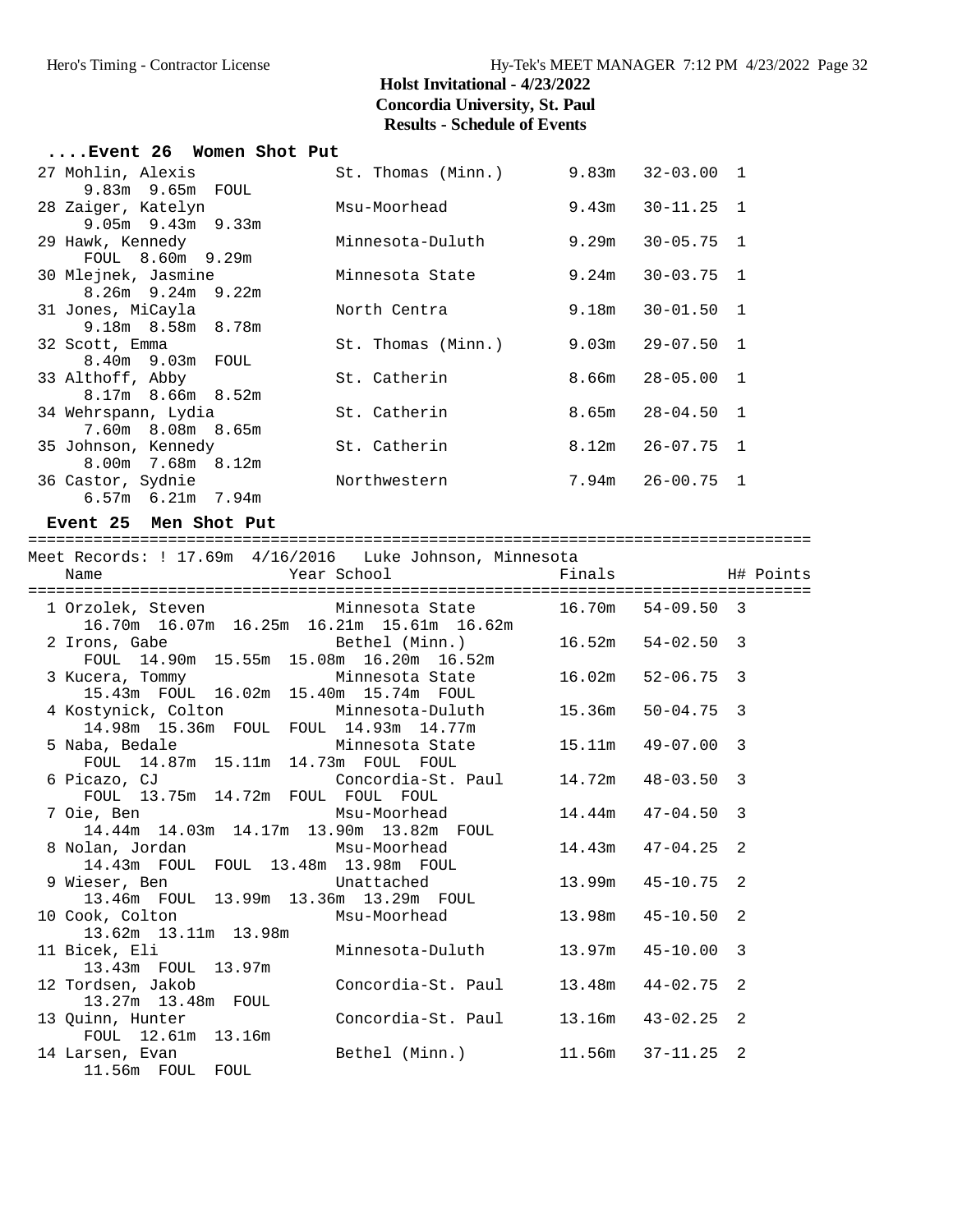# Holst Invitational - 4/23/2022
## Concordia University, St. Paul
## Results - Schedule of Events

### ....Event 26 Women Shot Put

| Place | Name | School | Finals | | H# |
|---|---|---|---|---|---|
| 27 | Mohlin, Alexis | St. Thomas (Minn.) | 9.83m | 32-03.00 | 1 |
| | 9.83m 9.65m FOUL | | | | |
| 28 | Zaiger, Katelyn | Msu-Moorhead | 9.43m | 30-11.25 | 1 |
| | 9.05m 9.43m 9.33m | | | | |
| 29 | Hawk, Kennedy | Minnesota-Duluth | 9.29m | 30-05.75 | 1 |
| | FOUL 8.60m 9.29m | | | | |
| 30 | Mlejnek, Jasmine | Minnesota State | 9.24m | 30-03.75 | 1 |
| | 8.26m 9.24m 9.22m | | | | |
| 31 | Jones, MiCayla | North Centra | 9.18m | 30-01.50 | 1 |
| | 9.18m 8.58m 8.78m | | | | |
| 32 | Scott, Emma | St. Thomas (Minn.) | 9.03m | 29-07.50 | 1 |
| | 8.40m 9.03m FOUL | | | | |
| 33 | Althoff, Abby | St. Catherin | 8.66m | 28-05.00 | 1 |
| | 8.17m 8.66m 8.52m | | | | |
| 34 | Wehrspann, Lydia | St. Catherin | 8.65m | 28-04.50 | 1 |
| | 7.60m 8.08m 8.65m | | | | |
| 35 | Johnson, Kennedy | St. Catherin | 8.12m | 26-07.75 | 1 |
| | 8.00m 7.68m 8.12m | | | | |
| 36 | Castor, Sydnie | Northwestern | 7.94m | 26-00.75 | 1 |
| | 6.57m 6.21m 7.94m | | | | |

### Event 25 Men Shot Put

Meet Records: ! 17.69m 4/16/2016 Luke Johnson, Minnesota

| Place | Name | Year School | Finals | | H# | Points |
|---|---|---|---|---|---|---|
| 1 | Orzolek, Steven | Minnesota State | 16.70m | 54-09.50 | 3 | |
| | 16.70m 16.07m 16.25m 16.21m 15.61m 16.62m | | | | | |
| 2 | Irons, Gabe | Bethel (Minn.) | 16.52m | 54-02.50 | 3 | |
| | FOUL 14.90m 15.55m 15.08m 16.20m 16.52m | | | | | |
| 3 | Kucera, Tommy | Minnesota State | 16.02m | 52-06.75 | 3 | |
| | 15.43m FOUL 16.02m 15.40m 15.74m FOUL | | | | | |
| 4 | Kostynick, Colton | Minnesota-Duluth | 15.36m | 50-04.75 | 3 | |
| | 14.98m 15.36m FOUL FOUL 14.93m 14.77m | | | | | |
| 5 | Naba, Bedale | Minnesota State | 15.11m | 49-07.00 | 3 | |
| | FOUL 14.87m 15.11m 14.73m FOUL FOUL | | | | | |
| 6 | Picazo, CJ | Concordia-St. Paul | 14.72m | 48-03.50 | 3 | |
| | FOUL 13.75m 14.72m FOUL FOUL FOUL | | | | | |
| 7 | Oie, Ben | Msu-Moorhead | 14.44m | 47-04.50 | 3 | |
| | 14.44m 14.03m 14.17m 13.90m 13.82m FOUL | | | | | |
| 8 | Nolan, Jordan | Msu-Moorhead | 14.43m | 47-04.25 | 2 | |
| | 14.43m FOUL FOUL 13.48m 13.98m FOUL | | | | | |
| 9 | Wieser, Ben | Unattached | 13.99m | 45-10.75 | 2 | |
| | 13.46m FOUL 13.99m 13.36m 13.29m FOUL | | | | | |
| 10 | Cook, Colton | Msu-Moorhead | 13.98m | 45-10.50 | 2 | |
| | 13.62m 13.11m 13.98m | | | | | |
| 11 | Bicek, Eli | Minnesota-Duluth | 13.97m | 45-10.00 | 3 | |
| | 13.43m FOUL 13.97m | | | | | |
| 12 | Tordsen, Jakob | Concordia-St. Paul | 13.48m | 44-02.75 | 2 | |
| | 13.27m 13.48m FOUL | | | | | |
| 13 | Quinn, Hunter | Concordia-St. Paul | 13.16m | 43-02.25 | 2 | |
| | FOUL 12.61m 13.16m | | | | | |
| 14 | Larsen, Evan | Bethel (Minn.) | 11.56m | 37-11.25 | 2 | |
| | 11.56m FOUL FOUL | | | | | |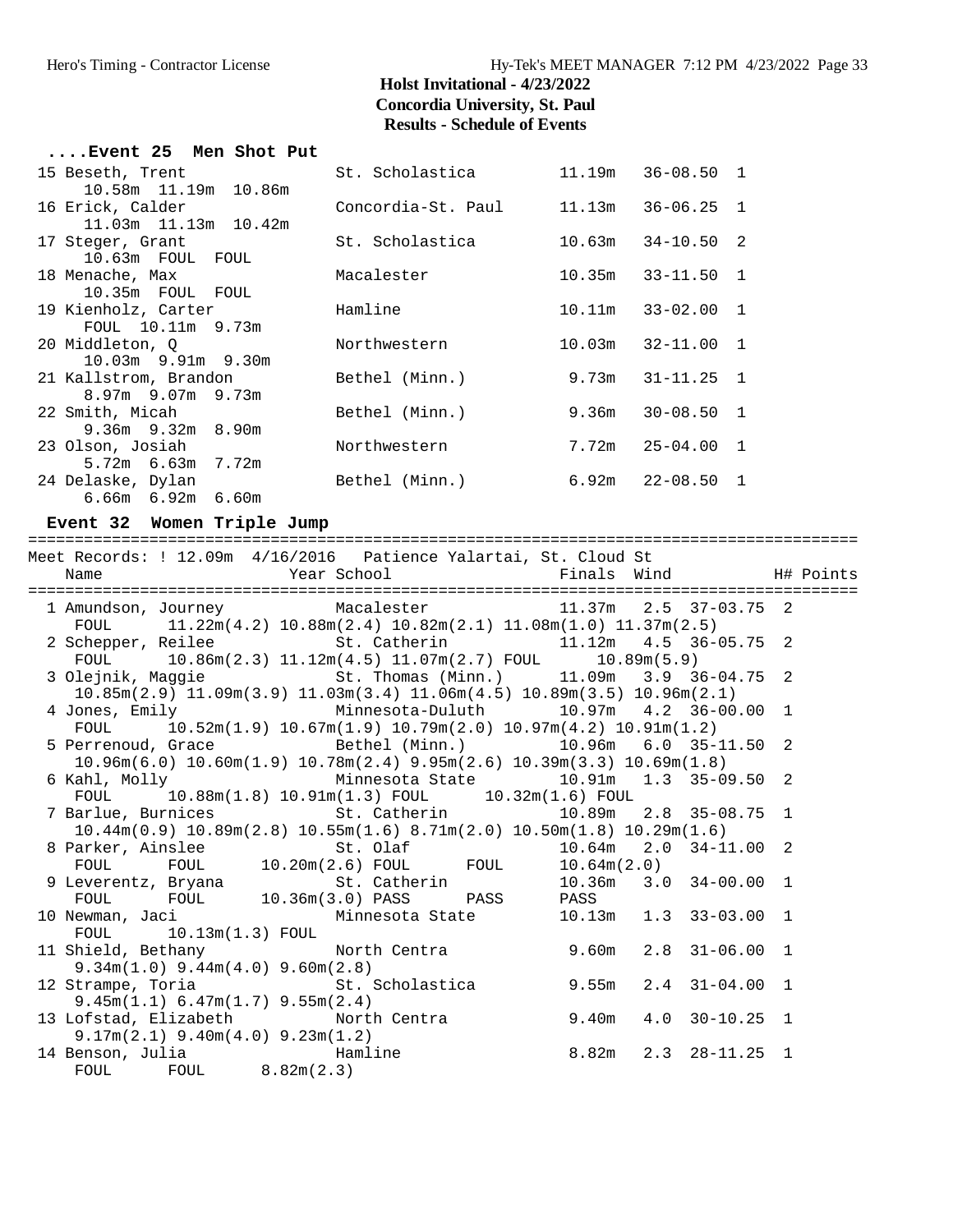# Holst Invitational - 4/23/2022
## Concordia University, St. Paul
## Results - Schedule of Events

### ....Event 25 Men Shot Put

| Place | Name | School | Finals | English | H# |
|---|---|---|---|---|---|
| 15 | Beseth, Trent | St. Scholastica | 11.19m | 36-08.50 | 1 |
| | 10.58m 11.19m 10.86m | | | | |
| 16 | Erick, Calder | Concordia-St. Paul | 11.13m | 36-06.25 | 1 |
| | 11.03m 11.13m 10.42m | | | | |
| 17 | Steger, Grant | St. Scholastica | 10.63m | 34-10.50 | 2 |
| | 10.63m FOUL FOUL | | | | |
| 18 | Menache, Max | Macalester | 10.35m | 33-11.50 | 1 |
| | 10.35m FOUL FOUL | | | | |
| 19 | Kienholz, Carter | Hamline | 10.11m | 33-02.00 | 1 |
| | FOUL 10.11m 9.73m | | | | |
| 20 | Middleton, Q | Northwestern | 10.03m | 32-11.00 | 1 |
| | 10.03m 9.91m 9.30m | | | | |
| 21 | Kallstrom, Brandon | Bethel (Minn.) | 9.73m | 31-11.25 | 1 |
| | 8.97m 9.07m 9.73m | | | | |
| 22 | Smith, Micah | Bethel (Minn.) | 9.36m | 30-08.50 | 1 |
| | 9.36m 9.32m 8.90m | | | | |
| 23 | Olson, Josiah | Northwestern | 7.72m | 25-04.00 | 1 |
| | 5.72m 6.63m 7.72m | | | | |
| 24 | Delaske, Dylan | Bethel (Minn.) | 6.92m | 22-08.50 | 1 |
| | 6.66m 6.92m 6.60m | | | | |

### Event 32 Women Triple Jump

Meet Records: ! 12.09m 4/16/2016 Patience Yalartai, St. Cloud St

| Place | Name | Year | School | Finals | Wind | English | H# | Points |
|---|---|---|---|---|---|---|---|---|
| 1 | Amundson, Journey | | Macalester | 11.37m | 2.5 | 37-03.75 | 2 | |
| | FOUL 11.22m(4.2) 10.88m(2.4) 10.82m(2.1) 11.08m(1.0) 11.37m(2.5) | | | | | | | |
| 2 | Schepper, Reilee | | St. Catherin | 11.12m | 4.5 | 36-05.75 | 2 | |
| | FOUL 10.86m(2.3) 11.12m(4.5) 11.07m(2.7) FOUL 10.89m(5.9) | | | | | | | |
| 3 | Olejnik, Maggie | | St. Thomas (Minn.) | 11.09m | 3.9 | 36-04.75 | 2 | |
| | 10.85m(2.9) 11.09m(3.9) 11.03m(3.4) 11.06m(4.5) 10.89m(3.5) 10.96m(2.1) | | | | | | | |
| 4 | Jones, Emily | | Minnesota-Duluth | 10.97m | 4.2 | 36-00.00 | 1 | |
| | FOUL 10.52m(1.9) 10.67m(1.9) 10.79m(2.0) 10.97m(4.2) 10.91m(1.2) | | | | | | | |
| 5 | Perrenoud, Grace | | Bethel (Minn.) | 10.96m | 6.0 | 35-11.50 | 2 | |
| | 10.96m(6.0) 10.60m(1.9) 10.78m(2.4) 9.95m(2.6) 10.39m(3.3) 10.69m(1.8) | | | | | | | |
| 6 | Kahl, Molly | | Minnesota State | 10.91m | 1.3 | 35-09.50 | 2 | |
| | FOUL 10.88m(1.8) 10.91m(1.3) FOUL 10.32m(1.6) FOUL | | | | | | | |
| 7 | Barlue, Burnices | | St. Catherin | 10.89m | 2.8 | 35-08.75 | 1 | |
| | 10.44m(0.9) 10.89m(2.8) 10.55m(1.6) 8.71m(2.0) 10.50m(1.8) 10.29m(1.6) | | | | | | | |
| 8 | Parker, Ainslee | | St. Olaf | 10.64m | 2.0 | 34-11.00 | 2 | |
| | FOUL FOUL 10.20m(2.6) FOUL FOUL 10.64m(2.0) | | | | | | | |
| 9 | Leverentz, Bryana | | St. Catherin | 10.36m | 3.0 | 34-00.00 | 1 | |
| | FOUL FOUL 10.36m(3.0) PASS PASS PASS | | | | | | | |
| 10 | Newman, Jaci | | Minnesota State | 10.13m | 1.3 | 33-03.00 | 1 | |
| | FOUL 10.13m(1.3) FOUL | | | | | | | |
| 11 | Shield, Bethany | | North Centra | 9.60m | 2.8 | 31-06.00 | 1 | |
| | 9.34m(1.0) 9.44m(4.0) 9.60m(2.8) | | | | | | | |
| 12 | Strampe, Toria | | St. Scholastica | 9.55m | 2.4 | 31-04.00 | 1 | |
| | 9.45m(1.1) 6.47m(1.7) 9.55m(2.4) | | | | | | | |
| 13 | Lofstad, Elizabeth | | North Centra | 9.40m | 4.0 | 30-10.25 | 1 | |
| | 9.17m(2.1) 9.40m(4.0) 9.23m(1.2) | | | | | | | |
| 14 | Benson, Julia | | Hamline | 8.82m | 2.3 | 28-11.25 | 1 | |
| | FOUL FOUL 8.82m(2.3) | | | | | | | |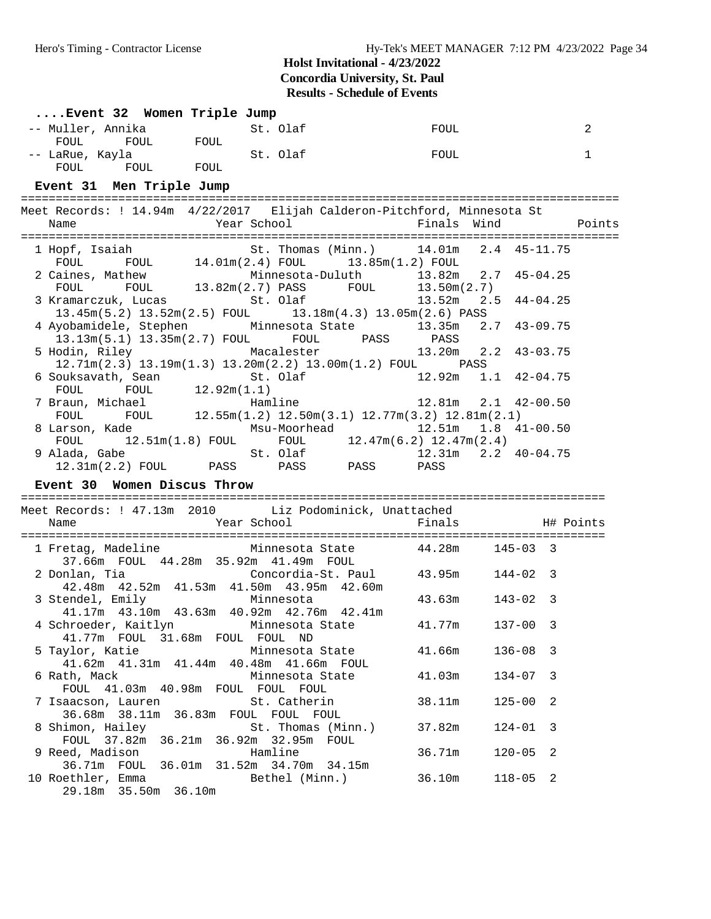## Holst Invitational - 4/23/2022
**Concordia University, St. Paul**
**Results - Schedule of Events**

### ....Event 32 Women Triple Jump

```
 -- Muller, Annika              St. Olaf                   FOUL                2
     FOUL      FOUL      FOUL
 -- LaRue, Kayla                St. Olaf                   FOUL                1
     FOUL      FOUL      FOUL
```

### Event 31 Men Triple Jump

```
=====================================================================================
Meet Records: ! 14.94m  4/22/2017   Elijah Calderon-Pitchford, Minnesota St
    Name                    Year School                  Finals  Wind          Points
=====================================================================================
  1 Hopf, Isaiah                 St. Thomas (Minn.)      14.01m   2.4  45-11.75
     FOUL      FOUL      14.01m(2.4) FOUL      13.85m(1.2) FOUL
  2 Caines, Mathew               Minnesota-Duluth        13.82m   2.7  45-04.25
     FOUL      FOUL      13.82m(2.7) PASS      FOUL      13.50m(2.7)
  3 Kramarczuk, Lucas            St. Olaf                13.52m   2.5  44-04.25
     13.45m(5.2) 13.52m(2.5) FOUL      13.18m(4.3) 13.05m(2.6) PASS
  4 Ayobamidele, Stephen         Minnesota State         13.35m   2.7  43-09.75
     13.13m(5.1) 13.35m(2.7) FOUL      FOUL      PASS      PASS
  5 Hodin, Riley                 Macalester              13.20m   2.2  43-03.75
     12.71m(2.3) 13.19m(1.3) 13.20m(2.2) 13.00m(1.2) FOUL      PASS
  6 Souksavath, Sean             St. Olaf                12.92m   1.1  42-04.75
     FOUL      FOUL      12.92m(1.1)
  7 Braun, Michael               Hamline                 12.81m   2.1  42-00.50
     FOUL      FOUL      12.55m(1.2) 12.50m(3.1) 12.77m(3.2) 12.81m(2.1)
  8 Larson, Kade                 Msu-Moorhead            12.51m   1.8  41-00.50
     FOUL      12.51m(1.8) FOUL      FOUL      12.47m(6.2) 12.47m(2.4)
  9 Alada, Gabe                  St. Olaf                12.31m   2.2  40-04.75
     12.31m(2.2) FOUL      PASS      PASS      PASS      PASS
```

### Event 30 Women Discus Throw

```
===================================================================================
Meet Records: ! 47.13m  2010        Liz Podominick, Unattached
    Name                    Year School                  Finals              H# Points
===================================================================================
  1 Fretag, Madeline             Minnesota State         44.28m     145-03  3
     37.66m  FOUL  44.28m  35.92m  41.49m  FOUL
  2 Donlan, Tia                  Concordia-St. Paul      43.95m     144-02  3
     42.48m  42.52m  41.53m  41.50m  43.95m  42.60m
  3 Stendel, Emily               Minnesota               43.63m     143-02  3
     41.17m  43.10m  43.63m  40.92m  42.76m  42.41m
  4 Schroeder, Kaitlyn           Minnesota State         41.77m     137-00  3
     41.77m  FOUL  31.68m  FOUL  FOUL  ND
  5 Taylor, Katie                Minnesota State         41.66m     136-08  3
     41.62m  41.31m  41.44m  40.48m  41.66m  FOUL
  6 Rath, Mack                   Minnesota State         41.03m     134-07  3
     FOUL  41.03m  40.98m  FOUL  FOUL  FOUL
  7 Isaacson, Lauren             St. Catherin            38.11m     125-00  2
     36.68m  38.11m  36.83m  FOUL  FOUL  FOUL
  8 Shimon, Hailey               St. Thomas (Minn.)      37.82m     124-01  3
     FOUL  37.82m  36.21m  36.92m  32.95m  FOUL
  9 Reed, Madison                Hamline                 36.71m     120-05  2
     36.71m  FOUL  36.01m  31.52m  34.70m  34.15m
 10 Roethler, Emma               Bethel (Minn.)          36.10m     118-05  2
     29.18m  35.50m  36.10m
```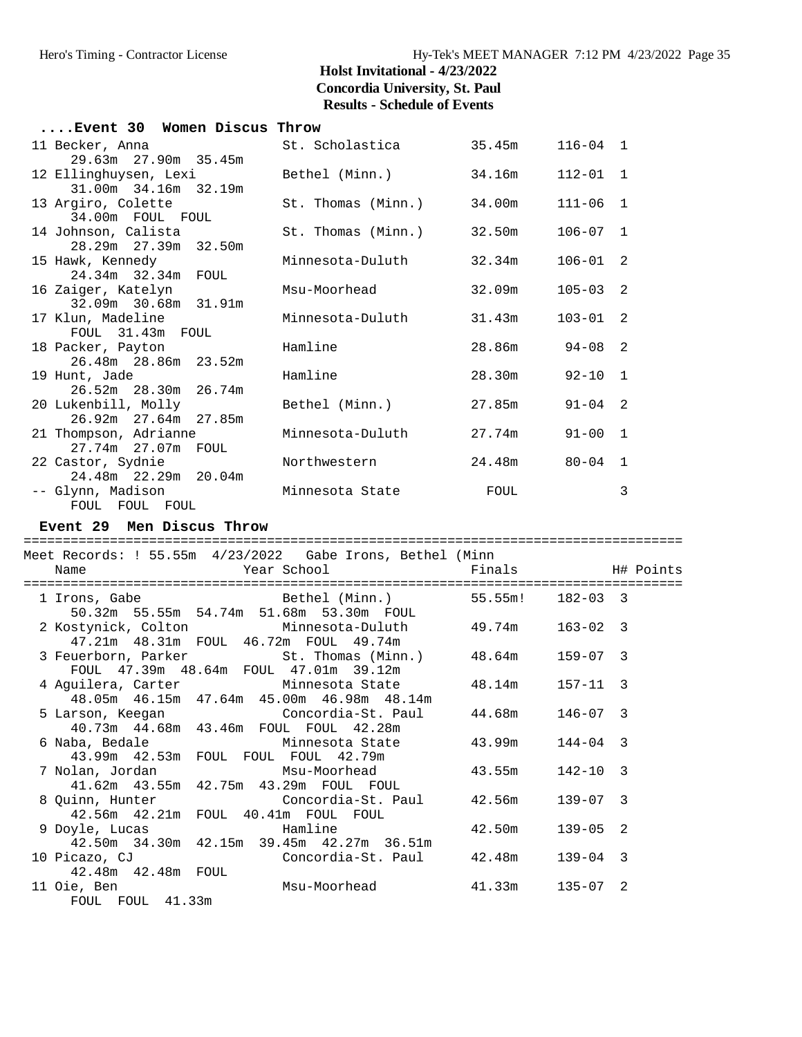# Holst Invitational - 4/23/2022
## Concordia University, St. Paul
## Results - Schedule of Events

### ....Event 30 Women Discus Throw

```
 11 Becker, Anna               St. Scholastica        35.45m     116-04  1
     29.63m  27.90m  35.45m
 12 Ellinghuysen, Lexi         Bethel (Minn.)         34.16m     112-01  1
     31.00m  34.16m  32.19m
 13 Argiro, Colette            St. Thomas (Minn.)     34.00m     111-06  1
     34.00m  FOUL  FOUL
 14 Johnson, Calista           St. Thomas (Minn.)     32.50m     106-07  1
     28.29m  27.39m  32.50m
 15 Hawk, Kennedy              Minnesota-Duluth       32.34m     106-01  2
     24.34m  32.34m  FOUL
 16 Zaiger, Katelyn            Msu-Moorhead           32.09m     105-03  2
     32.09m  30.68m  31.91m
 17 Klun, Madeline             Minnesota-Duluth       31.43m     103-01  2
     FOUL  31.43m  FOUL
 18 Packer, Payton             Hamline                28.86m      94-08  2
     26.48m  28.86m  23.52m
 19 Hunt, Jade                 Hamline                28.30m      92-10  1
     26.52m  28.30m  26.74m
 20 Lukenbill, Molly           Bethel (Minn.)         27.85m      91-04  2
     26.92m  27.64m  27.85m
 21 Thompson, Adrianne         Minnesota-Duluth       27.74m      91-00  1
     27.74m  27.07m  FOUL
 22 Castor, Sydnie             Northwestern           24.48m      80-04  1
     24.48m  22.29m  20.04m
 -- Glynn, Madison             Minnesota State          FOUL              3
     FOUL  FOUL  FOUL
```

### Event 29 Men Discus Throw

```
================================================================================
Meet Records: ! 55.55m  4/23/2022   Gabe Irons, Bethel (Minn
    Name                    Year School                 Finals            H# Points
================================================================================
  1 Irons, Gabe                  Bethel (Minn.)         55.55m!   182-03  3
     50.32m  55.55m  54.74m  51.68m  53.30m  FOUL
  2 Kostynick, Colton            Minnesota-Duluth       49.74m    163-02  3
     47.21m  48.31m  FOUL  46.72m  FOUL  49.74m
  3 Feuerborn, Parker            St. Thomas (Minn.)     48.64m    159-07  3
     FOUL  47.39m  48.64m  FOUL  47.01m  39.12m
  4 Aguilera, Carter             Minnesota State        48.14m    157-11  3
     48.05m  46.15m  47.64m  45.00m  46.98m  48.14m
  5 Larson, Keegan               Concordia-St. Paul     44.68m    146-07  3
     40.73m  44.68m  43.46m  FOUL  FOUL  42.28m
  6 Naba, Bedale                 Minnesota State        43.99m    144-04  3
     43.99m  42.53m  FOUL  FOUL  FOUL  42.79m
  7 Nolan, Jordan                Msu-Moorhead           43.55m    142-10  3
     41.62m  43.55m  42.75m  43.29m  FOUL  FOUL
  8 Quinn, Hunter                Concordia-St. Paul     42.56m    139-07  3
     42.56m  42.21m  FOUL  40.41m  FOUL  FOUL
  9 Doyle, Lucas                 Hamline                42.50m    139-05  2
     42.50m  34.30m  42.15m  39.45m  42.27m  36.51m
 10 Picazo, CJ                   Concordia-St. Paul     42.48m    139-04  3
     42.48m  42.48m  FOUL
 11 Oie, Ben                     Msu-Moorhead           41.33m    135-07  2
     FOUL  FOUL  41.33m
```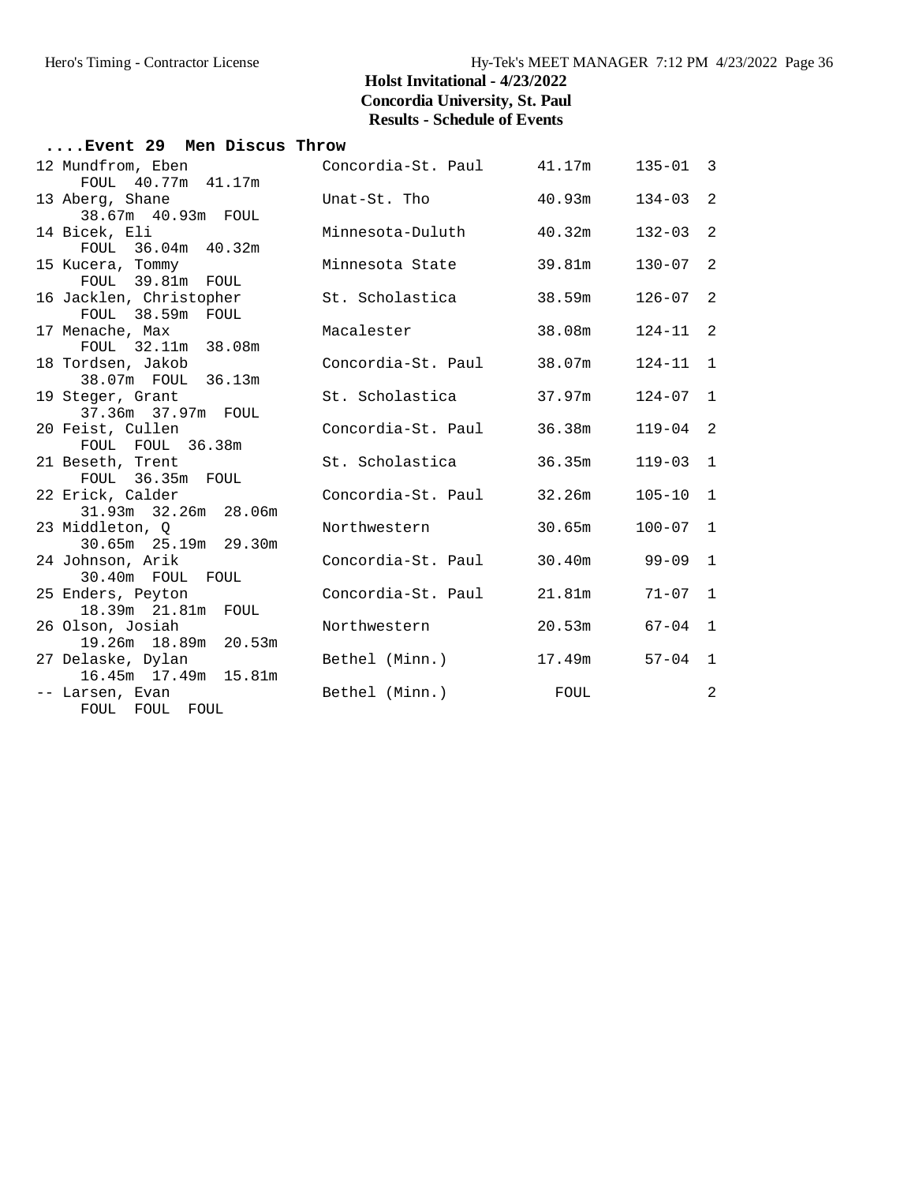# Holst Invitational - 4/23/2022

**Concordia University, St. Paul**

**Results - Schedule of Events**

## ....Event 29 Men Discus Throw

| | | | | | |
|---|---|---|---|---|---|
| 12 | Mundfrom, Eben | Concordia-St. Paul | 41.17m | 135-01 | 3 |
| | FOUL 40.77m 41.17m | | | | |
| 13 | Aberg, Shane | Unat-St. Tho | 40.93m | 134-03 | 2 |
| | 38.67m 40.93m FOUL | | | | |
| 14 | Bicek, Eli | Minnesota-Duluth | 40.32m | 132-03 | 2 |
| | FOUL 36.04m 40.32m | | | | |
| 15 | Kucera, Tommy | Minnesota State | 39.81m | 130-07 | 2 |
| | FOUL 39.81m FOUL | | | | |
| 16 | Jacklen, Christopher | St. Scholastica | 38.59m | 126-07 | 2 |
| | FOUL 38.59m FOUL | | | | |
| 17 | Menache, Max | Macalester | 38.08m | 124-11 | 2 |
| | FOUL 32.11m 38.08m | | | | |
| 18 | Tordsen, Jakob | Concordia-St. Paul | 38.07m | 124-11 | 1 |
| | 38.07m FOUL 36.13m | | | | |
| 19 | Steger, Grant | St. Scholastica | 37.97m | 124-07 | 1 |
| | 37.36m 37.97m FOUL | | | | |
| 20 | Feist, Cullen | Concordia-St. Paul | 36.38m | 119-04 | 2 |
| | FOUL FOUL 36.38m | | | | |
| 21 | Beseth, Trent | St. Scholastica | 36.35m | 119-03 | 1 |
| | FOUL 36.35m FOUL | | | | |
| 22 | Erick, Calder | Concordia-St. Paul | 32.26m | 105-10 | 1 |
| | 31.93m 32.26m 28.06m | | | | |
| 23 | Middleton, Q | Northwestern | 30.65m | 100-07 | 1 |
| | 30.65m 25.19m 29.30m | | | | |
| 24 | Johnson, Arik | Concordia-St. Paul | 30.40m | 99-09 | 1 |
| | 30.40m FOUL FOUL | | | | |
| 25 | Enders, Peyton | Concordia-St. Paul | 21.81m | 71-07 | 1 |
| | 18.39m 21.81m FOUL | | | | |
| 26 | Olson, Josiah | Northwestern | 20.53m | 67-04 | 1 |
| | 19.26m 18.89m 20.53m | | | | |
| 27 | Delaske, Dylan | Bethel (Minn.) | 17.49m | 57-04 | 1 |
| | 16.45m 17.49m 15.81m | | | | |
| -- | Larsen, Evan | Bethel (Minn.) | FOUL | | 2 |
| | FOUL FOUL FOUL | | | | |